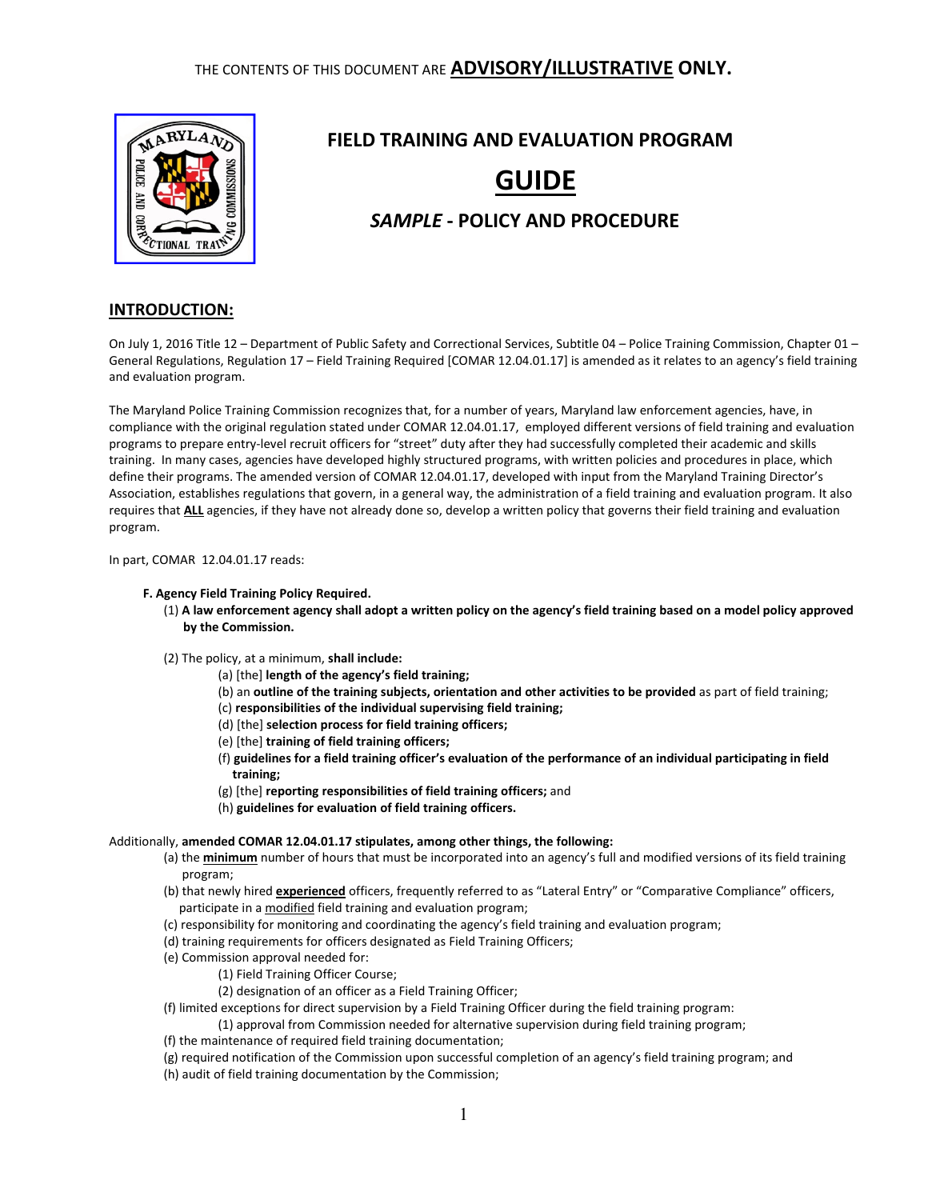THE CONTENTS OF THIS DOCUMENT ARE **ADVISORY/ILLUSTRATIVE ONLY.**

# FIELD TRAINING AND EVALUATION PROGRAM

# GUIDE

## *SAMPLE* - POLICY AND PROCEDURE

## INTRODUCTION:

On July 1, 2016 Title 12 – Department of Public Safety and Correctional Services, Subtitle 04 – Police Training Commission, Chapter 01 – General Regulations, Regulation 17 – Field Training Required [COMAR 12.04.01.17] is amended as it relates to an agency's field training and evaluation program.

The Maryland Police Training Commission recognizes that, for a number of years, Maryland law enforcement agencies, have, in compliance with the original regulation stated under COMAR 12.04.01.17, employed different versions of field training and evaluation programs to prepare entry-level recruit officers for "street" duty after they had successfully completed their academic and skills training. In many cases, agencies have developed highly structured programs, with written policies and procedures in place, which define their programs. The amended version of COMAR 12.04.01.17, developed with input from the Maryland Training Director's Association, establishes regulations that govern, in a general way, the administration of a field training and evaluation program. It also requires that **ALL** agencies, if they have not already done so, develop a written policy that governs their field training and evaluation program.

In part, COMAR 12.04.01.17 reads:

**F. Agency Field Training Policy Required.**

(1) **A law enforcement agency shall adopt a written policy on the agency's field training based on a model policy approved by the Commission.**

(2) The policy, at a minimum, **shall include:**

- (a) [the] **length of the agency's field training;**
- (b) an **outline of the training subjects, orientation and other activities to be provided** as part of field training;
- (c) **responsibilities of the individual supervising field training;**
- (d) [the] **selection process for field training officers;**
- (e) [the] **training of field training officers;**
- (f) **guidelines for a field training officer's evaluation of the performance of an individual participating in field training;**
- (g) [the] **reporting responsibilities of field training officers;** and
- (h) **guidelines for evaluation of field training officers.**

Additionally, **amended COMAR 12.04.01.17 stipulates, among other things, the following:**

- (a) the **minimum** number of hours that must be incorporated into an agency's full and modified versions of its field training program;
- (b) that newly hired **experienced** officers, frequently referred to as "Lateral Entry" or "Comparative Compliance" officers, participate in a modified field training and evaluation program;
- (c) responsibility for monitoring and coordinating the agency's field training and evaluation program;
- (d) training requirements for officers designated as Field Training Officers;
- (e) Commission approval needed for:
  - (1) Field Training Officer Course;
  - (2) designation of an officer as a Field Training Officer;
- (f) limited exceptions for direct supervision by a Field Training Officer during the field training program:
  - (1) approval from Commission needed for alternative supervision during field training program;
- (f) the maintenance of required field training documentation;
- (g) required notification of the Commission upon successful completion of an agency's field training program; and
- (h) audit of field training documentation by the Commission;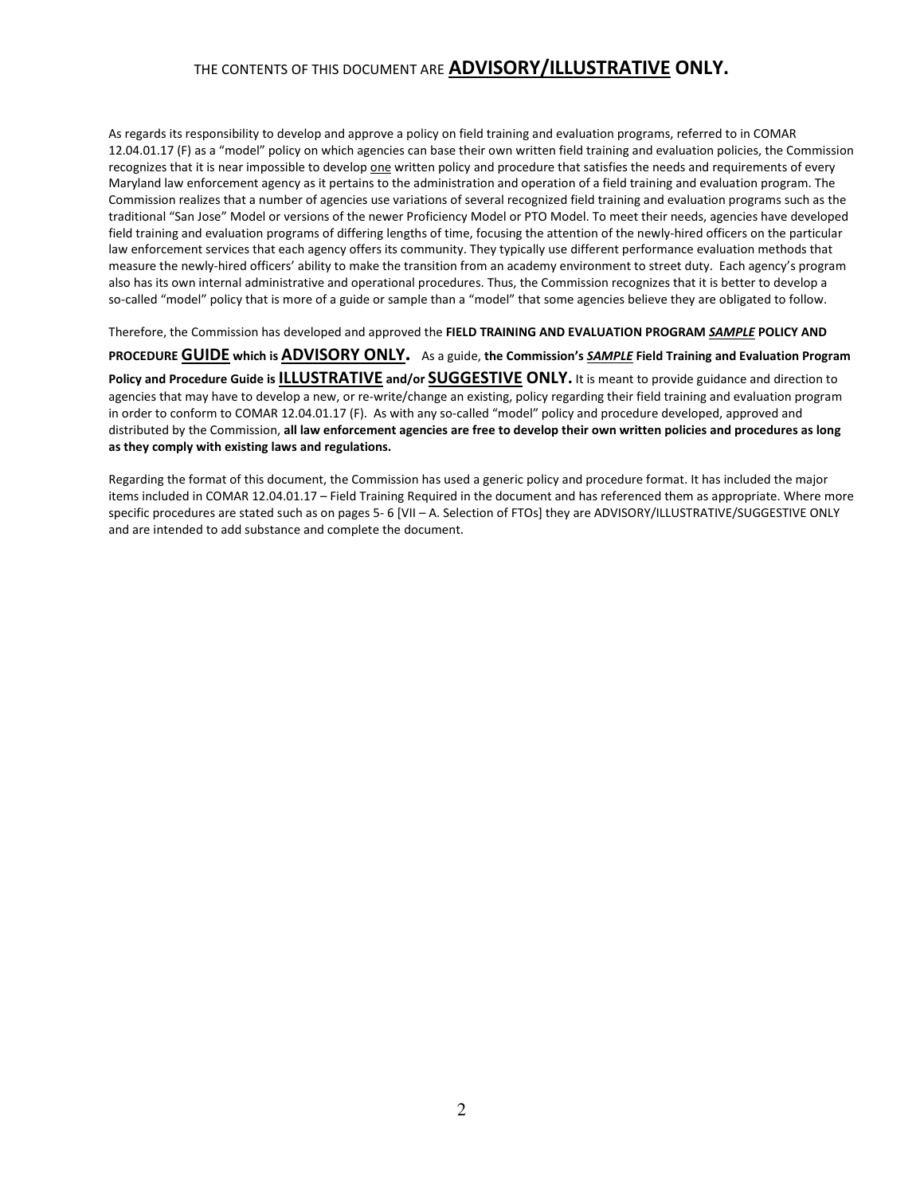THE CONTENTS OF THIS DOCUMENT ARE **ADVISORY/ILLUSTRATIVE ONLY.**

As regards its responsibility to develop and approve a policy on field training and evaluation programs, referred to in COMAR 12.04.01.17 (F) as a "model" policy on which agencies can base their own written field training and evaluation policies, the Commission recognizes that it is near impossible to develop one written policy and procedure that satisfies the needs and requirements of every Maryland law enforcement agency as it pertains to the administration and operation of a field training and evaluation program. The Commission realizes that a number of agencies use variations of several recognized field training and evaluation programs such as the traditional "San Jose" Model or versions of the newer Proficiency Model or PTO Model. To meet their needs, agencies have developed field training and evaluation programs of differing lengths of time, focusing the attention of the newly-hired officers on the particular law enforcement services that each agency offers its community. They typically use different performance evaluation methods that measure the newly-hired officers' ability to make the transition from an academy environment to street duty. Each agency's program also has its own internal administrative and operational procedures. Thus, the Commission recognizes that it is better to develop a so-called "model" policy that is more of a guide or sample than a "model" that some agencies believe they are obligated to follow.

Therefore, the Commission has developed and approved the **FIELD TRAINING AND EVALUATION PROGRAM *SAMPLE* POLICY AND PROCEDURE GUIDE which is ADVISORY ONLY.** As a guide, **the Commission's *SAMPLE* Field Training and Evaluation Program Policy and Procedure Guide is ILLUSTRATIVE and/or SUGGESTIVE ONLY.** It is meant to provide guidance and direction to agencies that may have to develop a new, or re-write/change an existing, policy regarding their field training and evaluation program in order to conform to COMAR 12.04.01.17 (F). As with any so-called "model" policy and procedure developed, approved and distributed by the Commission, **all law enforcement agencies are free to develop their own written policies and procedures as long as they comply with existing laws and regulations.**

Regarding the format of this document, the Commission has used a generic policy and procedure format. It has included the major items included in COMAR 12.04.01.17 – Field Training Required in the document and has referenced them as appropriate. Where more specific procedures are stated such as on pages 5- 6 [VII – A. Selection of FTOs] they are ADVISORY/ILLUSTRATIVE/SUGGESTIVE ONLY and are intended to add substance and complete the document.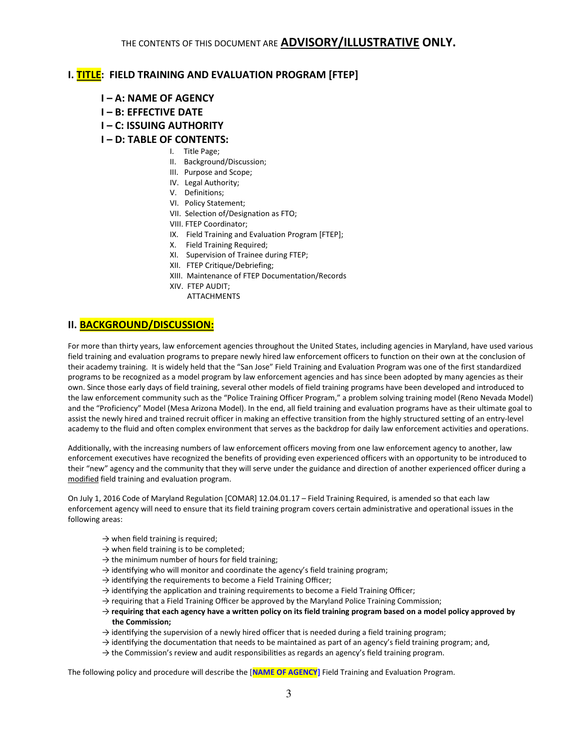THE CONTENTS OF THIS DOCUMENT ARE **ADVISORY/ILLUSTRATIVE ONLY.**

## I. TITLE: FIELD TRAINING AND EVALUATION PROGRAM [FTEP]

### I – A: NAME OF AGENCY

### I – B: EFFECTIVE DATE

### I – C: ISSUING AUTHORITY

### I – D: TABLE OF CONTENTS:

- I. Title Page;
- II. Background/Discussion;
- III. Purpose and Scope;
- IV. Legal Authority;
- V. Definitions;
- VI. Policy Statement;
- VII. Selection of/Designation as FTO;
- VIII. FTEP Coordinator;
- IX. Field Training and Evaluation Program [FTEP];
- X. Field Training Required;
- XI. Supervision of Trainee during FTEP;
- XII. FTEP Critique/Debriefing;
- XIII. Maintenance of FTEP Documentation/Records
- XIV. FTEP AUDIT;
- ATTACHMENTS

## II. BACKGROUND/DISCUSSION:

For more than thirty years, law enforcement agencies throughout the United States, including agencies in Maryland, have used various field training and evaluation programs to prepare newly hired law enforcement officers to function on their own at the conclusion of their academy training. It is widely held that the "San Jose" Field Training and Evaluation Program was one of the first standardized programs to be recognized as a model program by law enforcement agencies and has since been adopted by many agencies as their own. Since those early days of field training, several other models of field training programs have been developed and introduced to the law enforcement community such as the "Police Training Officer Program," a problem solving training model (Reno Nevada Model) and the "Proficiency" Model (Mesa Arizona Model). In the end, all field training and evaluation programs have as their ultimate goal to assist the newly hired and trained recruit officer in making an effective transition from the highly structured setting of an entry-level academy to the fluid and often complex environment that serves as the backdrop for daily law enforcement activities and operations.

Additionally, with the increasing numbers of law enforcement officers moving from one law enforcement agency to another, law enforcement executives have recognized the benefits of providing even experienced officers with an opportunity to be introduced to their "new" agency and the community that they will serve under the guidance and direction of another experienced officer during a modified field training and evaluation program.

On July 1, 2016 Code of Maryland Regulation [COMAR] 12.04.01.17 – Field Training Required, is amended so that each law enforcement agency will need to ensure that its field training program covers certain administrative and operational issues in the following areas:

- → when field training is required;
- → when field training is to be completed;
- → the minimum number of hours for field training;
- → identifying who will monitor and coordinate the agency's field training program;
- → identifying the requirements to become a Field Training Officer;
- → identifying the application and training requirements to become a Field Training Officer;
- → requiring that a Field Training Officer be approved by the Maryland Police Training Commission;
- → **requiring that each agency have a written policy on its field training program based on a model policy approved by the Commission;**
- → identifying the supervision of a newly hired officer that is needed during a field training program;
- → identifying the documentation that needs to be maintained as part of an agency's field training program; and,
- → the Commission's review and audit responsibilities as regards an agency's field training program.

The following policy and procedure will describe the [**NAME OF AGENCY**] Field Training and Evaluation Program.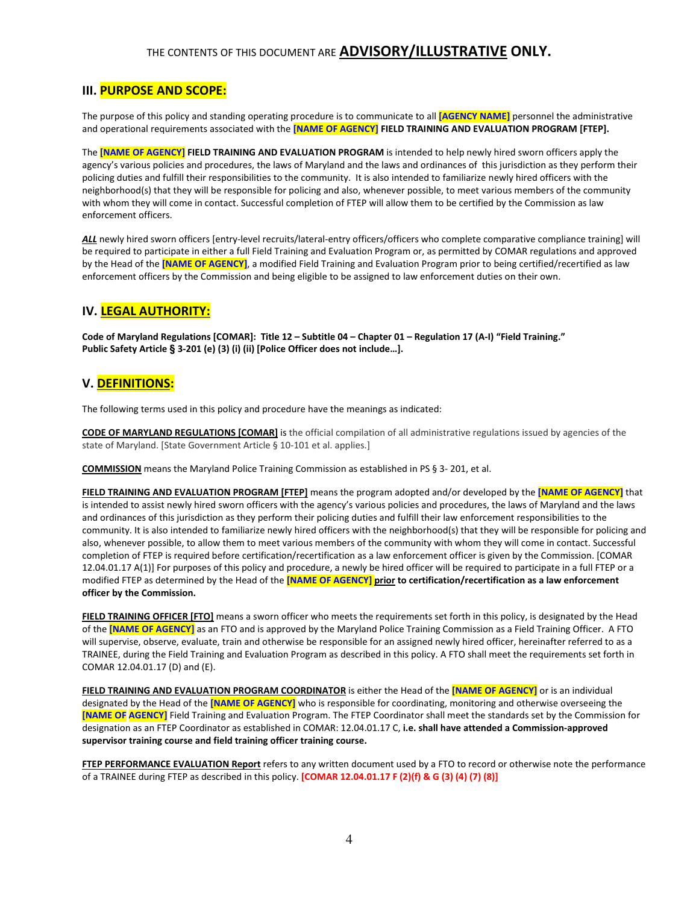THE CONTENTS OF THIS DOCUMENT ARE **ADVISORY/ILLUSTRATIVE ONLY.**

## III. PURPOSE AND SCOPE:

The purpose of this policy and standing operating procedure is to communicate to all **[AGENCY NAME]** personnel the administrative and operational requirements associated with the **[NAME OF AGENCY] FIELD TRAINING AND EVALUATION PROGRAM [FTEP].**

The **[NAME OF AGENCY] FIELD TRAINING AND EVALUATION PROGRAM** is intended to help newly hired sworn officers apply the agency's various policies and procedures, the laws of Maryland and the laws and ordinances of this jurisdiction as they perform their policing duties and fulfill their responsibilities to the community. It is also intended to familiarize newly hired officers with the neighborhood(s) that they will be responsible for policing and also, whenever possible, to meet various members of the community with whom they will come in contact. Successful completion of FTEP will allow them to be certified by the Commission as law enforcement officers.

***ALL*** newly hired sworn officers [entry-level recruits/lateral-entry officers/officers who complete comparative compliance training] will be required to participate in either a full Field Training and Evaluation Program or, as permitted by COMAR regulations and approved by the Head of the **[NAME OF AGENCY]**, a modified Field Training and Evaluation Program prior to being certified/recertified as law enforcement officers by the Commission and being eligible to be assigned to law enforcement duties on their own.

## IV. LEGAL AUTHORITY:

**Code of Maryland Regulations [COMAR]: Title 12 – Subtitle 04 – Chapter 01 – Regulation 17 (A-I) "Field Training."**
**Public Safety Article § 3-201 (e) (3) (i) (ii) [Police Officer does not include…].**

## V. DEFINITIONS:

The following terms used in this policy and procedure have the meanings as indicated:

**CODE OF MARYLAND REGULATIONS [COMAR]** is the official compilation of all administrative regulations issued by agencies of the state of Maryland. [State Government Article § 10-101 et al. applies.]

**COMMISSION** means the Maryland Police Training Commission as established in PS § 3- 201, et al.

**FIELD TRAINING AND EVALUATION PROGRAM [FTEP]** means the program adopted and/or developed by the **[NAME OF AGENCY]** that is intended to assist newly hired sworn officers with the agency's various policies and procedures, the laws of Maryland and the laws and ordinances of this jurisdiction as they perform their policing duties and fulfill their law enforcement responsibilities to the community. It is also intended to familiarize newly hired officers with the neighborhood(s) that they will be responsible for policing and also, whenever possible, to allow them to meet various members of the community with whom they will come in contact. Successful completion of FTEP is required before certification/recertification as a law enforcement officer is given by the Commission. [COMAR 12.04.01.17 A(1)] For purposes of this policy and procedure, a newly be hired officer will be required to participate in a full FTEP or a modified FTEP as determined by the Head of the **[NAME OF AGENCY] prior to certification/recertification as a law enforcement officer by the Commission.**

**FIELD TRAINING OFFICER [FTO]** means a sworn officer who meets the requirements set forth in this policy, is designated by the Head of the **[NAME OF AGENCY]** as an FTO and is approved by the Maryland Police Training Commission as a Field Training Officer. A FTO will supervise, observe, evaluate, train and otherwise be responsible for an assigned newly hired officer, hereinafter referred to as a TRAINEE, during the Field Training and Evaluation Program as described in this policy. A FTO shall meet the requirements set forth in COMAR 12.04.01.17 (D) and (E).

**FIELD TRAINING AND EVALUATION PROGRAM COORDINATOR** is either the Head of the **[NAME OF AGENCY]** or is an individual designated by the Head of the **[NAME OF AGENCY]** who is responsible for coordinating, monitoring and otherwise overseeing the **[NAME OF AGENCY]** Field Training and Evaluation Program. The FTEP Coordinator shall meet the standards set by the Commission for designation as an FTEP Coordinator as established in COMAR: 12.04.01.17 C, **i.e. shall have attended a Commission-approved supervisor training course and field training officer training course.**

**FTEP PERFORMANCE EVALUATION Report** refers to any written document used by a FTO to record or otherwise note the performance of a TRAINEE during FTEP as described in this policy. **[COMAR 12.04.01.17 F (2)(f) & G (3) (4) (7) (8)]**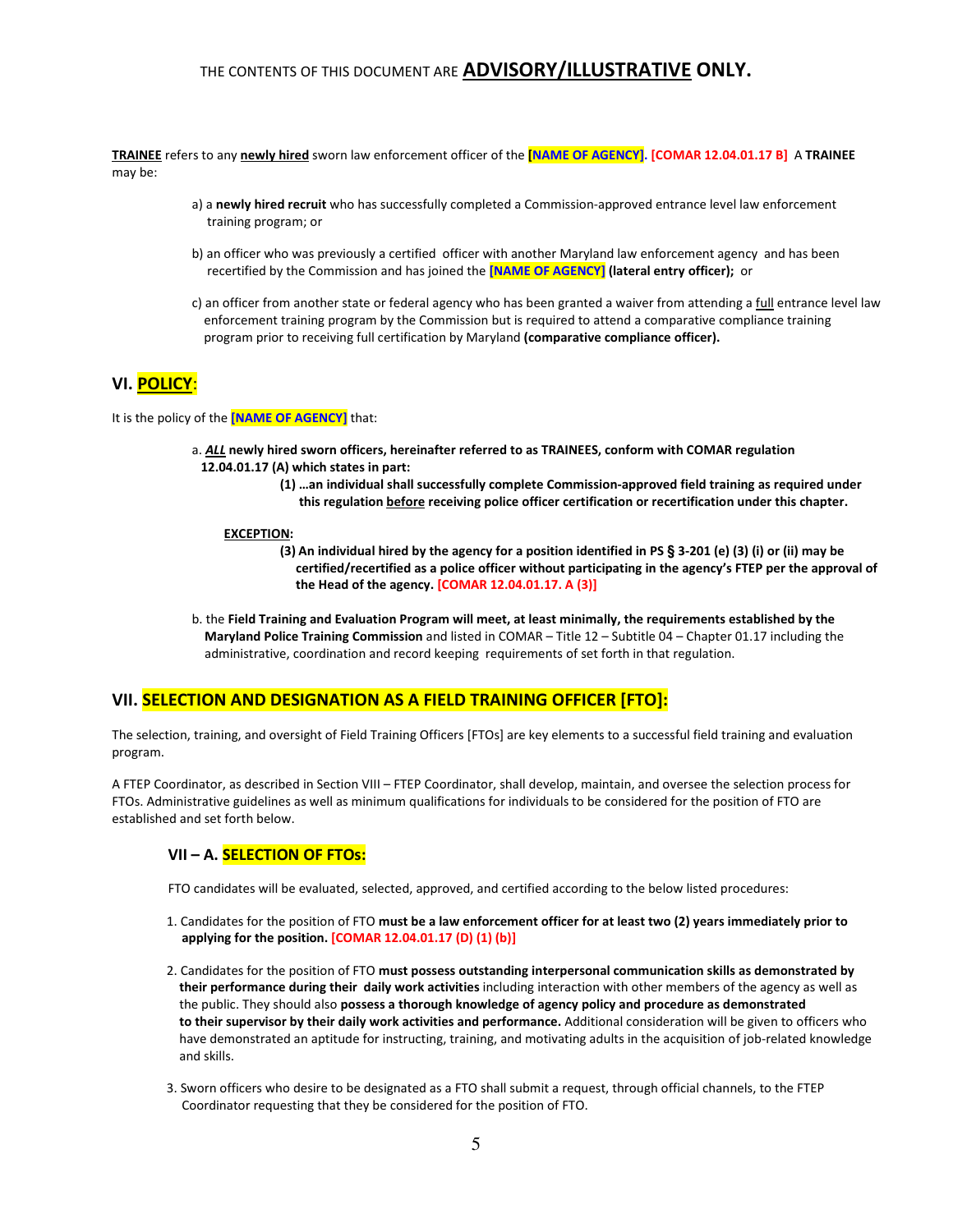THE CONTENTS OF THIS DOCUMENT ARE **ADVISORY/ILLUSTRATIVE ONLY.**

**TRAINEE** refers to any **newly hired** sworn law enforcement officer of the **[NAME OF AGENCY]. [COMAR 12.04.01.17 B]** A **TRAINEE** may be:

a) a **newly hired recruit** who has successfully completed a Commission-approved entrance level law enforcement training program; or

b) an officer who was previously a certified officer with another Maryland law enforcement agency and has been recertified by the Commission and has joined the **[NAME OF AGENCY] (lateral entry officer);** or

c) an officer from another state or federal agency who has been granted a waiver from attending a full entrance level law enforcement training program by the Commission but is required to attend a comparative compliance training program prior to receiving full certification by Maryland **(comparative compliance officer).**

## VI. POLICY:

It is the policy of the **[NAME OF AGENCY]** that:

a. ***ALL*** **newly hired sworn officers, hereinafter referred to as TRAINEES, conform with COMAR regulation 12.04.01.17 (A) which states in part:**

> **(1) …an individual shall successfully complete Commission-approved field training as required under this regulation before receiving police officer certification or recertification under this chapter.**

**EXCEPTION:**

> **(3) An individual hired by the agency for a position identified in PS § 3-201 (e) (3) (i) or (ii) may be certified/recertified as a police officer without participating in the agency's FTEP per the approval of the Head of the agency. [COMAR 12.04.01.17. A (3)]**

b. the **Field Training and Evaluation Program will meet, at least minimally, the requirements established by the Maryland Police Training Commission** and listed in COMAR – Title 12 – Subtitle 04 – Chapter 01.17 including the administrative, coordination and record keeping requirements of set forth in that regulation.

## VII. SELECTION AND DESIGNATION AS A FIELD TRAINING OFFICER [FTO]:

The selection, training, and oversight of Field Training Officers [FTOs] are key elements to a successful field training and evaluation program.

A FTEP Coordinator, as described in Section VIII – FTEP Coordinator, shall develop, maintain, and oversee the selection process for FTOs. Administrative guidelines as well as minimum qualifications for individuals to be considered for the position of FTO are established and set forth below.

### VII – A. SELECTION OF FTOs:

FTO candidates will be evaluated, selected, approved, and certified according to the below listed procedures:

1. Candidates for the position of FTO **must be a law enforcement officer for at least two (2) years immediately prior to applying for the position. [COMAR 12.04.01.17 (D) (1) (b)]**

2. Candidates for the position of FTO **must possess outstanding interpersonal communication skills as demonstrated by their performance during their daily work activities** including interaction with other members of the agency as well as the public. They should also **possess a thorough knowledge of agency policy and procedure as demonstrated to their supervisor by their daily work activities and performance.** Additional consideration will be given to officers who have demonstrated an aptitude for instructing, training, and motivating adults in the acquisition of job-related knowledge and skills.

3. Sworn officers who desire to be designated as a FTO shall submit a request, through official channels, to the FTEP Coordinator requesting that they be considered for the position of FTO.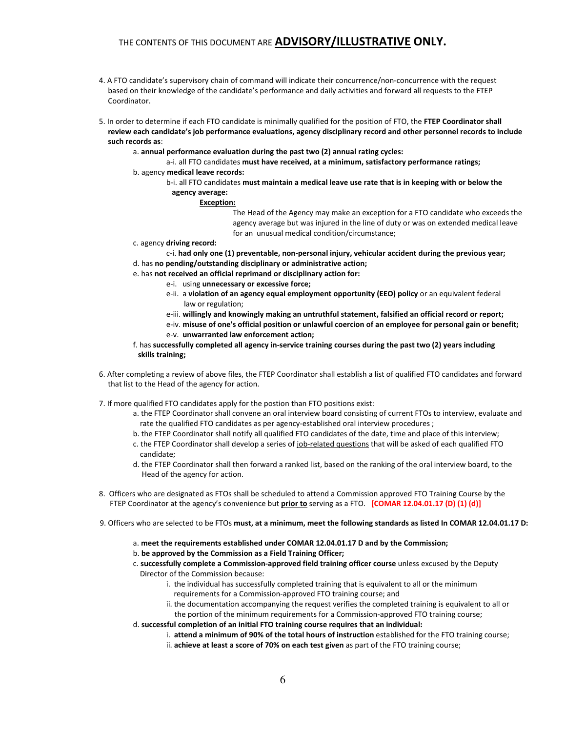THE CONTENTS OF THIS DOCUMENT ARE **ADVISORY/ILLUSTRATIVE ONLY.**

4. A FTO candidate's supervisory chain of command will indicate their concurrence/non-concurrence with the request based on their knowledge of the candidate's performance and daily activities and forward all requests to the FTEP Coordinator.

5. In order to determine if each FTO candidate is minimally qualified for the position of FTO, the **FTEP Coordinator shall review each candidate's job performance evaluations, agency disciplinary record and other personnel records to include such records as**:
   - a. **annual performance evaluation during the past two (2) annual rating cycles:**
     - a-i. all FTO candidates **must have received, at a minimum, satisfactory performance ratings;**
   - b. agency **medical leave records:**
     - b-i. all FTO candidates **must maintain a medical leave use rate that is in keeping with or below the agency average:**

       **Exception:**

       The Head of the Agency may make an exception for a FTO candidate who exceeds the agency average but was injured in the line of duty or was on extended medical leave for an unusual medical condition/circumstance;
   - c. agency **driving record:**
     - c-i. **had only one (1) preventable, non-personal injury, vehicular accident during the previous year;**
   - d. has **no pending/outstanding disciplinary or administrative action;**
   - e. has **not received an official reprimand or disciplinary action for:**
     - e-i. using **unnecessary or excessive force;**
     - e-ii. a **violation of an agency equal employment opportunity (EEO) policy** or an equivalent federal law or regulation;
     - e-iii. **willingly and knowingly making an untruthful statement, falsified an official record or report;**
     - e-iv. **misuse of one's official position or unlawful coercion of an employee for personal gain or benefit;**
     - e-v. **unwarranted law enforcement action;**
   - f. has **successfully completed all agency in-service training courses during the past two (2) years including skills training;**

6. After completing a review of above files, the FTEP Coordinator shall establish a list of qualified FTO candidates and forward that list to the Head of the agency for action.

7. If more qualified FTO candidates apply for the postion than FTO positions exist:
   - a. the FTEP Coordinator shall convene an oral interview board consisting of current FTOs to interview, evaluate and rate the qualified FTO candidates as per agency-established oral interview procedures ;
   - b. the FTEP Coordinator shall notify all qualified FTO candidates of the date, time and place of this interview;
   - c. the FTEP Coordinator shall develop a series of job-related questions that will be asked of each qualified FTO candidate;
   - d. the FTEP Coordinator shall then forward a ranked list, based on the ranking of the oral interview board, to the Head of the agency for action.

8. Officers who are designated as FTOs shall be scheduled to attend a Commission approved FTO Training Course by the FTEP Coordinator at the agency's convenience but **prior to** serving as a FTO. **[COMAR 12.04.01.17 (D) (1) (d)]**

9. Officers who are selected to be FTOs **must, at a minimum, meet the following standards as listed In COMAR 12.04.01.17 D:**
   - a. **meet the requirements established under COMAR 12.04.01.17 D and by the Commission;**
   - b. **be approved by the Commission as a Field Training Officer;**
   - c. **successfully complete a Commission-approved field training officer course** unless excused by the Deputy Director of the Commission because:
     - i. the individual has successfully completed training that is equivalent to all or the minimum requirements for a Commission-approved FTO training course; and
     - ii. the documentation accompanying the request verifies the completed training is equivalent to all or the portion of the minimum requirements for a Commission-approved FTO training course;
   - d. **successful completion of an initial FTO training course requires that an individual:**
     - i. **attend a minimum of 90% of the total hours of instruction** established for the FTO training course;
     - ii. **achieve at least a score of 70% on each test given** as part of the FTO training course;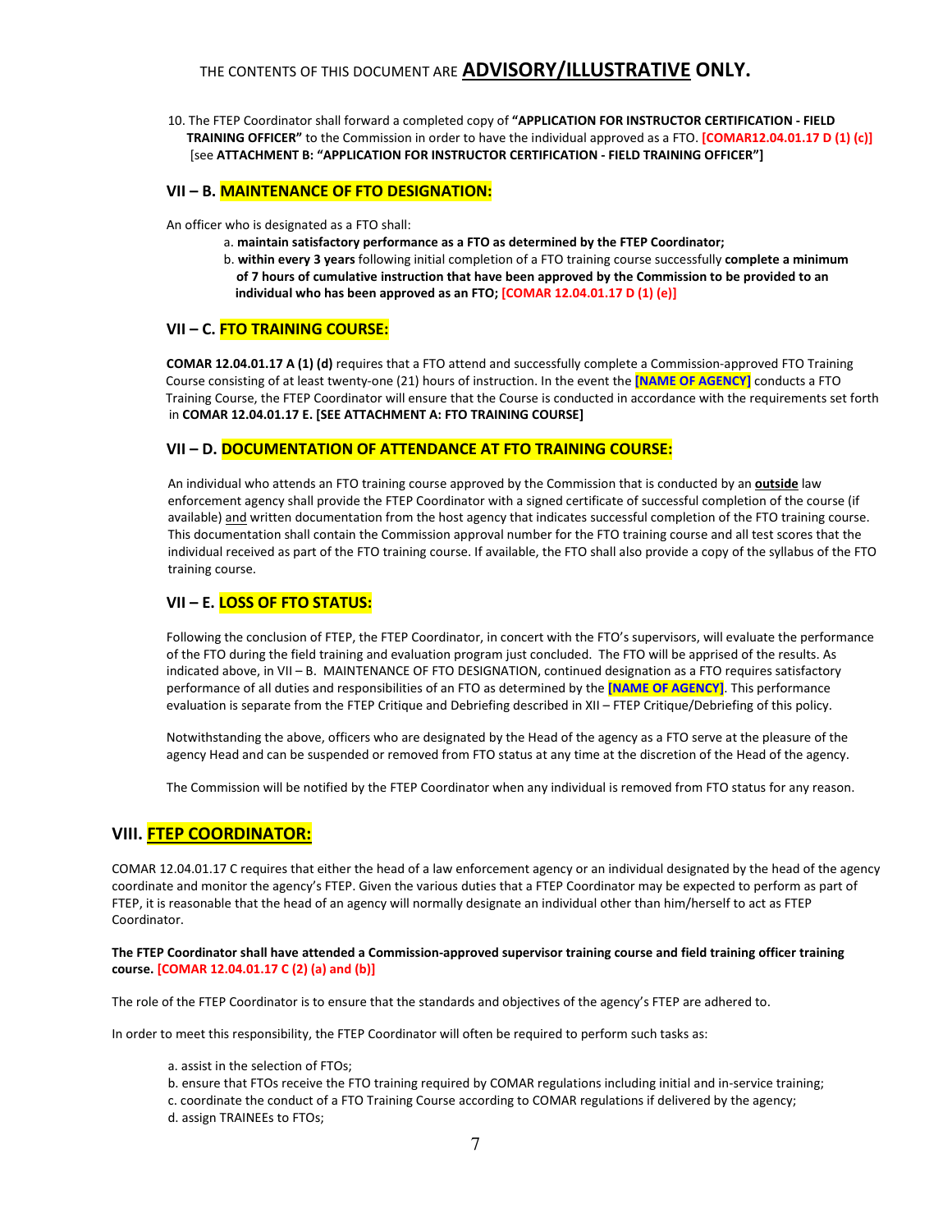THE CONTENTS OF THIS DOCUMENT ARE **ADVISORY/ILLUSTRATIVE ONLY.**

10. The FTEP Coordinator shall forward a completed copy of **"APPLICATION FOR INSTRUCTOR CERTIFICATION - FIELD TRAINING OFFICER"** to the Commission in order to have the individual approved as a FTO. **[COMAR12.04.01.17 D (1) (c)]** [see **ATTACHMENT B: "APPLICATION FOR INSTRUCTOR CERTIFICATION - FIELD TRAINING OFFICER"]**

### VII – B. MAINTENANCE OF FTO DESIGNATION:

An officer who is designated as a FTO shall:

a. **maintain satisfactory performance as a FTO as determined by the FTEP Coordinator;**
b. **within every 3 years** following initial completion of a FTO training course successfully **complete a minimum of 7 hours of cumulative instruction that have been approved by the Commission to be provided to an individual who has been approved as an FTO; [COMAR 12.04.01.17 D (1) (e)]**

### VII – C. FTO TRAINING COURSE:

**COMAR 12.04.01.17 A (1) (d)** requires that a FTO attend and successfully complete a Commission-approved FTO Training Course consisting of at least twenty-one (21) hours of instruction. In the event the **[NAME OF AGENCY]** conducts a FTO Training Course, the FTEP Coordinator will ensure that the Course is conducted in accordance with the requirements set forth in **COMAR 12.04.01.17 E. [SEE ATTACHMENT A: FTO TRAINING COURSE]**

### VII – D. DOCUMENTATION OF ATTENDANCE AT FTO TRAINING COURSE:

An individual who attends an FTO training course approved by the Commission that is conducted by an **outside** law enforcement agency shall provide the FTEP Coordinator with a signed certificate of successful completion of the course (if available) and written documentation from the host agency that indicates successful completion of the FTO training course. This documentation shall contain the Commission approval number for the FTO training course and all test scores that the individual received as part of the FTO training course. If available, the FTO shall also provide a copy of the syllabus of the FTO training course.

### VII – E. LOSS OF FTO STATUS:

Following the conclusion of FTEP, the FTEP Coordinator, in concert with the FTO's supervisors, will evaluate the performance of the FTO during the field training and evaluation program just concluded. The FTO will be apprised of the results. As indicated above, in VII – B. MAINTENANCE OF FTO DESIGNATION, continued designation as a FTO requires satisfactory performance of all duties and responsibilities of an FTO as determined by the **[NAME OF AGENCY]**. This performance evaluation is separate from the FTEP Critique and Debriefing described in XII – FTEP Critique/Debriefing of this policy.

Notwithstanding the above, officers who are designated by the Head of the agency as a FTO serve at the pleasure of the agency Head and can be suspended or removed from FTO status at any time at the discretion of the Head of the agency.

The Commission will be notified by the FTEP Coordinator when any individual is removed from FTO status for any reason.

## VIII. FTEP COORDINATOR:

COMAR 12.04.01.17 C requires that either the head of a law enforcement agency or an individual designated by the head of the agency coordinate and monitor the agency's FTEP. Given the various duties that a FTEP Coordinator may be expected to perform as part of FTEP, it is reasonable that the head of an agency will normally designate an individual other than him/herself to act as FTEP Coordinator.

**The FTEP Coordinator shall have attended a Commission-approved supervisor training course and field training officer training course. [COMAR 12.04.01.17 C (2) (a) and (b)]**

The role of the FTEP Coordinator is to ensure that the standards and objectives of the agency's FTEP are adhered to.

In order to meet this responsibility, the FTEP Coordinator will often be required to perform such tasks as:

a. assist in the selection of FTOs;
b. ensure that FTOs receive the FTO training required by COMAR regulations including initial and in-service training;
c. coordinate the conduct of a FTO Training Course according to COMAR regulations if delivered by the agency;
d. assign TRAINEEs to FTOs;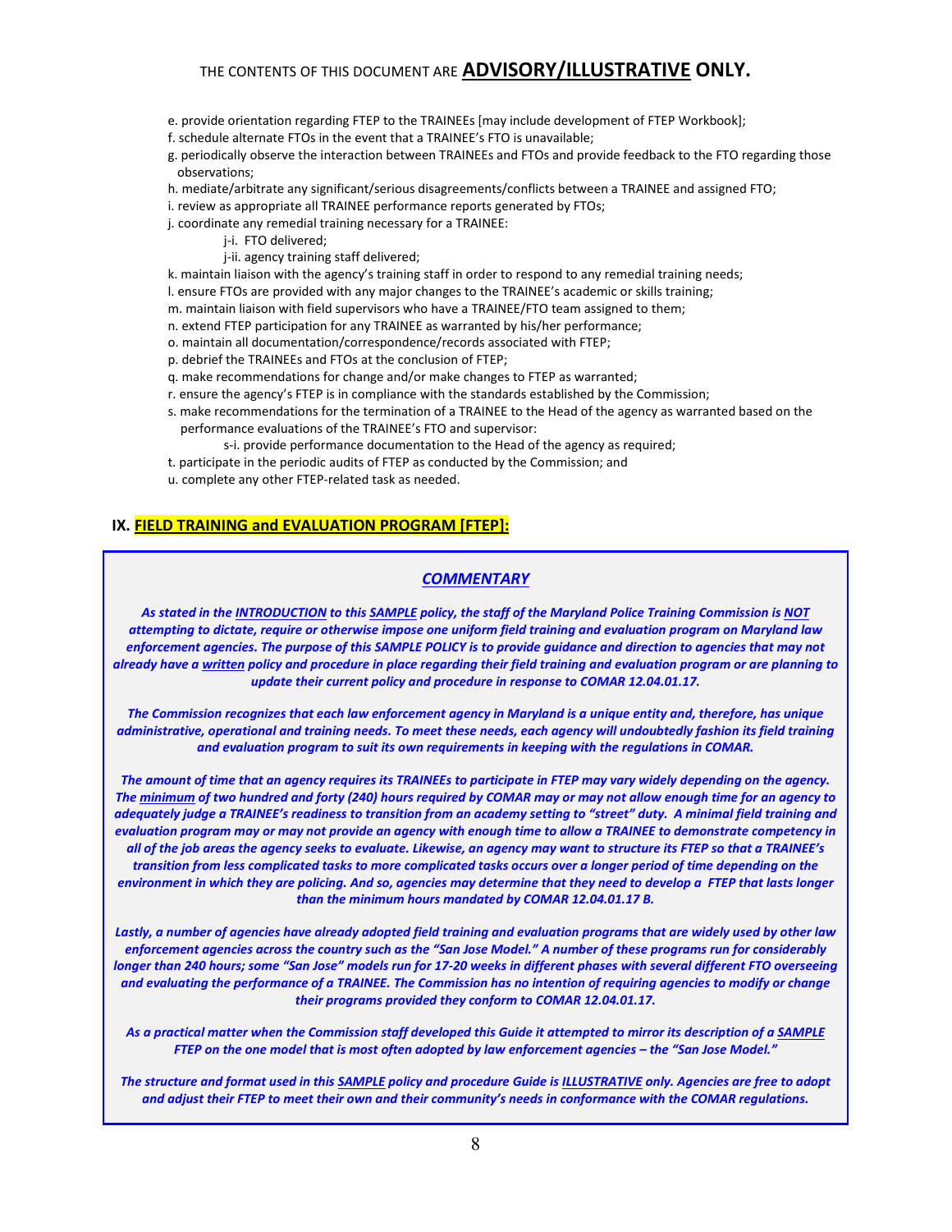e. provide orientation regarding FTEP to the TRAINEEs [may include development of FTEP Workbook];

f. schedule alternate FTOs in the event that a TRAINEE's FTO is unavailable;

g. periodically observe the interaction between TRAINEEs and FTOs and provide feedback to the FTO regarding those observations;

h. mediate/arbitrate any significant/serious disagreements/conflicts between a TRAINEE and assigned FTO;

i. review as appropriate all TRAINEE performance reports generated by FTOs;

j. coordinate any remedial training necessary for a TRAINEE:

- j-i. FTO delivered;
- j-ii. agency training staff delivered;

k. maintain liaison with the agency's training staff in order to respond to any remedial training needs;

l. ensure FTOs are provided with any major changes to the TRAINEE's academic or skills training;

m. maintain liaison with field supervisors who have a TRAINEE/FTO team assigned to them;

n. extend FTEP participation for any TRAINEE as warranted by his/her performance;

o. maintain all documentation/correspondence/records associated with FTEP;

p. debrief the TRAINEEs and FTOs at the conclusion of FTEP;

q. make recommendations for change and/or make changes to FTEP as warranted;

r. ensure the agency's FTEP is in compliance with the standards established by the Commission;

s. make recommendations for the termination of a TRAINEE to the Head of the agency as warranted based on the performance evaluations of the TRAINEE's FTO and supervisor:

- s-i. provide performance documentation to the Head of the agency as required;

t. participate in the periodic audits of FTEP as conducted by the Commission; and

u. complete any other FTEP-related task as needed.

## IX. FIELD TRAINING and EVALUATION PROGRAM [FTEP]:

> ***COMMENTARY***
>
> ***As stated in the INTRODUCTION to this SAMPLE policy, the staff of the Maryland Police Training Commission is NOT attempting to dictate, require or otherwise impose one uniform field training and evaluation program on Maryland law enforcement agencies. The purpose of this SAMPLE POLICY is to provide guidance and direction to agencies that may not already have a written policy and procedure in place regarding their field training and evaluation program or are planning to update their current policy and procedure in response to COMAR 12.04.01.17.***
>
> ***The Commission recognizes that each law enforcement agency in Maryland is a unique entity and, therefore, has unique administrative, operational and training needs. To meet these needs, each agency will undoubtedly fashion its field training and evaluation program to suit its own requirements in keeping with the regulations in COMAR.***
>
> ***The amount of time that an agency requires its TRAINEEs to participate in FTEP may vary widely depending on the agency. The minimum of two hundred and forty (240) hours required by COMAR may or may not allow enough time for an agency to adequately judge a TRAINEE's readiness to transition from an academy setting to "street" duty. A minimal field training and evaluation program may or may not provide an agency with enough time to allow a TRAINEE to demonstrate competency in all of the job areas the agency seeks to evaluate. Likewise, an agency may want to structure its FTEP so that a TRAINEE's transition from less complicated tasks to more complicated tasks occurs over a longer period of time depending on the environment in which they are policing. And so, agencies may determine that they need to develop a FTEP that lasts longer than the minimum hours mandated by COMAR 12.04.01.17 B.***
>
> ***Lastly, a number of agencies have already adopted field training and evaluation programs that are widely used by other law enforcement agencies across the country such as the "San Jose Model." A number of these programs run for considerably longer than 240 hours; some "San Jose" models run for 17-20 weeks in different phases with several different FTO overseeing and evaluating the performance of a TRAINEE. The Commission has no intention of requiring agencies to modify or change their programs provided they conform to COMAR 12.04.01.17.***
>
> ***As a practical matter when the Commission staff developed this Guide it attempted to mirror its description of a SAMPLE FTEP on the one model that is most often adopted by law enforcement agencies – the "San Jose Model."***
>
> ***The structure and format used in this SAMPLE policy and procedure Guide is ILLUSTRATIVE only. Agencies are free to adopt and adjust their FTEP to meet their own and their community's needs in conformance with the COMAR regulations.***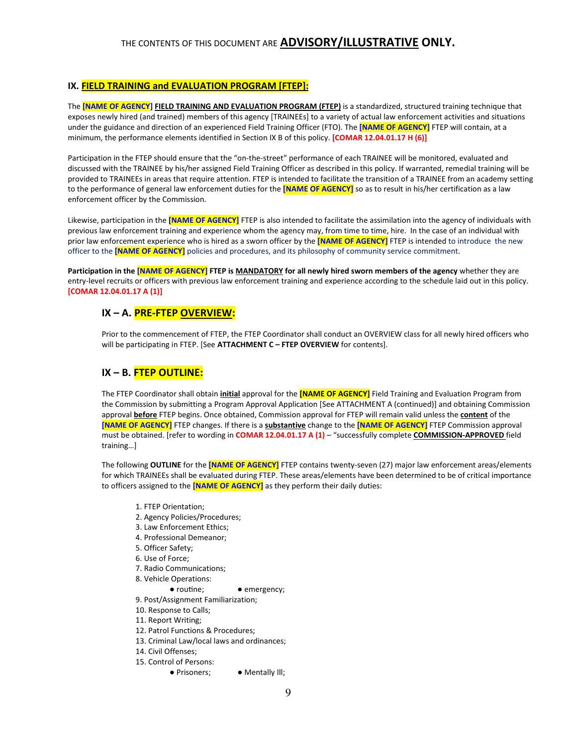THE CONTENTS OF THIS DOCUMENT ARE **ADVISORY/ILLUSTRATIVE ONLY.**

## IX. FIELD TRAINING and EVALUATION PROGRAM [FTEP]:

The **[NAME OF AGENCY]** **FIELD TRAINING AND EVALUATION PROGRAM (FTEP)** is a standardized, structured training technique that exposes newly hired (and trained) members of this agency [TRAINEEs] to a variety of actual law enforcement activities and situations under the guidance and direction of an experienced Field Training Officer (FTO). The **[NAME OF AGENCY]** FTEP will contain, at a minimum, the performance elements identified in Section IX B of this policy. **[COMAR 12.04.01.17 H (6)]**

Participation in the FTEP should ensure that the "on-the-street" performance of each TRAINEE will be monitored, evaluated and discussed with the TRAINEE by his/her assigned Field Training Officer as described in this policy. If warranted, remedial training will be provided to TRAINEEs in areas that require attention. FTEP is intended to facilitate the transition of a TRAINEE from an academy setting to the performance of general law enforcement duties for the **[NAME OF AGENCY]** so as to result in his/her certification as a law enforcement officer by the Commission.

Likewise, participation in the **[NAME OF AGENCY]** FTEP is also intended to facilitate the assimilation into the agency of individuals with previous law enforcement training and experience whom the agency may, from time to time, hire. In the case of an individual with prior law enforcement experience who is hired as a sworn officer by the **[NAME OF AGENCY]** FTEP is intended to introduce the new officer to the **[NAME OF AGENCY]** policies and procedures, and its philosophy of community service commitment.

**Participation in the [NAME OF AGENCY] FTEP is MANDATORY for all newly hired sworn members of the agency** whether they are entry-level recruits or officers with previous law enforcement training and experience according to the schedule laid out in this policy. **[COMAR 12.04.01.17 A (1)]**

### IX – A. PRE-FTEP OVERVIEW:

Prior to the commencement of FTEP, the FTEP Coordinator shall conduct an OVERVIEW class for all newly hired officers who will be participating in FTEP. [See **ATTACHMENT C – FTEP OVERVIEW** for contents].

### IX – B. FTEP OUTLINE:

The FTEP Coordinator shall obtain **initial** approval for the **[NAME OF AGENCY]** Field Training and Evaluation Program from the Commission by submitting a Program Approval Application [See ATTACHMENT A (continued)] and obtaining Commission approval **before** FTEP begins. Once obtained, Commission approval for FTEP will remain valid unless the **content** of the **[NAME OF AGENCY]** FTEP changes. If there is a **substantive** change to the **[NAME OF AGENCY]** FTEP Commission approval must be obtained. [refer to wording in **COMAR 12.04.01.17 A (1)** – "successfully complete **COMMISSION-APPROVED** field training…]

The following **OUTLINE** for the **[NAME OF AGENCY]** FTEP contains twenty-seven (27) major law enforcement areas/elements for which TRAINEEs shall be evaluated during FTEP. These areas/elements have been determined to be of critical importance to officers assigned to the **[NAME OF AGENCY]** as they perform their daily duties:

1. FTEP Orientation;
2. Agency Policies/Procedures;
3. Law Enforcement Ethics;
4. Professional Demeanor;
5. Officer Safety;
6. Use of Force;
7. Radio Communications;
8. Vehicle Operations:
   - routine;
   - emergency;
9. Post/Assignment Familiarization;
10. Response to Calls;
11. Report Writing;
12. Patrol Functions & Procedures;
13. Criminal Law/local laws and ordinances;
14. Civil Offenses;
15. Control of Persons:
    - Prisoners;
    - Mentally Ill;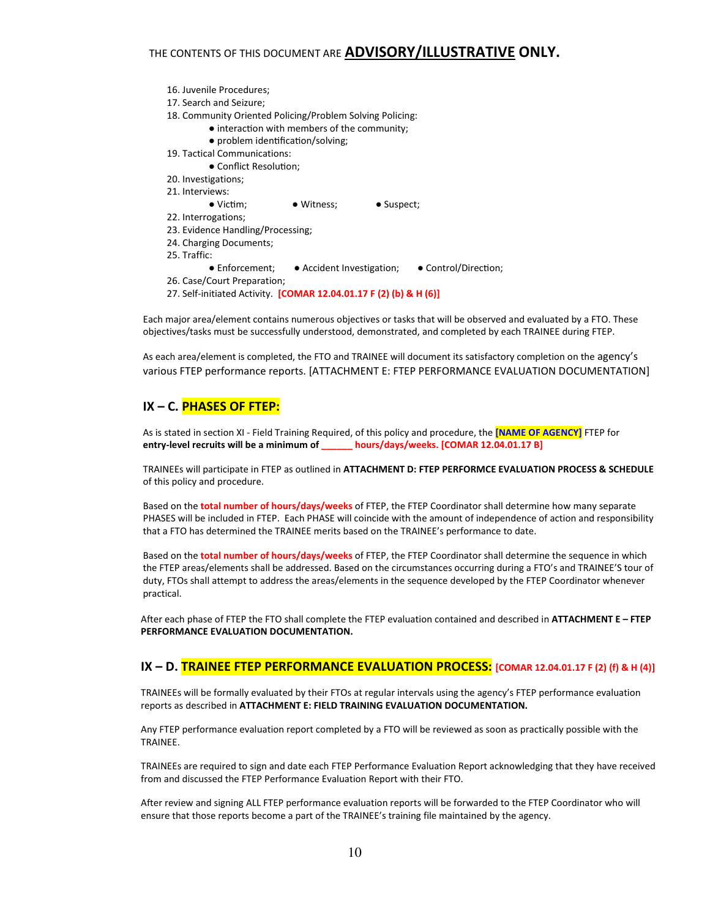THE CONTENTS OF THIS DOCUMENT ARE **ADVISORY/ILLUSTRATIVE ONLY.**

16. Juvenile Procedures;
17. Search and Seizure;
18. Community Oriented Policing/Problem Solving Policing:
    - interaction with members of the community;
    - problem identification/solving;
19. Tactical Communications:
    - Conflict Resolution;
20. Investigations;
21. Interviews:
    - Victim;
    - Witness;
    - Suspect;
22. Interrogations;
23. Evidence Handling/Processing;
24. Charging Documents;
25. Traffic:
    - Enforcement;
    - Accident Investigation;
    - Control/Direction;
26. Case/Court Preparation;
27. Self-initiated Activity. **[COMAR 12.04.01.17 F (2) (b) & H (6)]**

Each major area/element contains numerous objectives or tasks that will be observed and evaluated by a FTO. These objectives/tasks must be successfully understood, demonstrated, and completed by each TRAINEE during FTEP.

As each area/element is completed, the FTO and TRAINEE will document its satisfactory completion on the agency's various FTEP performance reports. [ATTACHMENT E: FTEP PERFORMANCE EVALUATION DOCUMENTATION]

## IX – C. PHASES OF FTEP:

As is stated in section XI - Field Training Required, of this policy and procedure, the **[NAME OF AGENCY]** FTEP for **entry-level recruits will be a minimum of ______ hours/days/weeks. [COMAR 12.04.01.17 B]**

TRAINEEs will participate in FTEP as outlined in **ATTACHMENT D: FTEP PERFORMCE EVALUATION PROCESS & SCHEDULE** of this policy and procedure.

Based on the **total number of hours/days/weeks** of FTEP, the FTEP Coordinator shall determine how many separate PHASES will be included in FTEP. Each PHASE will coincide with the amount of independence of action and responsibility that a FTO has determined the TRAINEE merits based on the TRAINEE's performance to date.

Based on the **total number of hours/days/weeks** of FTEP, the FTEP Coordinator shall determine the sequence in which the FTEP areas/elements shall be addressed. Based on the circumstances occurring during a FTO's and TRAINEE'S tour of duty, FTOs shall attempt to address the areas/elements in the sequence developed by the FTEP Coordinator whenever practical.

After each phase of FTEP the FTO shall complete the FTEP evaluation contained and described in **ATTACHMENT E – FTEP PERFORMANCE EVALUATION DOCUMENTATION.**

## IX – D. TRAINEE FTEP PERFORMANCE EVALUATION PROCESS: [COMAR 12.04.01.17 F (2) (f) & H (4)]

TRAINEEs will be formally evaluated by their FTOs at regular intervals using the agency's FTEP performance evaluation reports as described in **ATTACHMENT E: FIELD TRAINING EVALUATION DOCUMENTATION.**

Any FTEP performance evaluation report completed by a FTO will be reviewed as soon as practically possible with the TRAINEE.

TRAINEEs are required to sign and date each FTEP Performance Evaluation Report acknowledging that they have received from and discussed the FTEP Performance Evaluation Report with their FTO.

After review and signing ALL FTEP performance evaluation reports will be forwarded to the FTEP Coordinator who will ensure that those reports become a part of the TRAINEE's training file maintained by the agency.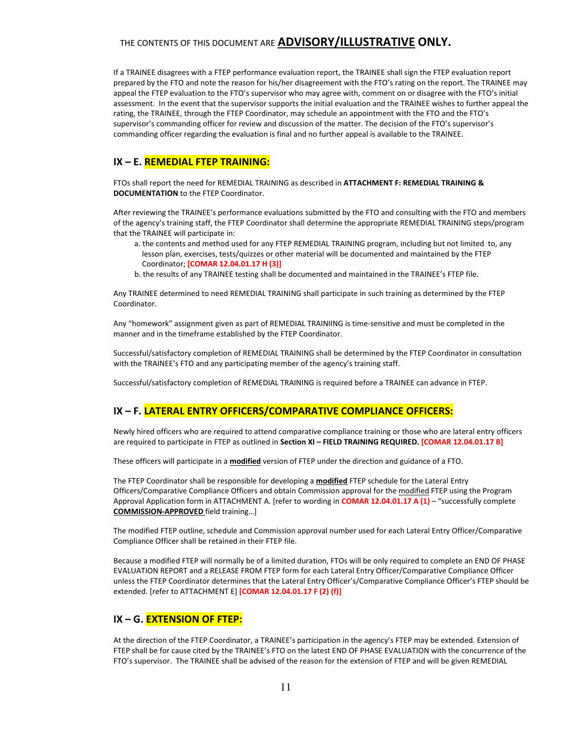THE CONTENTS OF THIS DOCUMENT ARE **ADVISORY/ILLUSTRATIVE ONLY.**

If a TRAINEE disagrees with a FTEP performance evaluation report, the TRAINEE shall sign the FTEP evaluation report prepared by the FTO and note the reason for his/her disagreement with the FTO's rating on the report. The TRAINEE may appeal the FTEP evaluation to the FTO's supervisor who may agree with, comment on or disagree with the FTO's initial assessment. In the event that the supervisor supports the initial evaluation and the TRAINEE wishes to further appeal the rating, the TRAINEE, through the FTEP Coordinator, may schedule an appointment with the FTO and the FTO's supervisor's commanding officer for review and discussion of the matter. The decision of the FTO's supervisor's commanding officer regarding the evaluation is final and no further appeal is available to the TRAINEE.

## IX – E. REMEDIAL FTEP TRAINING:

FTOs shall report the need for REMEDIAL TRAINING as described in **ATTACHMENT F: REMEDIAL TRAINING & DOCUMENTATION** to the FTEP Coordinator.

After reviewing the TRAINEE's performance evaluations submitted by the FTO and consulting with the FTO and members of the agency's training staff, the FTEP Coordinator shall determine the appropriate REMEDIAL TRAINING steps/program that the TRAINEE will participate in:

a. the contents and method used for any FTEP REMEDIAL TRAINING program, including but not limited to, any lesson plan, exercises, tests/quizzes or other material will be documented and maintained by the FTEP Coordinator; **[COMAR 12.04.01.17 H (3)]**
b. the results of any TRAINEE testing shall be documented and maintained in the TRAINEE's FTEP file.

Any TRAINEE determined to need REMEDIAL TRAINING shall participate in such training as determined by the FTEP Coordinator.

Any "homework" assignment given as part of REMEDIAL TRAINIING is time-sensitive and must be completed in the manner and in the timeframe established by the FTEP Coordinator.

Successful/satisfactory completion of REMEDIAL TRAINING shall be determined by the FTEP Coordinator in consultation with the TRAINEE's FTO and any participating member of the agency's training staff.

Successful/satisfactory completion of REMEDIAL TRAINING is required before a TRAINEE can advance in FTEP.

## IX – F. LATERAL ENTRY OFFICERS/COMPARATIVE COMPLIANCE OFFICERS:

Newly hired officers who are required to attend comparative compliance training or those who are lateral entry officers are required to participate in FTEP as outlined in **Section XI – FIELD TRAINING REQUIRED.** **[COMAR 12.04.01.17 B]**

These officers will participate in a **modified** version of FTEP under the direction and guidance of a FTO.

The FTEP Coordinator shall be responsible for developing a **modified** FTEP schedule for the Lateral Entry Officers/Comparative Compliance Officers and obtain Commission approval for the modified FTEP using the Program Approval Application form in ATTACHMENT A. [refer to wording in **COMAR 12.04.01.17 A (1)** – "successfully complete **COMMISSION-APPROVED** field training…]

The modified FTEP outline, schedule and Commission approval number used for each Lateral Entry Officer/Comparative Compliance Officer shall be retained in their FTEP file.

Because a modified FTEP will normally be of a limited duration, FTOs will be only required to complete an END OF PHASE EVALUATION REPORT and a RELEASE FROM FTEP form for each Lateral Entry Officer/Comparative Compliance Officer unless the FTEP Coordinator determines that the Lateral Entry Officer's/Comparative Compliance Officer's FTEP should be extended. [refer to ATTACHMENT E] **[COMAR 12.04.01.17 F (2) (f)]**

## IX – G. EXTENSION OF FTEP:

At the direction of the FTEP Coordinator, a TRAINEE's participation in the agency's FTEP may be extended. Extension of FTEP shall be for cause cited by the TRAINEE's FTO on the latest END OF PHASE EVALUATION with the concurrence of the FTO's supervisor. The TRAINEE shall be advised of the reason for the extension of FTEP and will be given REMEDIAL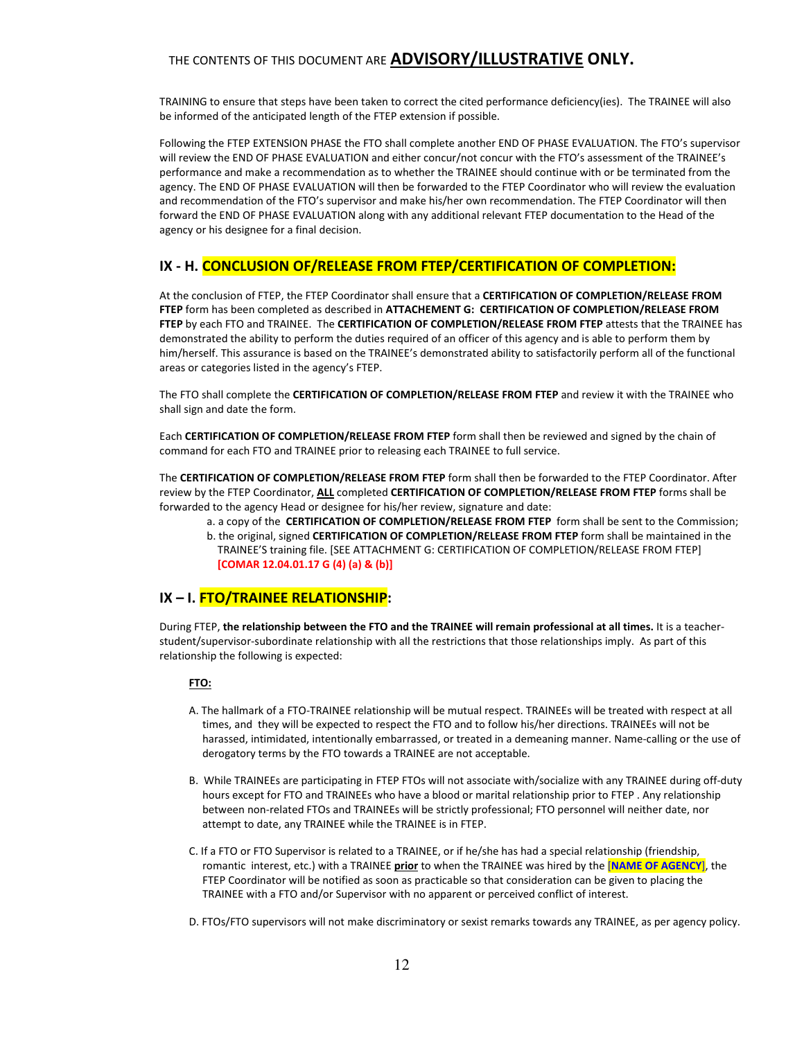THE CONTENTS OF THIS DOCUMENT ARE **ADVISORY/ILLUSTRATIVE ONLY.**

TRAINING to ensure that steps have been taken to correct the cited performance deficiency(ies). The TRAINEE will also be informed of the anticipated length of the FTEP extension if possible.

Following the FTEP EXTENSION PHASE the FTO shall complete another END OF PHASE EVALUATION. The FTO's supervisor will review the END OF PHASE EVALUATION and either concur/not concur with the FTO's assessment of the TRAINEE's performance and make a recommendation as to whether the TRAINEE should continue with or be terminated from the agency. The END OF PHASE EVALUATION will then be forwarded to the FTEP Coordinator who will review the evaluation and recommendation of the FTO's supervisor and make his/her own recommendation. The FTEP Coordinator will then forward the END OF PHASE EVALUATION along with any additional relevant FTEP documentation to the Head of the agency or his designee for a final decision.

## IX - H. CONCLUSION OF/RELEASE FROM FTEP/CERTIFICATION OF COMPLETION:

At the conclusion of FTEP, the FTEP Coordinator shall ensure that a **CERTIFICATION OF COMPLETION/RELEASE FROM FTEP** form has been completed as described in **ATTACHEMENT G: CERTIFICATION OF COMPLETION/RELEASE FROM FTEP** by each FTO and TRAINEE. The **CERTIFICATION OF COMPLETION/RELEASE FROM FTEP** attests that the TRAINEE has demonstrated the ability to perform the duties required of an officer of this agency and is able to perform them by him/herself. This assurance is based on the TRAINEE's demonstrated ability to satisfactorily perform all of the functional areas or categories listed in the agency's FTEP.

The FTO shall complete the **CERTIFICATION OF COMPLETION/RELEASE FROM FTEP** and review it with the TRAINEE who shall sign and date the form.

Each **CERTIFICATION OF COMPLETION/RELEASE FROM FTEP** form shall then be reviewed and signed by the chain of command for each FTO and TRAINEE prior to releasing each TRAINEE to full service.

The **CERTIFICATION OF COMPLETION/RELEASE FROM FTEP** form shall then be forwarded to the FTEP Coordinator. After review by the FTEP Coordinator, **ALL** completed **CERTIFICATION OF COMPLETION/RELEASE FROM FTEP** forms shall be forwarded to the agency Head or designee for his/her review, signature and date:

a. a copy of the **CERTIFICATION OF COMPLETION/RELEASE FROM FTEP** form shall be sent to the Commission;
b. the original, signed **CERTIFICATION OF COMPLETION/RELEASE FROM FTEP** form shall be maintained in the TRAINEE'S training file. [SEE ATTACHMENT G: CERTIFICATION OF COMPLETION/RELEASE FROM FTEP] **[COMAR 12.04.01.17 G (4) (a) & (b)]**

## IX – I. FTO/TRAINEE RELATIONSHIP:

During FTEP, **the relationship between the FTO and the TRAINEE will remain professional at all times.** It is a teacher-student/supervisor-subordinate relationship with all the restrictions that those relationships imply. As part of this relationship the following is expected:

**FTO:**

A. The hallmark of a FTO-TRAINEE relationship will be mutual respect. TRAINEEs will be treated with respect at all times, and they will be expected to respect the FTO and to follow his/her directions. TRAINEEs will not be harassed, intimidated, intentionally embarrassed, or treated in a demeaning manner. Name-calling or the use of derogatory terms by the FTO towards a TRAINEE are not acceptable.

B. While TRAINEEs are participating in FTEP FTOs will not associate with/socialize with any TRAINEE during off-duty hours except for FTO and TRAINEEs who have a blood or marital relationship prior to FTEP . Any relationship between non-related FTOs and TRAINEEs will be strictly professional; FTO personnel will neither date, nor attempt to date, any TRAINEE while the TRAINEE is in FTEP.

C. If a FTO or FTO Supervisor is related to a TRAINEE, or if he/she has had a special relationship (friendship, romantic interest, etc.) with a TRAINEE **prior** to when the TRAINEE was hired by the **[NAME OF AGENCY]**, the FTEP Coordinator will be notified as soon as practicable so that consideration can be given to placing the TRAINEE with a FTO and/or Supervisor with no apparent or perceived conflict of interest.

D. FTOs/FTO supervisors will not make discriminatory or sexist remarks towards any TRAINEE, as per agency policy.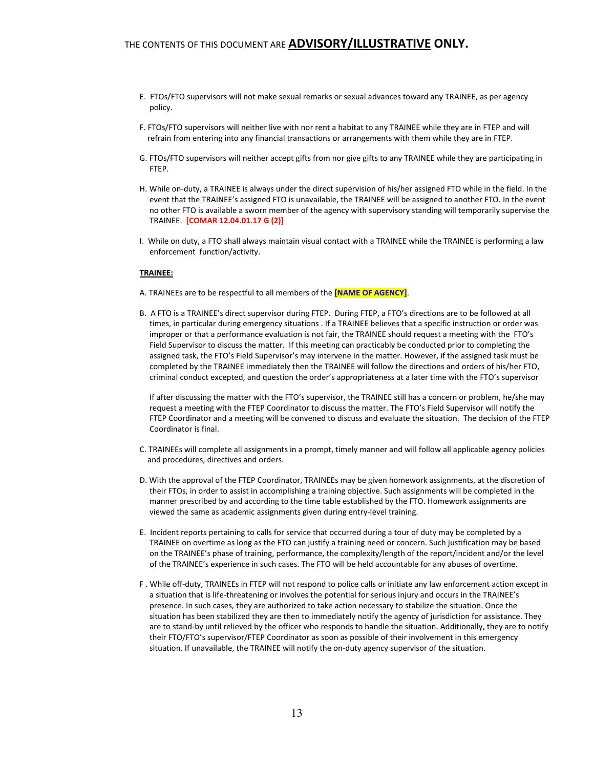E. FTOs/FTO supervisors will not make sexual remarks or sexual advances toward any TRAINEE, as per agency policy.

F. FTOs/FTO supervisors will neither live with nor rent a habitat to any TRAINEE while they are in FTEP and will refrain from entering into any financial transactions or arrangements with them while they are in FTEP.

G. FTOs/FTO supervisors will neither accept gifts from nor give gifts to any TRAINEE while they are participating in FTEP.

H. While on-duty, a TRAINEE is always under the direct supervision of his/her assigned FTO while in the field. In the event that the TRAINEE's assigned FTO is unavailable, the TRAINEE will be assigned to another FTO. In the event no other FTO is available a sworn member of the agency with supervisory standing will temporarily supervise the TRAINEE. **[COMAR 12.04.01.17 G (2)]**

I. While on duty, a FTO shall always maintain visual contact with a TRAINEE while the TRAINEE is performing a law enforcement function/activity.

**TRAINEE:**

A. TRAINEEs are to be respectful to all members of the **[NAME OF AGENCY]**.

B. A FTO is a TRAINEE's direct supervisor during FTEP. During FTEP, a FTO's directions are to be followed at all times, in particular during emergency situations . If a TRAINEE believes that a specific instruction or order was improper or that a performance evaluation is not fair, the TRAINEE should request a meeting with the FTO's Field Supervisor to discuss the matter. If this meeting can practicably be conducted prior to completing the assigned task, the FTO's Field Supervisor's may intervene in the matter. However, if the assigned task must be completed by the TRAINEE immediately then the TRAINEE will follow the directions and orders of his/her FTO, criminal conduct excepted, and question the order's appropriateness at a later time with the FTO's supervisor

If after discussing the matter with the FTO's supervisor, the TRAINEE still has a concern or problem, he/she may request a meeting with the FTEP Coordinator to discuss the matter. The FTO's Field Supervisor will notify the FTEP Coordinator and a meeting will be convened to discuss and evaluate the situation. The decision of the FTEP Coordinator is final.

C. TRAINEEs will complete all assignments in a prompt, timely manner and will follow all applicable agency policies and procedures, directives and orders.

D. With the approval of the FTEP Coordinator, TRAINEEs may be given homework assignments, at the discretion of their FTOs, in order to assist in accomplishing a training objective. Such assignments will be completed in the manner prescribed by and according to the time table established by the FTO. Homework assignments are viewed the same as academic assignments given during entry-level training.

E. Incident reports pertaining to calls for service that occurred during a tour of duty may be completed by a TRAINEE on overtime as long as the FTO can justify a training need or concern. Such justification may be based on the TRAINEE's phase of training, performance, the complexity/length of the report/incident and/or the level of the TRAINEE's experience in such cases. The FTO will be held accountable for any abuses of overtime.

F . While off-duty, TRAINEEs in FTEP will not respond to police calls or initiate any law enforcement action except in a situation that is life-threatening or involves the potential for serious injury and occurs in the TRAINEE's presence. In such cases, they are authorized to take action necessary to stabilize the situation. Once the situation has been stabilized they are then to immediately notify the agency of jurisdiction for assistance. They are to stand-by until relieved by the officer who responds to handle the situation. Additionally, they are to notify their FTO/FTO's supervisor/FTEP Coordinator as soon as possible of their involvement in this emergency situation. If unavailable, the TRAINEE will notify the on-duty agency supervisor of the situation.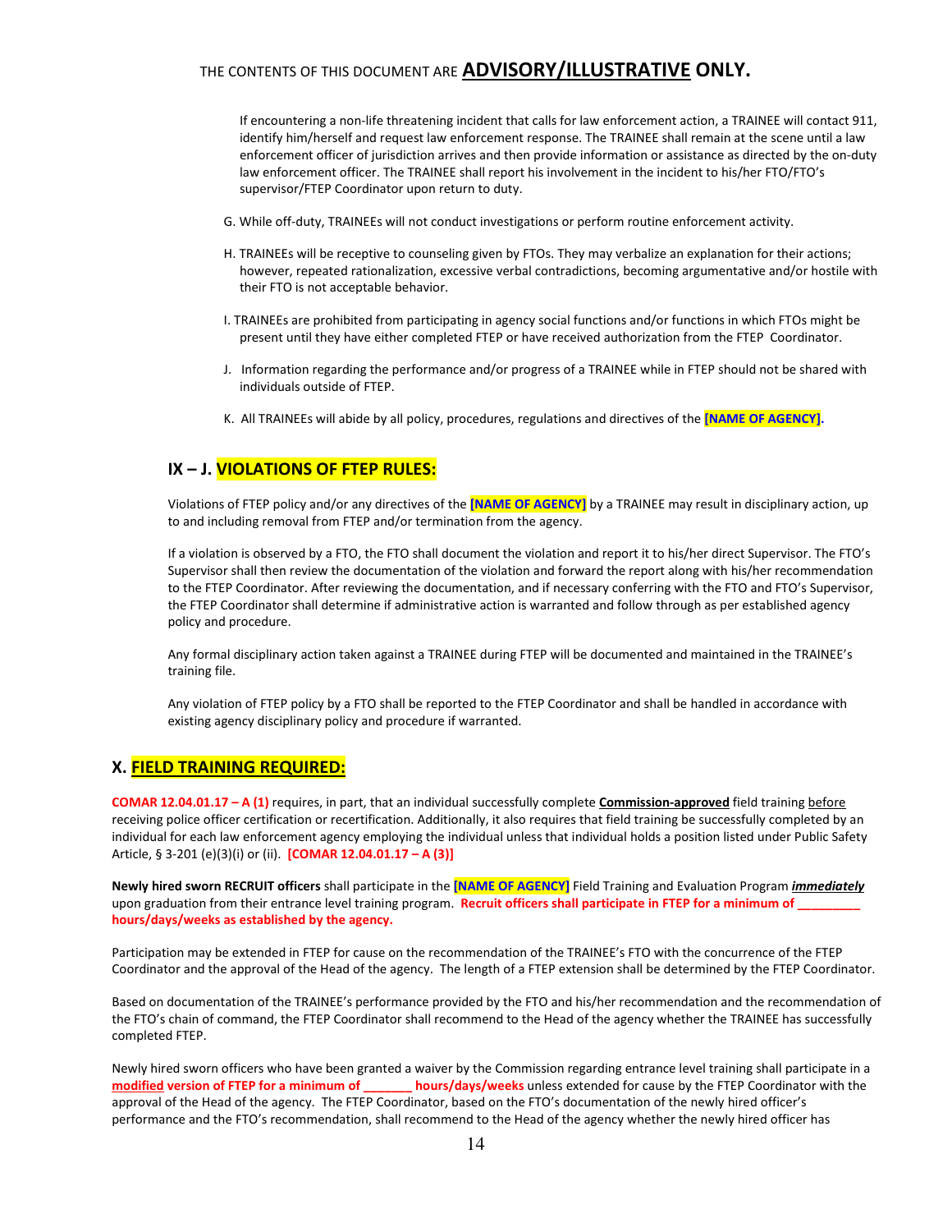If encountering a non-life threatening incident that calls for law enforcement action, a TRAINEE will contact 911, identify him/herself and request law enforcement response. The TRAINEE shall remain at the scene until a law enforcement officer of jurisdiction arrives and then provide information or assistance as directed by the on-duty law enforcement officer. The TRAINEE shall report his involvement in the incident to his/her FTO/FTO's supervisor/FTEP Coordinator upon return to duty.

G. While off-duty, TRAINEEs will not conduct investigations or perform routine enforcement activity.

H. TRAINEEs will be receptive to counseling given by FTOs. They may verbalize an explanation for their actions; however, repeated rationalization, excessive verbal contradictions, becoming argumentative and/or hostile with their FTO is not acceptable behavior.

I. TRAINEEs are prohibited from participating in agency social functions and/or functions in which FTOs might be present until they have either completed FTEP or have received authorization from the FTEP Coordinator.

J. Information regarding the performance and/or progress of a TRAINEE while in FTEP should not be shared with individuals outside of FTEP.

K. All TRAINEEs will abide by all policy, procedures, regulations and directives of the **[NAME OF AGENCY]**.

## IX – J. VIOLATIONS OF FTEP RULES:

Violations of FTEP policy and/or any directives of the **[NAME OF AGENCY]** by a TRAINEE may result in disciplinary action, up to and including removal from FTEP and/or termination from the agency.

If a violation is observed by a FTO, the FTO shall document the violation and report it to his/her direct Supervisor. The FTO's Supervisor shall then review the documentation of the violation and forward the report along with his/her recommendation to the FTEP Coordinator. After reviewing the documentation, and if necessary conferring with the FTO and FTO's Supervisor, the FTEP Coordinator shall determine if administrative action is warranted and follow through as per established agency policy and procedure.

Any formal disciplinary action taken against a TRAINEE during FTEP will be documented and maintained in the TRAINEE's training file.

Any violation of FTEP policy by a FTO shall be reported to the FTEP Coordinator and shall be handled in accordance with existing agency disciplinary policy and procedure if warranted.

## X. FIELD TRAINING REQUIRED:

**COMAR 12.04.01.17 – A (1)** requires, in part, that an individual successfully complete **Commission-approved** field training before receiving police officer certification or recertification. Additionally, it also requires that field training be successfully completed by an individual for each law enforcement agency employing the individual unless that individual holds a position listed under Public Safety Article, § 3-201 (e)(3)(i) or (ii). **[COMAR 12.04.01.17 – A (3)]**

**Newly hired sworn RECRUIT officers** shall participate in the **[NAME OF AGENCY]** Field Training and Evaluation Program ***immediately*** upon graduation from their entrance level training program. **Recruit officers shall participate in FTEP for a minimum of _________ hours/days/weeks as established by the agency.**

Participation may be extended in FTEP for cause on the recommendation of the TRAINEE's FTO with the concurrence of the FTEP Coordinator and the approval of the Head of the agency. The length of a FTEP extension shall be determined by the FTEP Coordinator.

Based on documentation of the TRAINEE's performance provided by the FTO and his/her recommendation and the recommendation of the FTO's chain of command, the FTEP Coordinator shall recommend to the Head of the agency whether the TRAINEE has successfully completed FTEP.

Newly hired sworn officers who have been granted a waiver by the Commission regarding entrance level training shall participate in a **modified version of FTEP for a minimum of _______ hours/days/weeks** unless extended for cause by the FTEP Coordinator with the approval of the Head of the agency. The FTEP Coordinator, based on the FTO's documentation of the newly hired officer's performance and the FTO's recommendation, shall recommend to the Head of the agency whether the newly hired officer has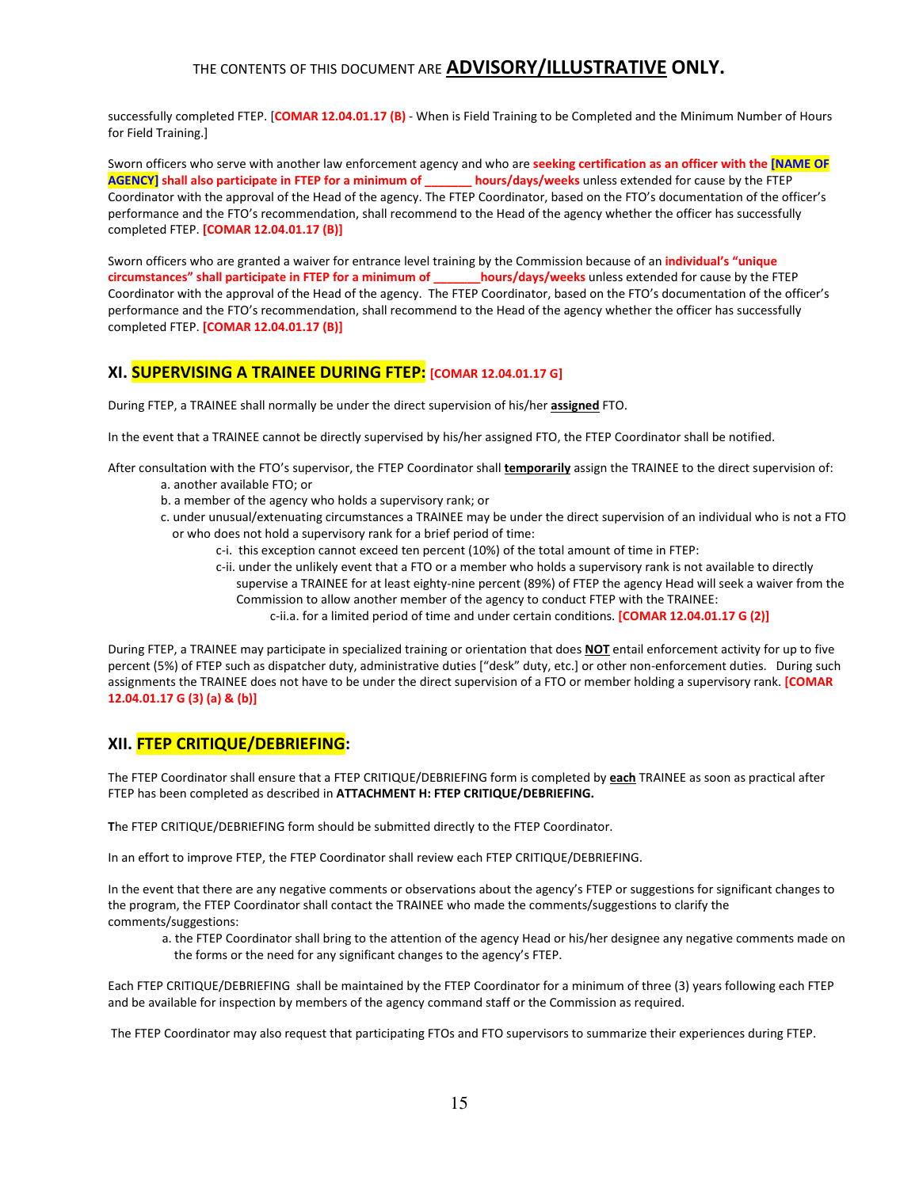successfully completed FTEP. [**COMAR 12.04.01.17 (B)** - When is Field Training to be Completed and the Minimum Number of Hours for Field Training.]

Sworn officers who serve with another law enforcement agency and who are **seeking certification as an officer with the [NAME OF AGENCY] shall also participate in FTEP for a minimum of _______ hours/days/weeks** unless extended for cause by the FTEP Coordinator with the approval of the Head of the agency. The FTEP Coordinator, based on the FTO's documentation of the officer's performance and the FTO's recommendation, shall recommend to the Head of the agency whether the officer has successfully completed FTEP. **[COMAR 12.04.01.17 (B)]**

Sworn officers who are granted a waiver for entrance level training by the Commission because of an **individual's "unique circumstances" shall participate in FTEP for a minimum of _______hours/days/weeks** unless extended for cause by the FTEP Coordinator with the approval of the Head of the agency. The FTEP Coordinator, based on the FTO's documentation of the officer's performance and the FTO's recommendation, shall recommend to the Head of the agency whether the officer has successfully completed FTEP. **[COMAR 12.04.01.17 (B)]**

## XI. SUPERVISING A TRAINEE DURING FTEP: [COMAR 12.04.01.17 G]

During FTEP, a TRAINEE shall normally be under the direct supervision of his/her **assigned** FTO.

In the event that a TRAINEE cannot be directly supervised by his/her assigned FTO, the FTEP Coordinator shall be notified.

After consultation with the FTO's supervisor, the FTEP Coordinator shall **temporarily** assign the TRAINEE to the direct supervision of:

- a. another available FTO; or
- b. a member of the agency who holds a supervisory rank; or
- c. under unusual/extenuating circumstances a TRAINEE may be under the direct supervision of an individual who is not a FTO or who does not hold a supervisory rank for a brief period of time:
  - c-i. this exception cannot exceed ten percent (10%) of the total amount of time in FTEP:
  - c-ii. under the unlikely event that a FTO or a member who holds a supervisory rank is not available to directly supervise a TRAINEE for at least eighty-nine percent (89%) of FTEP the agency Head will seek a waiver from the Commission to allow another member of the agency to conduct FTEP with the TRAINEE:
    - c-ii.a. for a limited period of time and under certain conditions. **[COMAR 12.04.01.17 G (2)]**

During FTEP, a TRAINEE may participate in specialized training or orientation that does **NOT** entail enforcement activity for up to five percent (5%) of FTEP such as dispatcher duty, administrative duties ["desk" duty, etc.] or other non-enforcement duties. During such assignments the TRAINEE does not have to be under the direct supervision of a FTO or member holding a supervisory rank. **[COMAR 12.04.01.17 G (3) (a) & (b)]**

## XII. FTEP CRITIQUE/DEBRIEFING:

The FTEP Coordinator shall ensure that a FTEP CRITIQUE/DEBRIEFING form is completed by **each** TRAINEE as soon as practical after FTEP has been completed as described in **ATTACHMENT H: FTEP CRITIQUE/DEBRIEFING.**

The FTEP CRITIQUE/DEBRIEFING form should be submitted directly to the FTEP Coordinator.

In an effort to improve FTEP, the FTEP Coordinator shall review each FTEP CRITIQUE/DEBRIEFING.

In the event that there are any negative comments or observations about the agency's FTEP or suggestions for significant changes to the program, the FTEP Coordinator shall contact the TRAINEE who made the comments/suggestions to clarify the comments/suggestions:

- a. the FTEP Coordinator shall bring to the attention of the agency Head or his/her designee any negative comments made on the forms or the need for any significant changes to the agency's FTEP.

Each FTEP CRITIQUE/DEBRIEFING shall be maintained by the FTEP Coordinator for a minimum of three (3) years following each FTEP and be available for inspection by members of the agency command staff or the Commission as required.

The FTEP Coordinator may also request that participating FTOs and FTO supervisors to summarize their experiences during FTEP.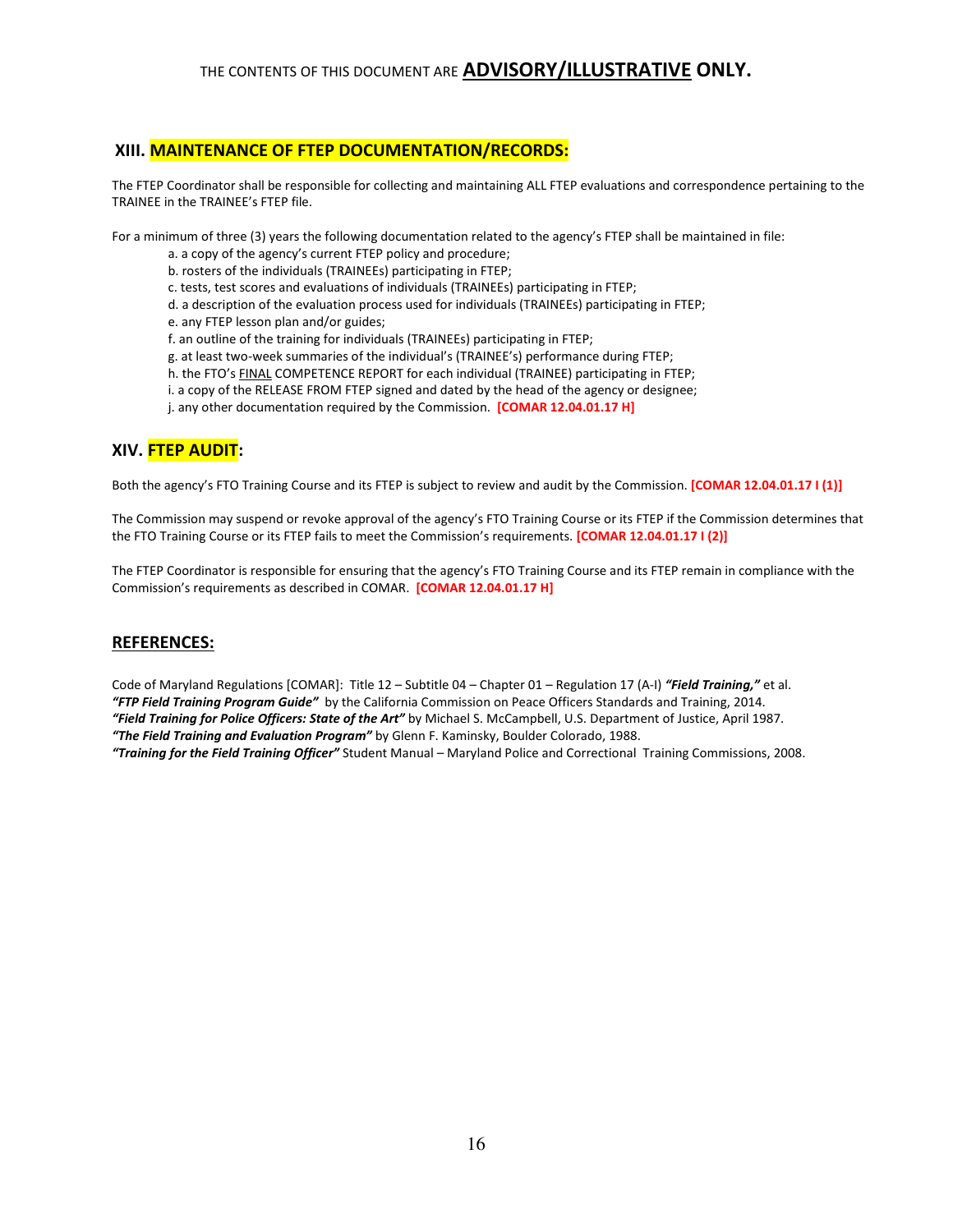THE CONTENTS OF THIS DOCUMENT ARE **ADVISORY/ILLUSTRATIVE ONLY.**

## XIII. MAINTENANCE OF FTEP DOCUMENTATION/RECORDS:

The FTEP Coordinator shall be responsible for collecting and maintaining ALL FTEP evaluations and correspondence pertaining to the TRAINEE in the TRAINEE's FTEP file.

For a minimum of three (3) years the following documentation related to the agency's FTEP shall be maintained in file:

a. a copy of the agency's current FTEP policy and procedure;
b. rosters of the individuals (TRAINEEs) participating in FTEP;
c. tests, test scores and evaluations of individuals (TRAINEEs) participating in FTEP;
d. a description of the evaluation process used for individuals (TRAINEEs) participating in FTEP;
e. any FTEP lesson plan and/or guides;
f. an outline of the training for individuals (TRAINEEs) participating in FTEP;
g. at least two-week summaries of the individual's (TRAINEE's) performance during FTEP;
h. the FTO's <u>FINAL</u> COMPETENCE REPORT for each individual (TRAINEE) participating in FTEP;
i. a copy of the RELEASE FROM FTEP signed and dated by the head of the agency or designee;
j. any other documentation required by the Commission. **[COMAR 12.04.01.17 H]**

## XIV. FTEP AUDIT:

Both the agency's FTO Training Course and its FTEP is subject to review and audit by the Commission. **[COMAR 12.04.01.17 I (1)]**

The Commission may suspend or revoke approval of the agency's FTO Training Course or its FTEP if the Commission determines that the FTO Training Course or its FTEP fails to meet the Commission's requirements. **[COMAR 12.04.01.17 I (2)]**

The FTEP Coordinator is responsible for ensuring that the agency's FTO Training Course and its FTEP remain in compliance with the Commission's requirements as described in COMAR. **[COMAR 12.04.01.17 H]**

## REFERENCES:

Code of Maryland Regulations [COMAR]: Title 12 – Subtitle 04 – Chapter 01 – Regulation 17 (A-I) ***"Field Training,"*** et al.
***"FTP Field Training Program Guide"*** by the California Commission on Peace Officers Standards and Training, 2014.
***"Field Training for Police Officers: State of the Art"*** by Michael S. McCampbell, U.S. Department of Justice, April 1987.
***"The Field Training and Evaluation Program"*** by Glenn F. Kaminsky, Boulder Colorado, 1988.
***"Training for the Field Training Officer"*** Student Manual – Maryland Police and Correctional Training Commissions, 2008.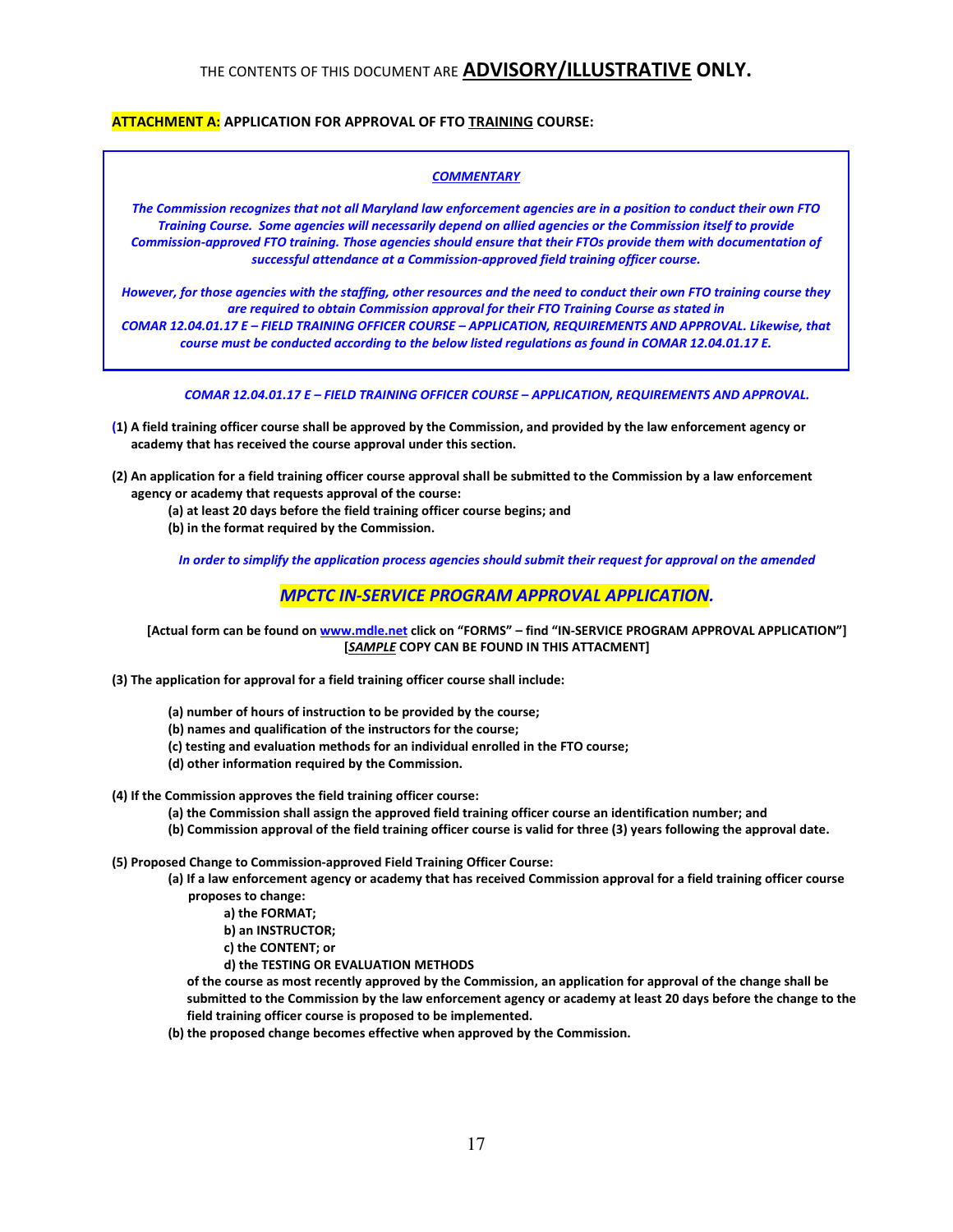THE CONTENTS OF THIS DOCUMENT ARE **ADVISORY/ILLUSTRATIVE ONLY.**

**ATTACHMENT A: APPLICATION FOR APPROVAL OF FTO TRAINING COURSE:**

> ***COMMENTARY***
>
> ***The Commission recognizes that not all Maryland law enforcement agencies are in a position to conduct their own FTO Training Course. Some agencies will necessarily depend on allied agencies or the Commission itself to provide Commission-approved FTO training. Those agencies should ensure that their FTOs provide them with documentation of successful attendance at a Commission-approved field training officer course.***
>
> ***However, for those agencies with the staffing, other resources and the need to conduct their own FTO training course they are required to obtain Commission approval for their FTO Training Course as stated in COMAR 12.04.01.17 E – FIELD TRAINING OFFICER COURSE – APPLICATION, REQUIREMENTS AND APPROVAL. Likewise, that course must be conducted according to the below listed regulations as found in COMAR 12.04.01.17 E.***

***COMAR 12.04.01.17 E – FIELD TRAINING OFFICER COURSE – APPLICATION, REQUIREMENTS AND APPROVAL.***

**(1) A field training officer course shall be approved by the Commission, and provided by the law enforcement agency or academy that has received the course approval under this section.**

**(2) An application for a field training officer course approval shall be submitted to the Commission by a law enforcement agency or academy that requests approval of the course:**

**(a) at least 20 days before the field training officer course begins; and**

**(b) in the format required by the Commission.**

***In order to simplify the application process agencies should submit their request for approval on the amended***

***MPCTC IN-SERVICE PROGRAM APPROVAL APPLICATION.***

**[Actual form can be found on www.mdle.net click on "FORMS" – find "IN-SERVICE PROGRAM APPROVAL APPLICATION"] [*SAMPLE* COPY CAN BE FOUND IN THIS ATTACMENT]**

**(3) The application for approval for a field training officer course shall include:**

**(a) number of hours of instruction to be provided by the course;**

**(b) names and qualification of the instructors for the course;**

**(c) testing and evaluation methods for an individual enrolled in the FTO course;**

**(d) other information required by the Commission.**

**(4) If the Commission approves the field training officer course:**

**(a) the Commission shall assign the approved field training officer course an identification number; and**

**(b) Commission approval of the field training officer course is valid for three (3) years following the approval date.**

**(5) Proposed Change to Commission-approved Field Training Officer Course:**

**(a) If a law enforcement agency or academy that has received Commission approval for a field training officer course proposes to change:**

**a) the FORMAT;**

**b) an INSTRUCTOR;**

**c) the CONTENT; or**

**d) the TESTING OR EVALUATION METHODS**

**of the course as most recently approved by the Commission, an application for approval of the change shall be submitted to the Commission by the law enforcement agency or academy at least 20 days before the change to the field training officer course is proposed to be implemented.**

**(b) the proposed change becomes effective when approved by the Commission.**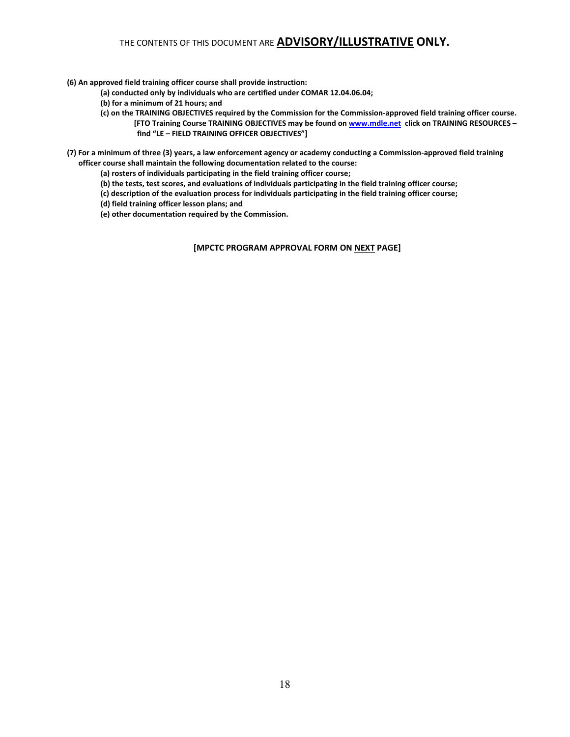THE CONTENTS OF THIS DOCUMENT ARE **ADVISORY/ILLUSTRATIVE ONLY.**

**(6) An approved field training officer course shall provide instruction:**

- **(a) conducted only by individuals who are certified under COMAR 12.04.06.04;**
- **(b) for a minimum of 21 hours; and**
- **(c) on the TRAINING OBJECTIVES required by the Commission for the Commission-approved field training officer course.**
  **[FTO Training Course TRAINING OBJECTIVES may be found on www.mdle.net click on TRAINING RESOURCES – find "LE – FIELD TRAINING OFFICER OBJECTIVES"]**

**(7) For a minimum of three (3) years, a law enforcement agency or academy conducting a Commission-approved field training officer course shall maintain the following documentation related to the course:**

- **(a) rosters of individuals participating in the field training officer course;**
- **(b) the tests, test scores, and evaluations of individuals participating in the field training officer course;**
- **(c) description of the evaluation process for individuals participating in the field training officer course;**
- **(d) field training officer lesson plans; and**
- **(e) other documentation required by the Commission.**

**[MPCTC PROGRAM APPROVAL FORM ON NEXT PAGE]**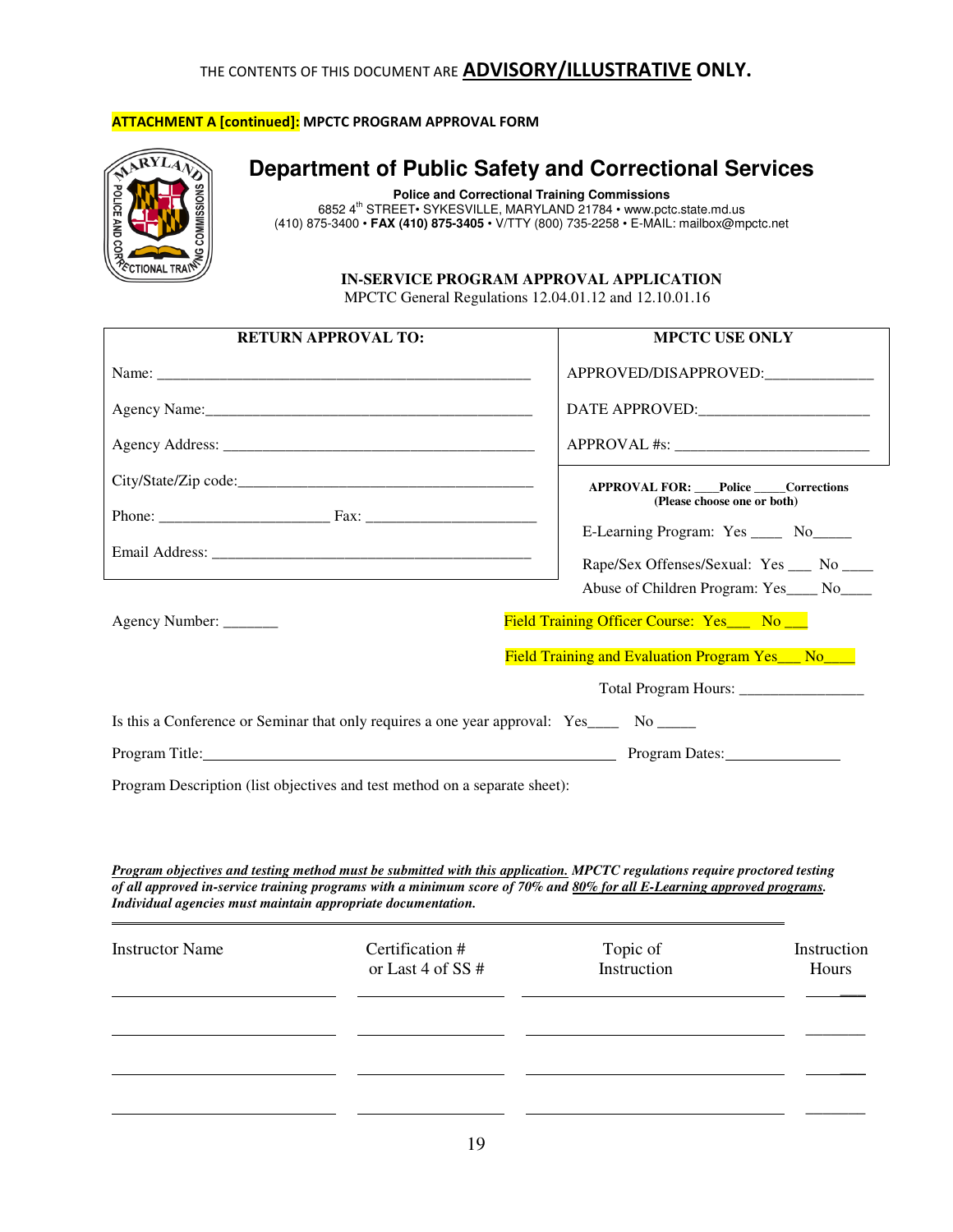THE CONTENTS OF THIS DOCUMENT ARE **ADVISORY/ILLUSTRATIVE ONLY.**

**ATTACHMENT A [continued]: MPCTC PROGRAM APPROVAL FORM**

# Department of Public Safety and Correctional Services

**Police and Correctional Training Commissions**
6852 4th STREET• SYKESVILLE, MARYLAND 21784 • www.pctc.state.md.us
(410) 875-3400 • **FAX (410) 875-3405** • V/TTY (800) 735-2258 • E-MAIL: mailbox@mpctc.net

**IN-SERVICE PROGRAM APPROVAL APPLICATION**
MPCTC General Regulations 12.04.01.12 and 12.10.01.16

| RETURN APPROVAL TO: | MPCTC USE ONLY |
|---|---|
| Name: ______________________________ | APPROVED/DISAPPROVED:______________ |
| Agency Name:______________________________ | DATE APPROVED:______________________ |
| Agency Address: ______________________________ | APPROVAL #s: ________________________ |
| City/State/Zip code:______________________________ | |
| Phone: ______________ Fax: ______________ | |
| Email Address: ______________________________ | |

**APPROVAL FOR: ____Police _____Corrections**
**(Please choose one or both)**

E-Learning Program: Yes ____ No_____

Rape/Sex Offenses/Sexual: Yes ___ No ____
Abuse of Children Program: Yes____ No____

Agency Number: _______

Field Training Officer Course: Yes___ No ___

Field Training and Evaluation Program Yes___ No____

Total Program Hours: ________________

Is this a Conference or Seminar that only requires a one year approval: Yes____ No _____

Program Title:______________________________________________ Program Dates:_______________

Program Description (list objectives and test method on a separate sheet):

***Program objectives and testing method must be submitted with this application.*** ***MPCTC regulations require proctored testing of all approved in-service training programs with a minimum score of 70% and 80% for all E-Learning approved programs. Individual agencies must maintain appropriate documentation.***

| Instructor Name | Certification # or Last 4 of SS # | Topic of Instruction | Instruction Hours |
|---|---|---|---|
| | | | |
| | | | |
| | | | |
| | | | |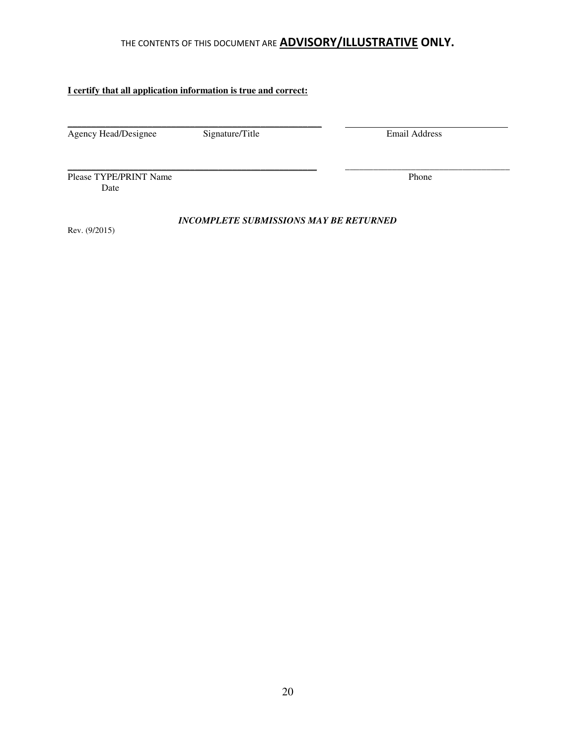THE CONTENTS OF THIS DOCUMENT ARE **ADVISORY/ILLUSTRATIVE ONLY.**

**I certify that all application information is true and correct:**

\_\_\_\_\_\_\_\_\_\_\_\_\_\_\_\_\_\_\_\_\_\_\_\_\_\_\_\_\_\_\_\_\_\_\_\_\_\_\_\_\_\_\_\_\_\_\_\_\_\_\_\_ \_\_\_\_\_\_\_\_\_\_\_\_\_\_\_\_\_\_\_\_\_\_\_\_\_\_\_\_\_\_\_\_\_\_\_\_\_
Agency Head/Designee Signature/Title Email Address

\_\_\_\_\_\_\_\_\_\_\_\_\_\_\_\_\_\_\_\_\_\_\_\_\_\_\_\_\_\_\_\_\_\_\_\_\_\_\_\_\_\_\_\_\_\_\_\_\_\_\_\_ \_\_\_\_\_\_\_\_\_\_\_\_\_\_\_\_\_\_\_\_\_\_\_\_\_\_\_\_\_\_\_\_\_\_\_\_\_
Please TYPE/PRINT Name Phone
Date

***INCOMPLETE SUBMISSIONS MAY BE RETURNED***

Rev. (9/2015)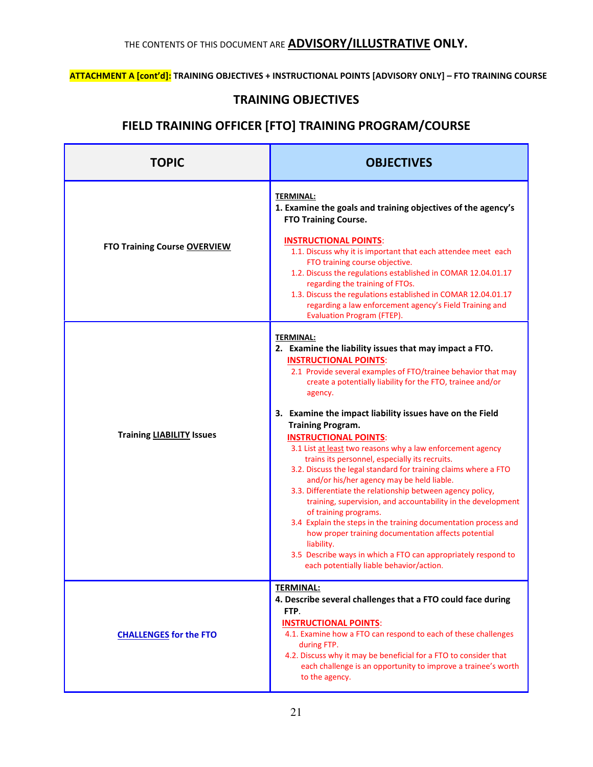THE CONTENTS OF THIS DOCUMENT ARE **ADVISORY/ILLUSTRATIVE ONLY.**

**ATTACHMENT A [cont'd]: TRAINING OBJECTIVES + INSTRUCTIONAL POINTS [ADVISORY ONLY] – FTO TRAINING COURSE**

## TRAINING OBJECTIVES

## FIELD TRAINING OFFICER [FTO] TRAINING PROGRAM/COURSE

| TOPIC | OBJECTIVES |
|---|---|
| **FTO Training Course OVERVIEW** | **TERMINAL:**<br>**1. Examine the goals and training objectives of the agency's FTO Training Course.**<br><br>**INSTRUCTIONAL POINTS**:<br>1.1. Discuss why it is important that each attendee meet each FTO training course objective.<br>1.2. Discuss the regulations established in COMAR 12.04.01.17 regarding the training of FTOs.<br>1.3. Discuss the regulations established in COMAR 12.04.01.17 regarding a law enforcement agency's Field Training and Evaluation Program (FTEP). |
| **Training LIABILITY Issues** | **TERMINAL:**<br>**2. Examine the liability issues that may impact a FTO.**<br>**INSTRUCTIONAL POINTS**:<br>2.1 Provide several examples of FTO/trainee behavior that may create a potentially liability for the FTO, trainee and/or agency.<br><br>**3. Examine the impact liability issues have on the Field Training Program.**<br>**INSTRUCTIONAL POINTS**:<br>3.1 List at least two reasons why a law enforcement agency trains its personnel, especially its recruits.<br>3.2. Discuss the legal standard for training claims where a FTO and/or his/her agency may be held liable.<br>3.3. Differentiate the relationship between agency policy, training, supervision, and accountability in the development of training programs.<br>3.4 Explain the steps in the training documentation process and how proper training documentation affects potential liability.<br>3.5 Describe ways in which a FTO can appropriately respond to each potentially liable behavior/action. |
| **CHALLENGES for the FTO** | **TERMINAL:**<br>**4. Describe several challenges that a FTO could face during FTP.**<br>**INSTRUCTIONAL POINTS**:<br>4.1. Examine how a FTO can respond to each of these challenges during FTP.<br>4.2. Discuss why it may be beneficial for a FTO to consider that each challenge is an opportunity to improve a trainee's worth to the agency. |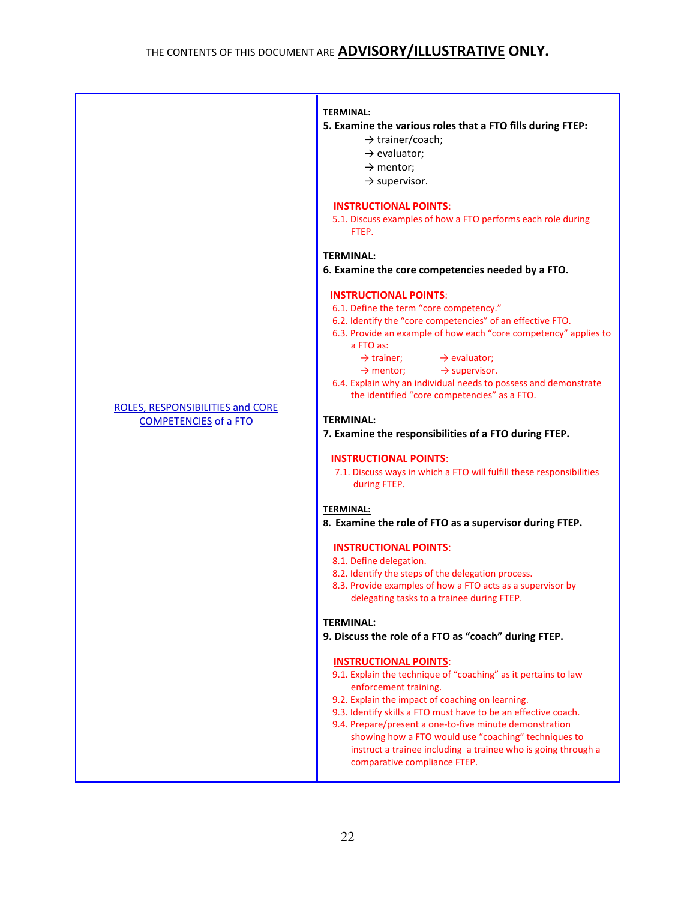THE CONTENTS OF THIS DOCUMENT ARE **ADVISORY/ILLUSTRATIVE ONLY.**

| ROLES, RESPONSIBILITIES and CORE COMPETENCIES of a FTO | **TERMINAL:**<br>**5. Examine the various roles that a FTO fills during FTEP:**<br>→ trainer/coach;<br>→ evaluator;<br>→ mentor;<br>→ supervisor.<br><br>**INSTRUCTIONAL POINTS**:<br>5.1. Discuss examples of how a FTO performs each role during FTEP.<br><br>**TERMINAL:**<br>**6. Examine the core competencies needed by a FTO.**<br><br>**INSTRUCTIONAL POINTS**:<br>6.1. Define the term "core competency."<br>6.2. Identify the "core competencies" of an effective FTO.<br>6.3. Provide an example of how each "core competency" applies to a FTO as:<br>→ trainer; → evaluator;<br>→ mentor; → supervisor.<br>6.4. Explain why an individual needs to possess and demonstrate the identified "core competencies" as a FTO.<br><br>**TERMINAL:**<br>**7. Examine the responsibilities of a FTO during FTEP.**<br><br>**INSTRUCTIONAL POINTS**:<br>7.1. Discuss ways in which a FTO will fulfill these responsibilities during FTEP.<br><br>**TERMINAL:**<br>**8. Examine the role of FTO as a supervisor during FTEP.**<br><br>**INSTRUCTIONAL POINTS**:<br>8.1. Define delegation.<br>8.2. Identify the steps of the delegation process.<br>8.3. Provide examples of how a FTO acts as a supervisor by delegating tasks to a trainee during FTEP.<br><br>**TERMINAL:**<br>**9. Discuss the role of a FTO as "coach" during FTEP.**<br><br>**INSTRUCTIONAL POINTS**:<br>9.1. Explain the technique of "coaching" as it pertains to law enforcement training.<br>9.2. Explain the impact of coaching on learning.<br>9.3. Identify skills a FTO must have to be an effective coach.<br>9.4. Prepare/present a one-to-five minute demonstration showing how a FTO would use "coaching" techniques to instruct a trainee including a trainee who is going through a comparative compliance FTEP. |
|---|---|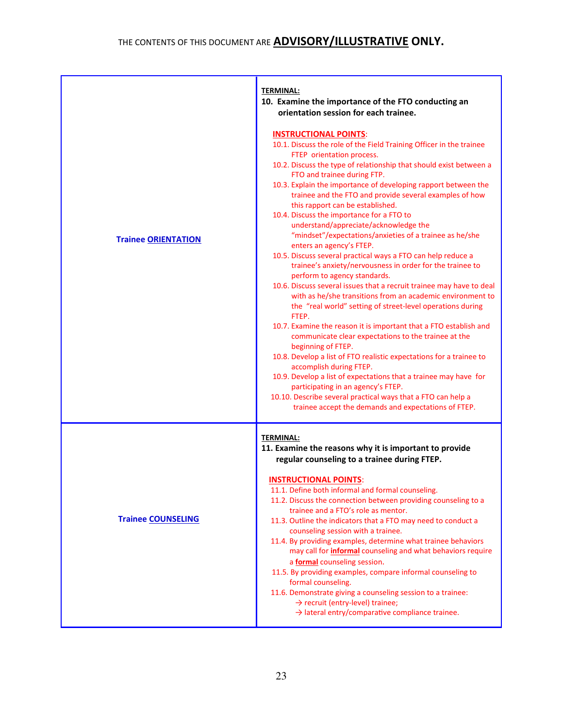THE CONTENTS OF THIS DOCUMENT ARE **ADVISORY/ILLUSTRATIVE** ONLY.

| | |
|---|---|
| **Trainee ORIENTATION** | **TERMINAL:**<br>**10. Examine the importance of the FTO conducting an orientation session for each trainee.**<br><br>**INSTRUCTIONAL POINTS:**<br>10.1. Discuss the role of the Field Training Officer in the trainee FTEP orientation process.<br>10.2. Discuss the type of relationship that should exist between a FTO and trainee during FTP.<br>10.3. Explain the importance of developing rapport between the trainee and the FTO and provide several examples of how this rapport can be established.<br>10.4. Discuss the importance for a FTO to understand/appreciate/acknowledge the "mindset"/expectations/anxieties of a trainee as he/she enters an agency's FTEP.<br>10.5. Discuss several practical ways a FTO can help reduce a trainee's anxiety/nervousness in order for the trainee to perform to agency standards.<br>10.6. Discuss several issues that a recruit trainee may have to deal with as he/she transitions from an academic environment to the "real world" setting of street-level operations during FTEP.<br>10.7. Examine the reason it is important that a FTO establish and communicate clear expectations to the trainee at the beginning of FTEP.<br>10.8. Develop a list of FTO realistic expectations for a trainee to accomplish during FTEP.<br>10.9. Develop a list of expectations that a trainee may have for participating in an agency's FTEP.<br>10.10. Describe several practical ways that a FTO can help a trainee accept the demands and expectations of FTEP. |
| **Trainee COUNSELING** | **TERMINAL:**<br>**11. Examine the reasons why it is important to provide regular counseling to a trainee during FTEP.**<br><br>**INSTRUCTIONAL POINTS:**<br>11.1. Define both informal and formal counseling.<br>11.2. Discuss the connection between providing counseling to a trainee and a FTO's role as mentor.<br>11.3. Outline the indicators that a FTO may need to conduct a counseling session with a trainee.<br>11.4. By providing examples, determine what trainee behaviors may call for **informal** counseling and what behaviors require a **formal** counseling session.<br>11.5. By providing examples, compare informal counseling to formal counseling.<br>11.6. Demonstrate giving a counseling session to a trainee:<br>→ recruit (entry-level) trainee;<br>→ lateral entry/comparative compliance trainee. |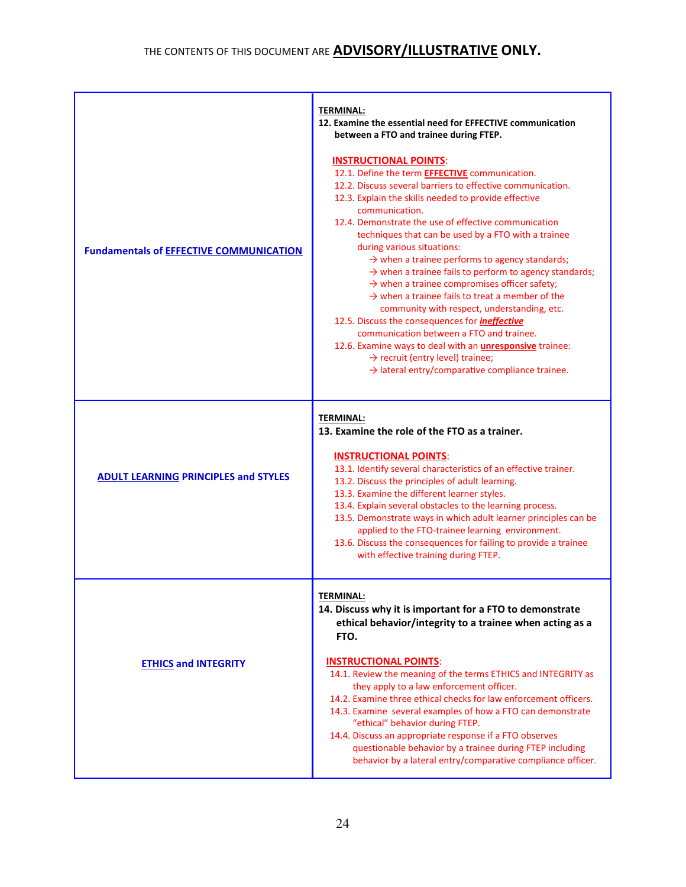THE CONTENTS OF THIS DOCUMENT ARE **ADVISORY/ILLUSTRATIVE ONLY.**

| | |
|---|---|
| **Fundamentals of EFFECTIVE COMMUNICATION** | **TERMINAL:**<br>**12. Examine the essential need for EFFECTIVE communication between a FTO and trainee during FTEP.**<br><br>**INSTRUCTIONAL POINTS:**<br>12.1. Define the term **EFFECTIVE** communication.<br>12.2. Discuss several barriers to effective communication.<br>12.3. Explain the skills needed to provide effective communication.<br>12.4. Demonstrate the use of effective communication techniques that can be used by a FTO with a trainee during various situations:<br>→ when a trainee performs to agency standards;<br>→ when a trainee fails to perform to agency standards;<br>→ when a trainee compromises officer safety;<br>→ when a trainee fails to treat a member of the community with respect, understanding, etc.<br>12.5. Discuss the consequences for ***ineffective*** communication between a FTO and trainee.<br>12.6. Examine ways to deal with an **unresponsive** trainee:<br>→ recruit (entry level) trainee;<br>→ lateral entry/comparative compliance trainee. |
| **ADULT LEARNING PRINCIPLES and STYLES** | **TERMINAL:**<br>**13. Examine the role of the FTO as a trainer.**<br><br>**INSTRUCTIONAL POINTS:**<br>13.1. Identify several characteristics of an effective trainer.<br>13.2. Discuss the principles of adult learning.<br>13.3. Examine the different learner styles.<br>13.4. Explain several obstacles to the learning process.<br>13.5. Demonstrate ways in which adult learner principles can be applied to the FTO-trainee learning environment.<br>13.6. Discuss the consequences for failing to provide a trainee with effective training during FTEP. |
| **ETHICS and INTEGRITY** | **TERMINAL:**<br>**14. Discuss why it is important for a FTO to demonstrate ethical behavior/integrity to a trainee when acting as a FTO.**<br><br>**INSTRUCTIONAL POINTS:**<br>14.1. Review the meaning of the terms ETHICS and INTEGRITY as they apply to a law enforcement officer.<br>14.2. Examine three ethical checks for law enforcement officers.<br>14.3. Examine several examples of how a FTO can demonstrate "ethical" behavior during FTEP.<br>14.4. Discuss an appropriate response if a FTO observes questionable behavior by a trainee during FTEP including behavior by a lateral entry/comparative compliance officer. |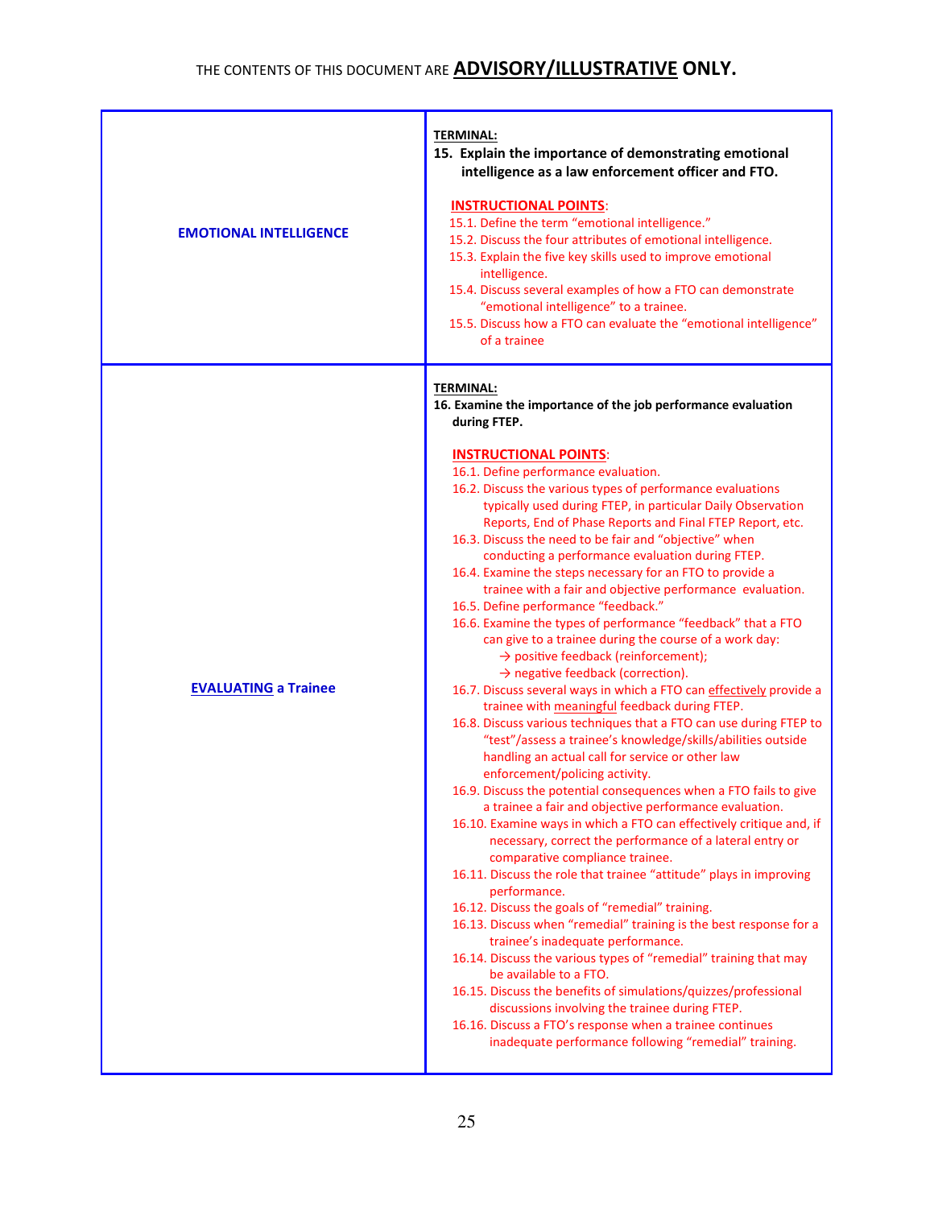THE CONTENTS OF THIS DOCUMENT ARE **ADVISORY/ILLUSTRATIVE ONLY.**

| | |
|---|---|
| **EMOTIONAL INTELLIGENCE** | **TERMINAL:**<br>**15. Explain the importance of demonstrating emotional intelligence as a law enforcement officer and FTO.**<br><br>**INSTRUCTIONAL POINTS**:<br>15.1. Define the term "emotional intelligence."<br>15.2. Discuss the four attributes of emotional intelligence.<br>15.3. Explain the five key skills used to improve emotional intelligence.<br>15.4. Discuss several examples of how a FTO can demonstrate "emotional intelligence" to a trainee.<br>15.5. Discuss how a FTO can evaluate the "emotional intelligence" of a trainee |
| **EVALUATING a Trainee** | **TERMINAL:**<br>**16. Examine the importance of the job performance evaluation during FTEP.**<br><br>**INSTRUCTIONAL POINTS**:<br>16.1. Define performance evaluation.<br>16.2. Discuss the various types of performance evaluations typically used during FTEP, in particular Daily Observation Reports, End of Phase Reports and Final FTEP Report, etc.<br>16.3. Discuss the need to be fair and "objective" when conducting a performance evaluation during FTEP.<br>16.4. Examine the steps necessary for an FTO to provide a trainee with a fair and objective performance evaluation.<br>16.5. Define performance "feedback."<br>16.6. Examine the types of performance "feedback" that a FTO can give to a trainee during the course of a work day:<br>→ positive feedback (reinforcement);<br>→ negative feedback (correction).<br>16.7. Discuss several ways in which a FTO can effectively provide a trainee with meaningful feedback during FTEP.<br>16.8. Discuss various techniques that a FTO can use during FTEP to "test"/assess a trainee's knowledge/skills/abilities outside handling an actual call for service or other law enforcement/policing activity.<br>16.9. Discuss the potential consequences when a FTO fails to give a trainee a fair and objective performance evaluation.<br>16.10. Examine ways in which a FTO can effectively critique and, if necessary, correct the performance of a lateral entry or comparative compliance trainee.<br>16.11. Discuss the role that trainee "attitude" plays in improving performance.<br>16.12. Discuss the goals of "remedial" training.<br>16.13. Discuss when "remedial" training is the best response for a trainee's inadequate performance.<br>16.14. Discuss the various types of "remedial" training that may be available to a FTO.<br>16.15. Discuss the benefits of simulations/quizzes/professional discussions involving the trainee during FTEP.<br>16.16. Discuss a FTO's response when a trainee continues inadequate performance following "remedial" training. |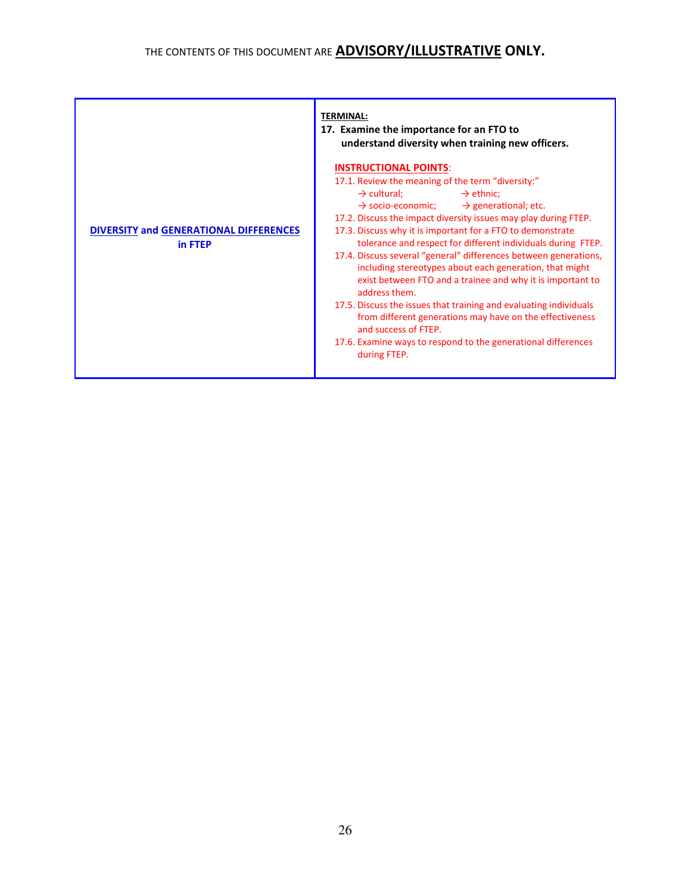THE CONTENTS OF THIS DOCUMENT ARE **ADVISORY/ILLUSTRATIVE ONLY.**

| | |
|---|---|
| **DIVERSITY and GENERATIONAL DIFFERENCES in FTEP** | **TERMINAL:**<br>**17. Examine the importance for an FTO to understand diversity when training new officers.**<br><br>**INSTRUCTIONAL POINTS:**<br>17.1. Review the meaning of the term "diversity:"<br>→ cultural; → ethnic;<br>→ socio-economic; → generational; etc.<br>17.2. Discuss the impact diversity issues may play during FTEP.<br>17.3. Discuss why it is important for a FTO to demonstrate tolerance and respect for different individuals during FTEP.<br>17.4. Discuss several "general" differences between generations, including stereotypes about each generation, that might exist between FTO and a trainee and why it is important to address them.<br>17.5. Discuss the issues that training and evaluating individuals from different generations may have on the effectiveness and success of FTEP.<br>17.6. Examine ways to respond to the generational differences during FTEP. |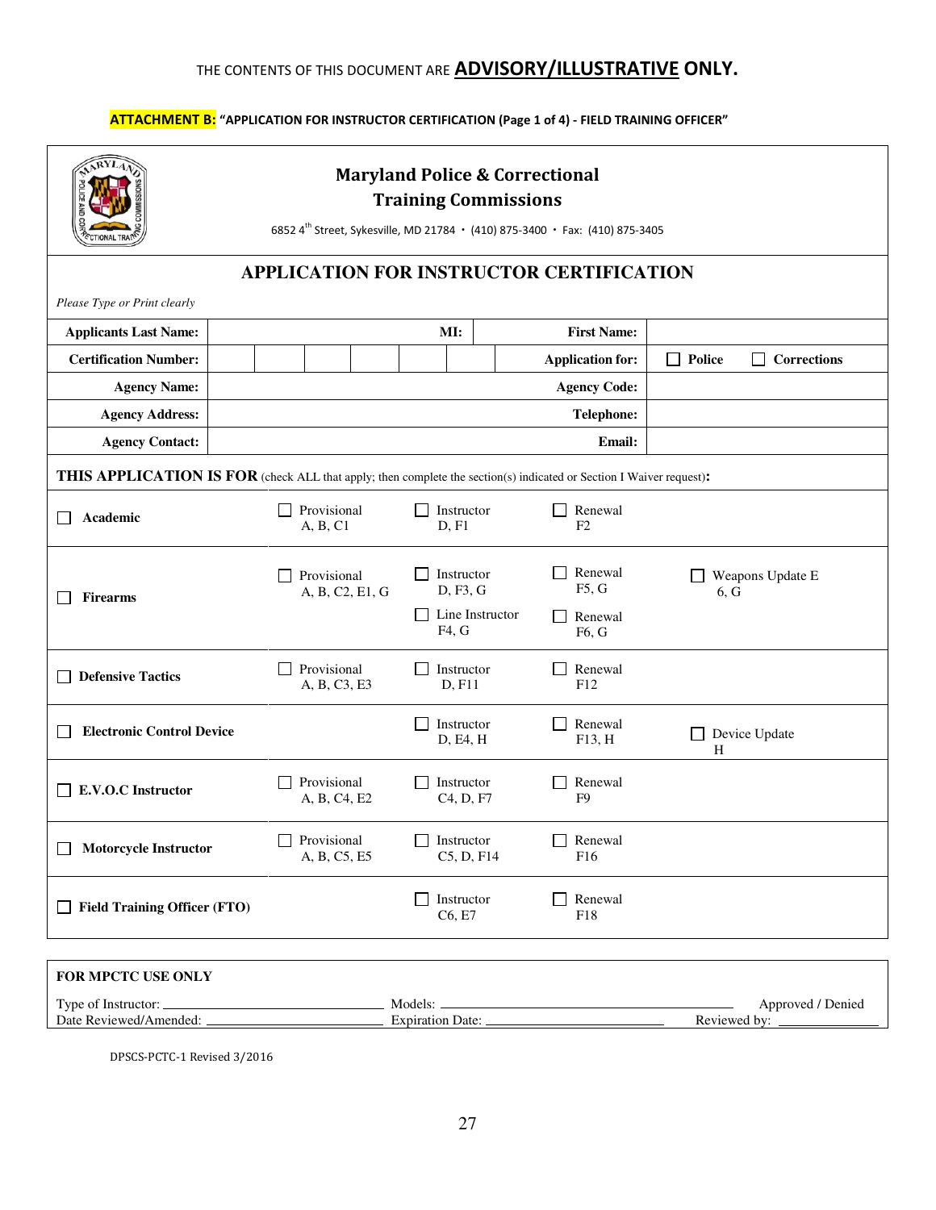THE CONTENTS OF THIS DOCUMENT ARE **ADVISORY/ILLUSTRATIVE ONLY.**

**ATTACHMENT B: "APPLICATION FOR INSTRUCTOR CERTIFICATION (Page 1 of 4) - FIELD TRAINING OFFICER"**

## Maryland Police & Correctional Training Commissions

6852 4th Street, Sykesville, MD 21784 • (410) 875-3400 • Fax: (410) 875-3405

## APPLICATION FOR INSTRUCTOR CERTIFICATION

*Please Type or Print clearly*

| | | | |
|---|---|---|---|
| **Applicants Last Name:** | **MI:** | **First Name:** | |
| **Certification Number:** | | **Application for:** | ☐ **Police** ☐ **Corrections** |
| **Agency Name:** | | **Agency Code:** | |
| **Agency Address:** | | **Telephone:** | |
| **Agency Contact:** | | **Email:** | |

**THIS APPLICATION IS FOR** (check ALL that apply; then complete the section(s) indicated or Section I Waiver request)**:**

| | | | | |
|---|---|---|---|---|
| ☐ **Academic** | ☐ Provisional A, B, C1 | ☐ Instructor D, F1 | ☐ Renewal F2 | |
| ☐ **Firearms** | ☐ Provisional A, B, C2, E1, G | ☐ Instructor D, F3, G<br>☐ Line Instructor F4, G | ☐ Renewal F5, G<br>☐ Renewal F6, G | ☐ Weapons Update E 6, G |
| ☐ **Defensive Tactics** | ☐ Provisional A, B, C3, E3 | ☐ Instructor D, F11 | ☐ Renewal F12 | |
| ☐ **Electronic Control Device** | | ☐ Instructor D, E4, H | ☐ Renewal F13, H | ☐ Device Update H |
| ☐ **E.V.O.C Instructor** | ☐ Provisional A, B, C4, E2 | ☐ Instructor C4, D, F7 | ☐ Renewal F9 | |
| ☐ **Motorcycle Instructor** | ☐ Provisional A, B, C5, E5 | ☐ Instructor C5, D, F14 | ☐ Renewal F16 | |
| ☐ **Field Training Officer (FTO)** | | ☐ Instructor C6, E7 | ☐ Renewal F18 | |

**FOR MPCTC USE ONLY**

Type of Instructor: ______________________ Models: ______________________ Approved / Denied

Date Reviewed/Amended: ______________________ Expiration Date: ______________________ Reviewed by: ______________

DPSCS-PCTC-1 Revised 3/2016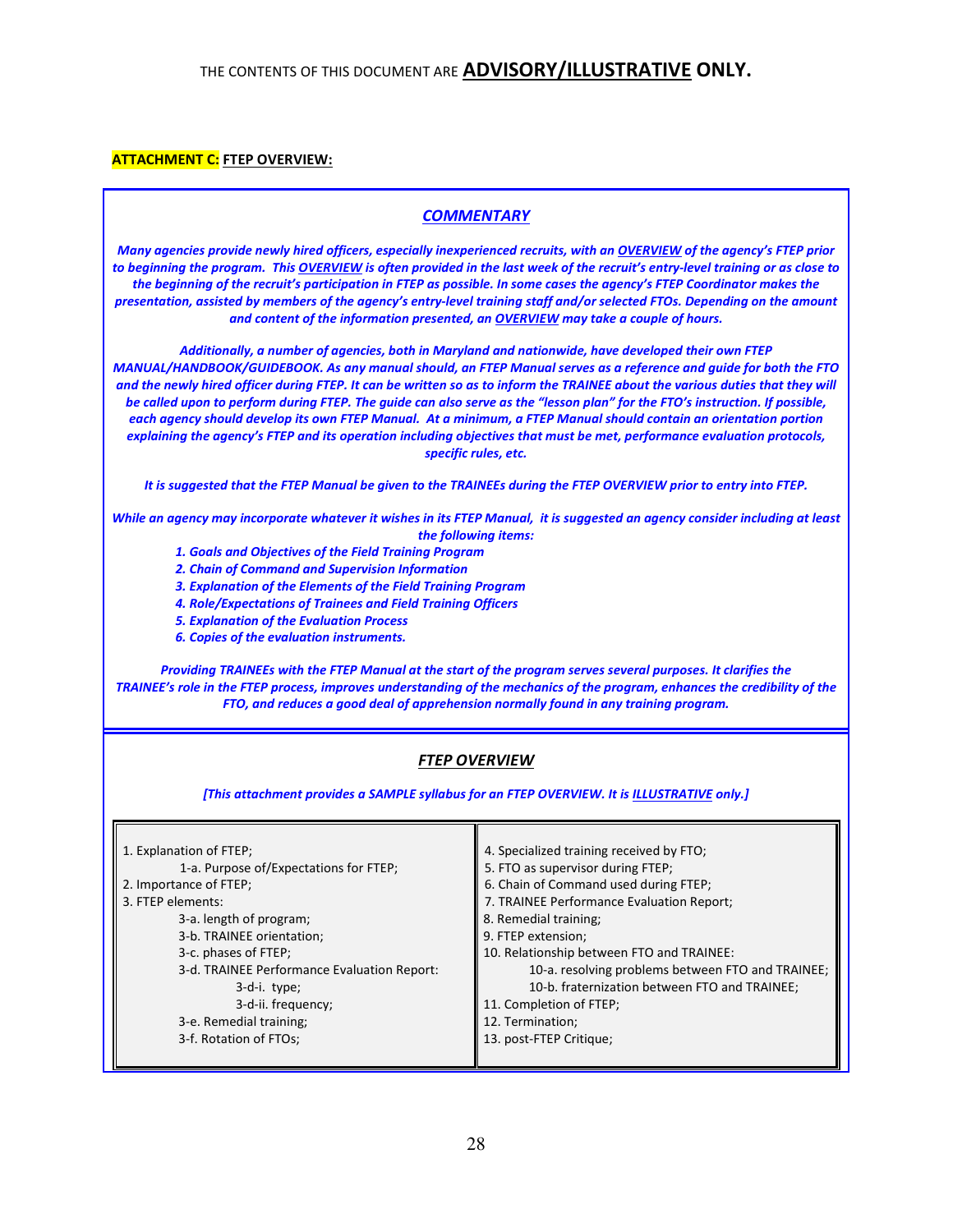THE CONTENTS OF THIS DOCUMENT ARE **ADVISORY/ILLUSTRATIVE ONLY.**

**ATTACHMENT C: FTEP OVERVIEW:**

## *COMMENTARY*

***Many agencies provide newly hired officers, especially inexperienced recruits, with an OVERVIEW of the agency's FTEP prior to beginning the program. This OVERVIEW is often provided in the last week of the recruit's entry-level training or as close to the beginning of the recruit's participation in FTEP as possible. In some cases the agency's FTEP Coordinator makes the presentation, assisted by members of the agency's entry-level training staff and/or selected FTOs. Depending on the amount and content of the information presented, an OVERVIEW may take a couple of hours.***

***Additionally, a number of agencies, both in Maryland and nationwide, have developed their own FTEP MANUAL/HANDBOOK/GUIDEBOOK. As any manual should, an FTEP Manual serves as a reference and guide for both the FTO and the newly hired officer during FTEP. It can be written so as to inform the TRAINEE about the various duties that they will be called upon to perform during FTEP. The guide can also serve as the "lesson plan" for the FTO's instruction. If possible, each agency should develop its own FTEP Manual. At a minimum, a FTEP Manual should contain an orientation portion explaining the agency's FTEP and its operation including objectives that must be met, performance evaluation protocols, specific rules, etc.***

***It is suggested that the FTEP Manual be given to the TRAINEEs during the FTEP OVERVIEW prior to entry into FTEP.***

***While an agency may incorporate whatever it wishes in its FTEP Manual, it is suggested an agency consider including at least the following items:***

1. ***Goals and Objectives of the Field Training Program***
2. ***Chain of Command and Supervision Information***
3. ***Explanation of the Elements of the Field Training Program***
4. ***Role/Expectations of Trainees and Field Training Officers***
5. ***Explanation of the Evaluation Process***
6. ***Copies of the evaluation instruments.***

***Providing TRAINEEs with the FTEP Manual at the start of the program serves several purposes. It clarifies the TRAINEE's role in the FTEP process, improves understanding of the mechanics of the program, enhances the credibility of the FTO, and reduces a good deal of apprehension normally found in any training program.***

## *FTEP OVERVIEW*

***[This attachment provides a SAMPLE syllabus for an FTEP OVERVIEW. It is ILLUSTRATIVE only.]***

1. Explanation of FTEP;
    - 1-a. Purpose of/Expectations for FTEP;
2. Importance of FTEP;
3. FTEP elements:
    - 3-a. length of program;
    - 3-b. TRAINEE orientation;
    - 3-c. phases of FTEP;
    - 3-d. TRAINEE Performance Evaluation Report:
        - 3-d-i. type;
        - 3-d-ii. frequency;
    - 3-e. Remedial training;
    - 3-f. Rotation of FTOs;
4. Specialized training received by FTO;
5. FTO as supervisor during FTEP;
6. Chain of Command used during FTEP;
7. TRAINEE Performance Evaluation Report;
8. Remedial training;
9. FTEP extension;
10. Relationship between FTO and TRAINEE:
    - 10-a. resolving problems between FTO and TRAINEE;
    - 10-b. fraternization between FTO and TRAINEE;
11. Completion of FTEP;
12. Termination;
13. post-FTEP Critique;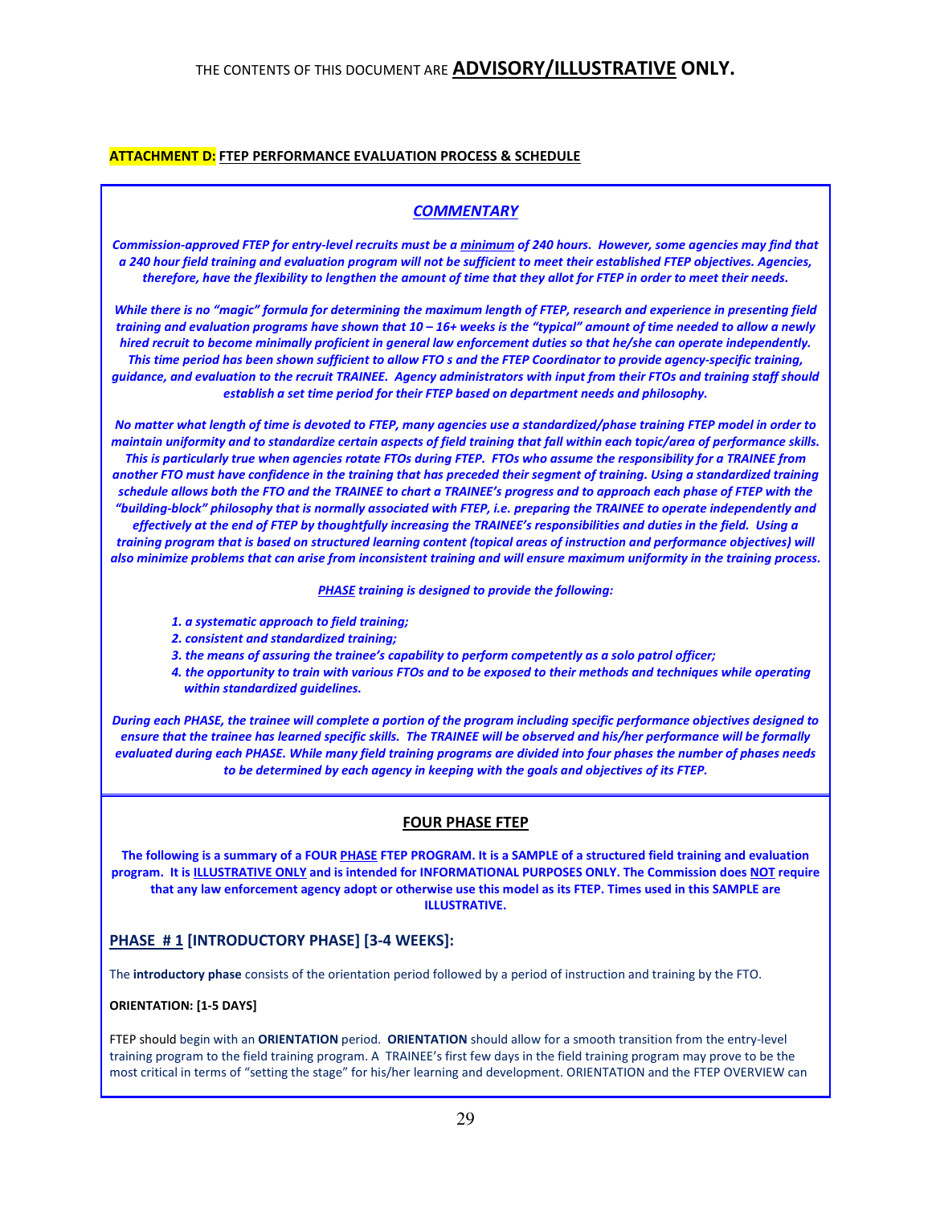THE CONTENTS OF THIS DOCUMENT ARE **ADVISORY/ILLUSTRATIVE ONLY.**

**ATTACHMENT D: FTEP PERFORMANCE EVALUATION PROCESS & SCHEDULE**

## *COMMENTARY*

***Commission-approved FTEP for entry-level recruits must be a minimum of 240 hours. However, some agencies may find that a 240 hour field training and evaluation program will not be sufficient to meet their established FTEP objectives. Agencies, therefore, have the flexibility to lengthen the amount of time that they allot for FTEP in order to meet their needs.***

***While there is no "magic" formula for determining the maximum length of FTEP, research and experience in presenting field training and evaluation programs have shown that 10 – 16+ weeks is the "typical" amount of time needed to allow a newly hired recruit to become minimally proficient in general law enforcement duties so that he/she can operate independently. This time period has been shown sufficient to allow FTO s and the FTEP Coordinator to provide agency-specific training, guidance, and evaluation to the recruit TRAINEE. Agency administrators with input from their FTOs and training staff should establish a set time period for their FTEP based on department needs and philosophy.***

***No matter what length of time is devoted to FTEP, many agencies use a standardized/phase training FTEP model in order to maintain uniformity and to standardize certain aspects of field training that fall within each topic/area of performance skills. This is particularly true when agencies rotate FTOs during FTEP. FTOs who assume the responsibility for a TRAINEE from another FTO must have confidence in the training that has preceded their segment of training. Using a standardized training schedule allows both the FTO and the TRAINEE to chart a TRAINEE's progress and to approach each phase of FTEP with the "building-block" philosophy that is normally associated with FTEP, i.e. preparing the TRAINEE to operate independently and effectively at the end of FTEP by thoughtfully increasing the TRAINEE's responsibilities and duties in the field. Using a training program that is based on structured learning content (topical areas of instruction and performance objectives) will also minimize problems that can arise from inconsistent training and will ensure maximum uniformity in the training process.***

***PHASE training is designed to provide the following:***

1. ***a systematic approach to field training;***
2. ***consistent and standardized training;***
3. ***the means of assuring the trainee's capability to perform competently as a solo patrol officer;***
4. ***the opportunity to train with various FTOs and to be exposed to their methods and techniques while operating within standardized guidelines.***

***During each PHASE, the trainee will complete a portion of the program including specific performance objectives designed to ensure that the trainee has learned specific skills. The TRAINEE will be observed and his/her performance will be formally evaluated during each PHASE. While many field training programs are divided into four phases the number of phases needs to be determined by each agency in keeping with the goals and objectives of its FTEP.***

## FOUR PHASE FTEP

**The following is a summary of a FOUR PHASE FTEP PROGRAM. It is a SAMPLE of a structured field training and evaluation program. It is ILLUSTRATIVE ONLY and is intended for INFORMATIONAL PURPOSES ONLY. The Commission does NOT require that any law enforcement agency adopt or otherwise use this model as its FTEP. Times used in this SAMPLE are ILLUSTRATIVE.**

### PHASE # 1 [INTRODUCTORY PHASE] [3-4 WEEKS]:

The **introductory phase** consists of the orientation period followed by a period of instruction and training by the FTO.

**ORIENTATION: [1-5 DAYS]**

FTEP should begin with an **ORIENTATION** period. **ORIENTATION** should allow for a smooth transition from the entry-level training program to the field training program. A TRAINEE's first few days in the field training program may prove to be the most critical in terms of "setting the stage" for his/her learning and development. ORIENTATION and the FTEP OVERVIEW can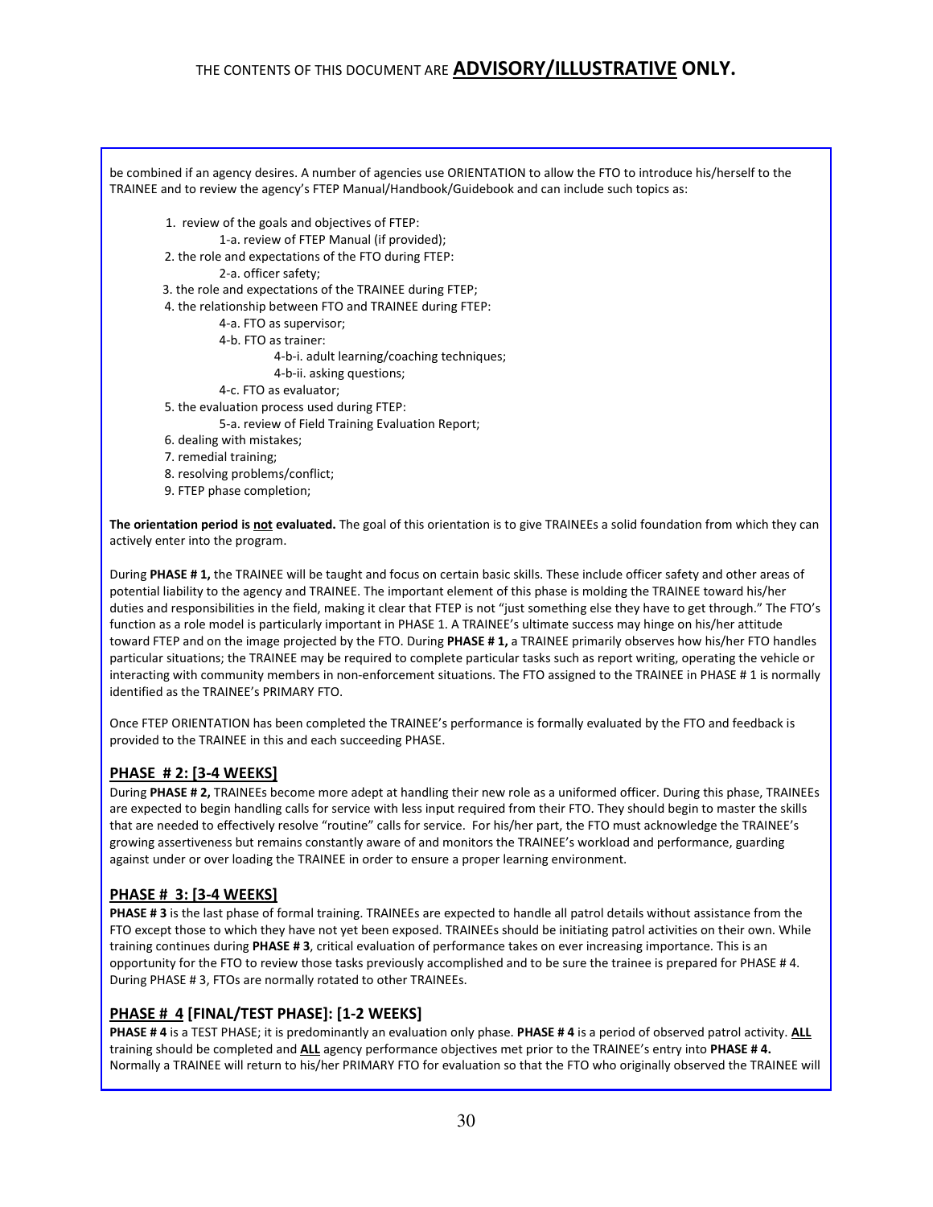be combined if an agency desires. A number of agencies use ORIENTATION to allow the FTO to introduce his/herself to the TRAINEE and to review the agency's FTEP Manual/Handbook/Guidebook and can include such topics as:

1. review of the goals and objectives of FTEP:
    - 1-a. review of FTEP Manual (if provided);
2. the role and expectations of the FTO during FTEP:
    - 2-a. officer safety;
3. the role and expectations of the TRAINEE during FTEP;
4. the relationship between FTO and TRAINEE during FTEP:
    - 4-a. FTO as supervisor;
    - 4-b. FTO as trainer:
        - 4-b-i. adult learning/coaching techniques;
        - 4-b-ii. asking questions;
    - 4-c. FTO as evaluator;
5. the evaluation process used during FTEP:
    - 5-a. review of Field Training Evaluation Report;
6. dealing with mistakes;
7. remedial training;
8. resolving problems/conflict;
9. FTEP phase completion;

**The orientation period is <u>not</u> evaluated.** The goal of this orientation is to give TRAINEEs a solid foundation from which they can actively enter into the program.

During **PHASE # 1,** the TRAINEE will be taught and focus on certain basic skills. These include officer safety and other areas of potential liability to the agency and TRAINEE. The important element of this phase is molding the TRAINEE toward his/her duties and responsibilities in the field, making it clear that FTEP is not "just something else they have to get through." The FTO's function as a role model is particularly important in PHASE 1. A TRAINEE's ultimate success may hinge on his/her attitude toward FTEP and on the image projected by the FTO. During **PHASE # 1,** a TRAINEE primarily observes how his/her FTO handles particular situations; the TRAINEE may be required to complete particular tasks such as report writing, operating the vehicle or interacting with community members in non-enforcement situations. The FTO assigned to the TRAINEE in PHASE # 1 is normally identified as the TRAINEE's PRIMARY FTO.

Once FTEP ORIENTATION has been completed the TRAINEE's performance is formally evaluated by the FTO and feedback is provided to the TRAINEE in this and each succeeding PHASE.

## <u>PHASE # 2: [3-4 WEEKS]</u>

During **PHASE # 2,** TRAINEEs become more adept at handling their new role as a uniformed officer. During this phase, TRAINEEs are expected to begin handling calls for service with less input required from their FTO. They should begin to master the skills that are needed to effectively resolve "routine" calls for service. For his/her part, the FTO must acknowledge the TRAINEE's growing assertiveness but remains constantly aware of and monitors the TRAINEE's workload and performance, guarding against under or over loading the TRAINEE in order to ensure a proper learning environment.

## <u>PHASE # 3: [3-4 WEEKS]</u>

**PHASE # 3** is the last phase of formal training. TRAINEEs are expected to handle all patrol details without assistance from the FTO except those to which they have not yet been exposed. TRAINEEs should be initiating patrol activities on their own. While training continues during **PHASE # 3**, critical evaluation of performance takes on ever increasing importance. This is an opportunity for the FTO to review those tasks previously accomplished and to be sure the trainee is prepared for PHASE # 4. During PHASE # 3, FTOs are normally rotated to other TRAINEEs.

## <u>PHASE # 4</u> [FINAL/TEST PHASE]: [1-2 WEEKS]

**PHASE # 4** is a TEST PHASE; it is predominantly an evaluation only phase. **PHASE # 4** is a period of observed patrol activity. **<u>ALL</u>** training should be completed and **<u>ALL</u>** agency performance objectives met prior to the TRAINEE's entry into **PHASE # 4.** Normally a TRAINEE will return to his/her PRIMARY FTO for evaluation so that the FTO who originally observed the TRAINEE will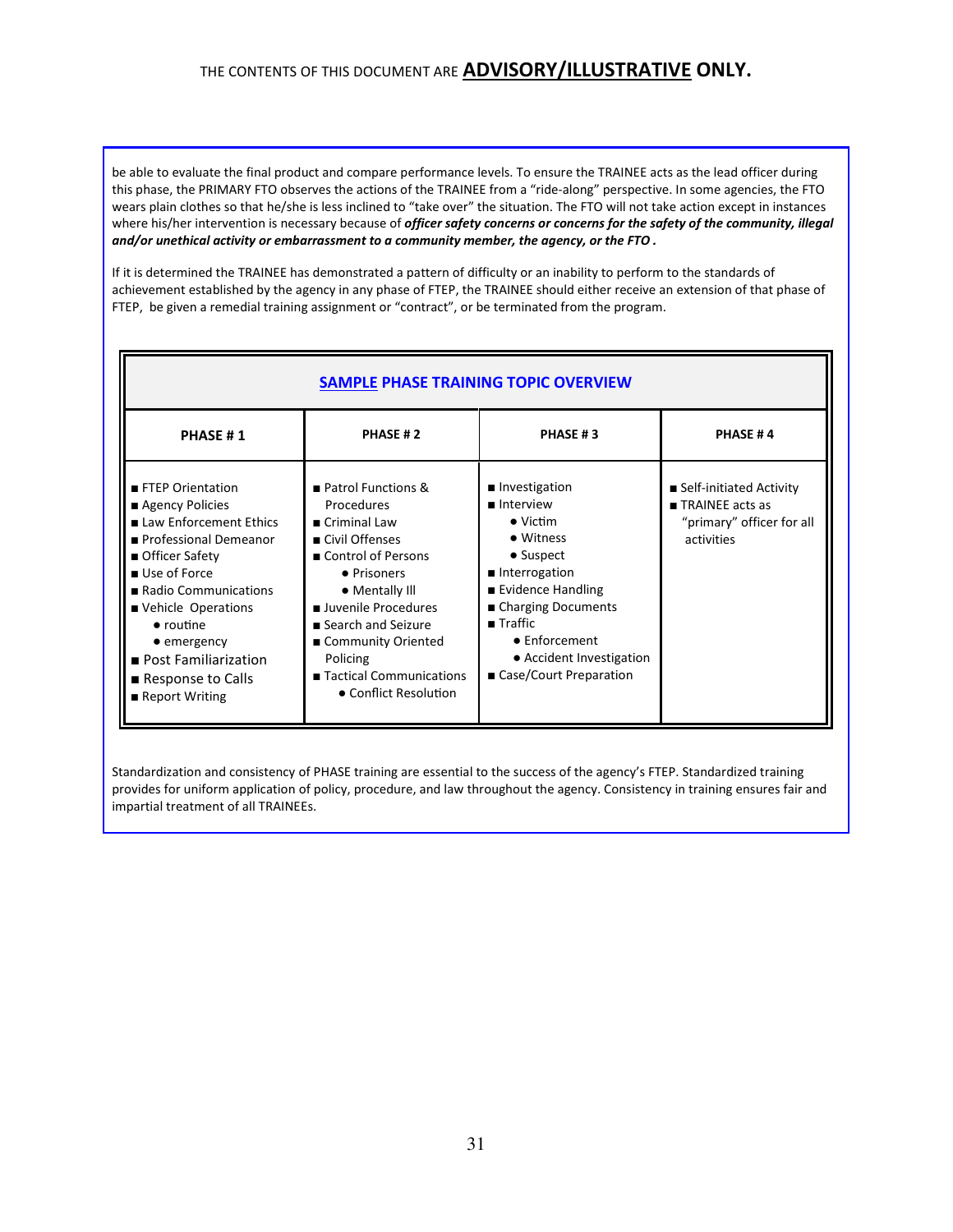THE CONTENTS OF THIS DOCUMENT ARE **ADVISORY/ILLUSTRATIVE ONLY.**

be able to evaluate the final product and compare performance levels. To ensure the TRAINEE acts as the lead officer during this phase, the PRIMARY FTO observes the actions of the TRAINEE from a "ride-along" perspective. In some agencies, the FTO wears plain clothes so that he/she is less inclined to "take over" the situation. The FTO will not take action except in instances where his/her intervention is necessary because of ***officer safety concerns or concerns for the safety of the community, illegal and/or unethical activity or embarrassment to a community member, the agency, or the FTO .***

If it is determined the TRAINEE has demonstrated a pattern of difficulty or an inability to perform to the standards of achievement established by the agency in any phase of FTEP, the TRAINEE should either receive an extension of that phase of FTEP, be given a remedial training assignment or "contract", or be terminated from the program.

**SAMPLE PHASE TRAINING TOPIC OVERVIEW**

| PHASE # 1 | PHASE # 2 | PHASE # 3 | PHASE # 4 |
|---|---|---|---|
| ■ FTEP Orientation<br>■ Agency Policies<br>■ Law Enforcement Ethics<br>■ Professional Demeanor<br>■ Officer Safety<br>■ Use of Force<br>■ Radio Communications<br>■ Vehicle Operations<br>● routine<br>● emergency<br>■ Post Familiarization<br>■ Response to Calls<br>■ Report Writing | ■ Patrol Functions & Procedures<br>■ Criminal Law<br>■ Civil Offenses<br>■ Control of Persons<br>● Prisoners<br>● Mentally Ill<br>■ Juvenile Procedures<br>■ Search and Seizure<br>■ Community Oriented Policing<br>■ Tactical Communications<br>● Conflict Resolution | ■ Investigation<br>■ Interview<br>● Victim<br>● Witness<br>● Suspect<br>■ Interrogation<br>■ Evidence Handling<br>■ Charging Documents<br>■ Traffic<br>● Enforcement<br>● Accident Investigation<br>■ Case/Court Preparation | ■ Self-initiated Activity<br>■ TRAINEE acts as "primary" officer for all activities |

Standardization and consistency of PHASE training are essential to the success of the agency's FTEP. Standardized training provides for uniform application of policy, procedure, and law throughout the agency. Consistency in training ensures fair and impartial treatment of all TRAINEEs.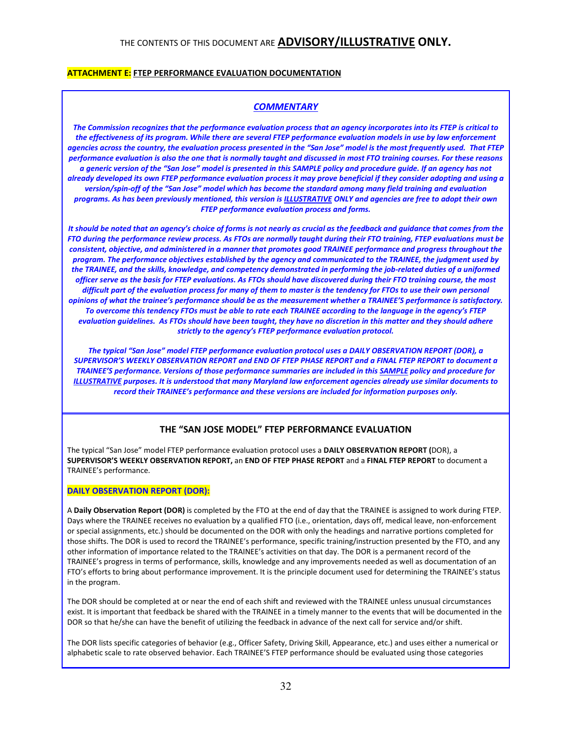THE CONTENTS OF THIS DOCUMENT ARE **ADVISORY/ILLUSTRATIVE ONLY.**

**ATTACHMENT E: FTEP PERFORMANCE EVALUATION DOCUMENTATION**

## *COMMENTARY*

***The Commission recognizes that the performance evaluation process that an agency incorporates into its FTEP is critical to the effectiveness of its program. While there are several FTEP performance evaluation models in use by law enforcement agencies across the country, the evaluation process presented in the "San Jose" model is the most frequently used. That FTEP performance evaluation is also the one that is normally taught and discussed in most FTO training courses. For these reasons a generic version of the "San Jose" model is presented in this SAMPLE policy and procedure guide. If an agency has not already developed its own FTEP performance evaluation process it may prove beneficial if they consider adopting and using a version/spin-off of the "San Jose" model which has become the standard among many field training and evaluation programs. As has been previously mentioned, this version is ILLUSTRATIVE ONLY and agencies are free to adopt their own FTEP performance evaluation process and forms.***

***It should be noted that an agency's choice of forms is not nearly as crucial as the feedback and guidance that comes from the FTO during the performance review process. As FTOs are normally taught during their FTO training, FTEP evaluations must be consistent, objective, and administered in a manner that promotes good TRAINEE performance and progress throughout the program. The performance objectives established by the agency and communicated to the TRAINEE, the judgment used by the TRAINEE, and the skills, knowledge, and competency demonstrated in performing the job-related duties of a uniformed officer serve as the basis for FTEP evaluations. As FTOs should have discovered during their FTO training course, the most difficult part of the evaluation process for many of them to master is the tendency for FTOs to use their own personal opinions of what the trainee's performance should be as the measurement whether a TRAINEE'S performance is satisfactory. To overcome this tendency FTOs must be able to rate each TRAINEE according to the language in the agency's FTEP evaluation guidelines. As FTOs should have been taught, they have no discretion in this matter and they should adhere strictly to the agency's FTEP performance evaluation protocol.***

***The typical "San Jose" model FTEP performance evaluation protocol uses a DAILY OBSERVATION REPORT (DOR), a SUPERVISOR'S WEEKLY OBSERVATION REPORT and END OF FTEP PHASE REPORT and a FINAL FTEP REPORT to document a TRAINEE'S performance. Versions of those performance summaries are included in this SAMPLE policy and procedure for ILLUSTRATIVE purposes. It is understood that many Maryland law enforcement agencies already use similar documents to record their TRAINEE's performance and these versions are included for information purposes only.***

## THE "SAN JOSE MODEL" FTEP PERFORMANCE EVALUATION

The typical "San Jose" model FTEP performance evaluation protocol uses a **DAILY OBSERVATION REPORT (**DOR), a **SUPERVISOR'S WEEKLY OBSERVATION REPORT,** an **END OF FTEP PHASE REPORT** and a **FINAL FTEP REPORT** to document a TRAINEE's performance.

**DAILY OBSERVATION REPORT (DOR):**

A **Daily Observation Report (DOR)** is completed by the FTO at the end of day that the TRAINEE is assigned to work during FTEP. Days where the TRAINEE receives no evaluation by a qualified FTO (i.e., orientation, days off, medical leave, non-enforcement or special assignments, etc.) should be documented on the DOR with only the headings and narrative portions completed for those shifts. The DOR is used to record the TRAINEE's performance, specific training/instruction presented by the FTO, and any other information of importance related to the TRAINEE's activities on that day. The DOR is a permanent record of the TRAINEE's progress in terms of performance, skills, knowledge and any improvements needed as well as documentation of an FTO's efforts to bring about performance improvement. It is the principle document used for determining the TRAINEE's status in the program.

The DOR should be completed at or near the end of each shift and reviewed with the TRAINEE unless unusual circumstances exist. It is important that feedback be shared with the TRAINEE in a timely manner to the events that will be documented in the DOR so that he/she can have the benefit of utilizing the feedback in advance of the next call for service and/or shift.

The DOR lists specific categories of behavior (e.g., Officer Safety, Driving Skill, Appearance, etc.) and uses either a numerical or alphabetic scale to rate observed behavior. Each TRAINEE'S FTEP performance should be evaluated using those categories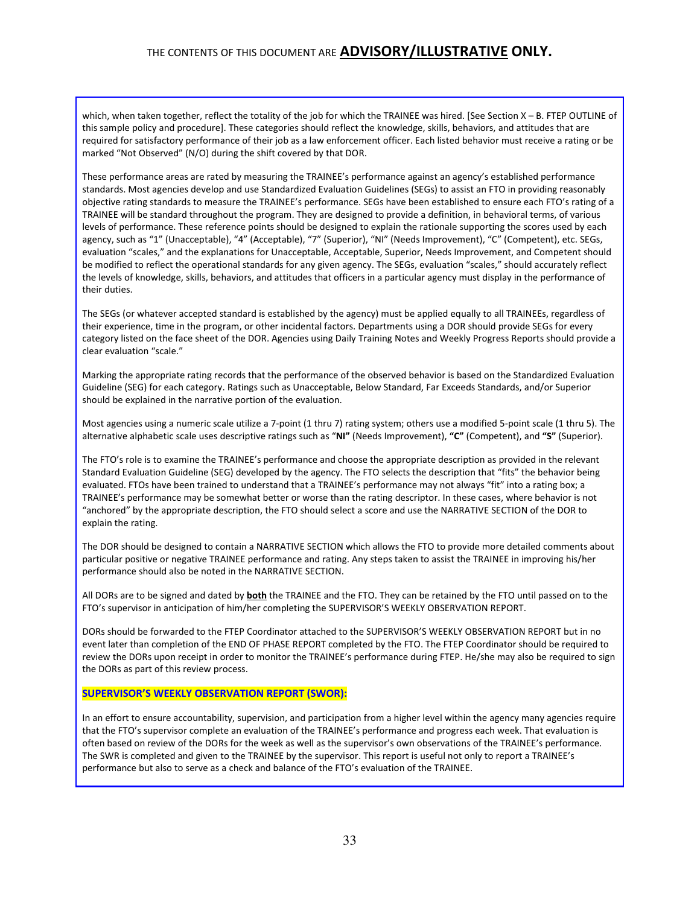THE CONTENTS OF THIS DOCUMENT ARE **ADVISORY/ILLUSTRATIVE ONLY.**

which, when taken together, reflect the totality of the job for which the TRAINEE was hired. [See Section X – B. FTEP OUTLINE of this sample policy and procedure]. These categories should reflect the knowledge, skills, behaviors, and attitudes that are required for satisfactory performance of their job as a law enforcement officer. Each listed behavior must receive a rating or be marked "Not Observed" (N/O) during the shift covered by that DOR.

These performance areas are rated by measuring the TRAINEE's performance against an agency's established performance standards. Most agencies develop and use Standardized Evaluation Guidelines (SEGs) to assist an FTO in providing reasonably objective rating standards to measure the TRAINEE's performance. SEGs have been established to ensure each FTO's rating of a TRAINEE will be standard throughout the program. They are designed to provide a definition, in behavioral terms, of various levels of performance. These reference points should be designed to explain the rationale supporting the scores used by each agency, such as "1" (Unacceptable), "4" (Acceptable), "7" (Superior), "NI" (Needs Improvement), "C" (Competent), etc. SEGs, evaluation "scales," and the explanations for Unacceptable, Acceptable, Superior, Needs Improvement, and Competent should be modified to reflect the operational standards for any given agency. The SEGs, evaluation "scales," should accurately reflect the levels of knowledge, skills, behaviors, and attitudes that officers in a particular agency must display in the performance of their duties.

The SEGs (or whatever accepted standard is established by the agency) must be applied equally to all TRAINEEs, regardless of their experience, time in the program, or other incidental factors. Departments using a DOR should provide SEGs for every category listed on the face sheet of the DOR. Agencies using Daily Training Notes and Weekly Progress Reports should provide a clear evaluation "scale."

Marking the appropriate rating records that the performance of the observed behavior is based on the Standardized Evaluation Guideline (SEG) for each category. Ratings such as Unacceptable, Below Standard, Far Exceeds Standards, and/or Superior should be explained in the narrative portion of the evaluation.

Most agencies using a numeric scale utilize a 7-point (1 thru 7) rating system; others use a modified 5-point scale (1 thru 5). The alternative alphabetic scale uses descriptive ratings such as "**NI"** (Needs Improvement), **"C"** (Competent), and **"S"** (Superior).

The FTO's role is to examine the TRAINEE's performance and choose the appropriate description as provided in the relevant Standard Evaluation Guideline (SEG) developed by the agency. The FTO selects the description that "fits" the behavior being evaluated. FTOs have been trained to understand that a TRAINEE's performance may not always "fit" into a rating box; a TRAINEE's performance may be somewhat better or worse than the rating descriptor. In these cases, where behavior is not "anchored" by the appropriate description, the FTO should select a score and use the NARRATIVE SECTION of the DOR to explain the rating.

The DOR should be designed to contain a NARRATIVE SECTION which allows the FTO to provide more detailed comments about particular positive or negative TRAINEE performance and rating. Any steps taken to assist the TRAINEE in improving his/her performance should also be noted in the NARRATIVE SECTION.

All DORs are to be signed and dated by **both** the TRAINEE and the FTO. They can be retained by the FTO until passed on to the FTO's supervisor in anticipation of him/her completing the SUPERVISOR'S WEEKLY OBSERVATION REPORT.

DORs should be forwarded to the FTEP Coordinator attached to the SUPERVISOR'S WEEKLY OBSERVATION REPORT but in no event later than completion of the END OF PHASE REPORT completed by the FTO. The FTEP Coordinator should be required to review the DORs upon receipt in order to monitor the TRAINEE's performance during FTEP. He/she may also be required to sign the DORs as part of this review process.

**SUPERVISOR'S WEEKLY OBSERVATION REPORT (SWOR):**

In an effort to ensure accountability, supervision, and participation from a higher level within the agency many agencies require that the FTO's supervisor complete an evaluation of the TRAINEE's performance and progress each week. That evaluation is often based on review of the DORs for the week as well as the supervisor's own observations of the TRAINEE's performance. The SWR is completed and given to the TRAINEE by the supervisor. This report is useful not only to report a TRAINEE's performance but also to serve as a check and balance of the FTO's evaluation of the TRAINEE.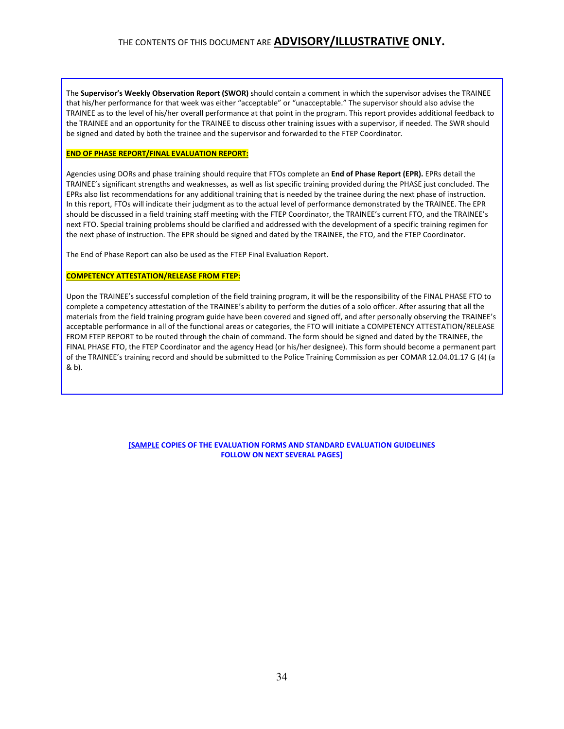THE CONTENTS OF THIS DOCUMENT ARE **ADVISORY/ILLUSTRATIVE ONLY.**

The **Supervisor's Weekly Observation Report (SWOR)** should contain a comment in which the supervisor advises the TRAINEE that his/her performance for that week was either "acceptable" or "unacceptable." The supervisor should also advise the TRAINEE as to the level of his/her overall performance at that point in the program. This report provides additional feedback to the TRAINEE and an opportunity for the TRAINEE to discuss other training issues with a supervisor, if needed. The SWR should be signed and dated by both the trainee and the supervisor and forwarded to the FTEP Coordinator.

**END OF PHASE REPORT/FINAL EVALUATION REPORT:**

Agencies using DORs and phase training should require that FTOs complete an **End of Phase Report (EPR).** EPRs detail the TRAINEE's significant strengths and weaknesses, as well as list specific training provided during the PHASE just concluded. The EPRs also list recommendations for any additional training that is needed by the trainee during the next phase of instruction. In this report, FTOs will indicate their judgment as to the actual level of performance demonstrated by the TRAINEE. The EPR should be discussed in a field training staff meeting with the FTEP Coordinator, the TRAINEE's current FTO, and the TRAINEE's next FTO. Special training problems should be clarified and addressed with the development of a specific training regimen for the next phase of instruction. The EPR should be signed and dated by the TRAINEE, the FTO, and the FTEP Coordinator.

The End of Phase Report can also be used as the FTEP Final Evaluation Report.

**COMPETENCY ATTESTATION/RELEASE FROM FTEP:**

Upon the TRAINEE's successful completion of the field training program, it will be the responsibility of the FINAL PHASE FTO to complete a competency attestation of the TRAINEE's ability to perform the duties of a solo officer. After assuring that all the materials from the field training program guide have been covered and signed off, and after personally observing the TRAINEE's acceptable performance in all of the functional areas or categories, the FTO will initiate a COMPETENCY ATTESTATION/RELEASE FROM FTEP REPORT to be routed through the chain of command. The form should be signed and dated by the TRAINEE, the FINAL PHASE FTO, the FTEP Coordinator and the agency Head (or his/her designee). This form should become a permanent part of the TRAINEE's training record and should be submitted to the Police Training Commission as per COMAR 12.04.01.17 G (4) (a & b).

**[SAMPLE COPIES OF THE EVALUATION FORMS AND STANDARD EVALUATION GUIDELINES FOLLOW ON NEXT SEVERAL PAGES]**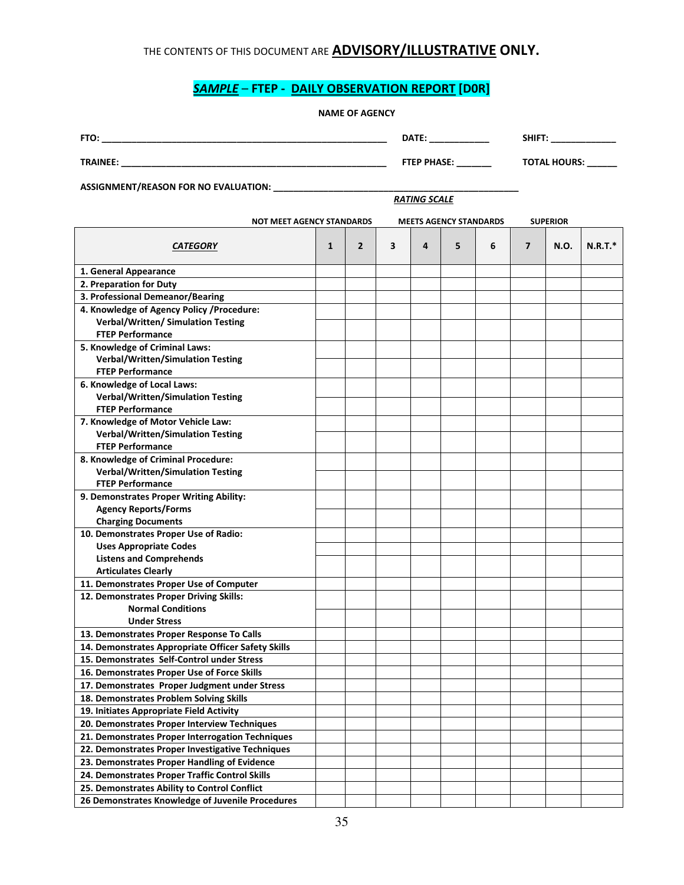THE CONTENTS OF THIS DOCUMENT ARE **ADVISORY/ILLUSTRATIVE ONLY.**

## ***SAMPLE*** – **FTEP - DAILY OBSERVATION REPORT [D0R]**

**NAME OF AGENCY**

**FTO:** ______________________________ **DATE:** ____________ **SHIFT:** _____________

**TRAINEE:** ______________________________ **FTEP PHASE:** _______ **TOTAL HOURS:** ______

**ASSIGNMENT/REASON FOR NO EVALUATION:** ____________________________________________

***RATING SCALE***

| | NOT MEET AGENCY STANDARDS | | | MEETS AGENCY STANDARDS | | | SUPERIOR | | |
|---|---|---|---|---|---|---|---|---|---|
| ***CATEGORY*** | **1** | **2** | **3** | **4** | **5** | **6** | **7** | **N.O.** | **N.R.T.*** |
| **1. General Appearance** | | | | | | | | | |
| **2. Preparation for Duty** | | | | | | | | | |
| **3. Professional Demeanor/Bearing** | | | | | | | | | |
| **4. Knowledge of Agency Policy /Procedure:** | | | | | | | | | |
| **Verbal/Written/ Simulation Testing** | | | | | | | | | |
| **FTEP Performance** | | | | | | | | | |
| **5. Knowledge of Criminal Laws:** | | | | | | | | | |
| **Verbal/Written/Simulation Testing** | | | | | | | | | |
| **FTEP Performance** | | | | | | | | | |
| **6. Knowledge of Local Laws:** | | | | | | | | | |
| **Verbal/Written/Simulation Testing** | | | | | | | | | |
| **FTEP Performance** | | | | | | | | | |
| **7. Knowledge of Motor Vehicle Law:** | | | | | | | | | |
| **Verbal/Written/Simulation Testing** | | | | | | | | | |
| **FTEP Performance** | | | | | | | | | |
| **8. Knowledge of Criminal Procedure:** | | | | | | | | | |
| **Verbal/Written/Simulation Testing** | | | | | | | | | |
| **FTEP Performance** | | | | | | | | | |
| **9. Demonstrates Proper Writing Ability:** | | | | | | | | | |
| **Agency Reports/Forms** | | | | | | | | | |
| **Charging Documents** | | | | | | | | | |
| **10. Demonstrates Proper Use of Radio:** | | | | | | | | | |
| **Uses Appropriate Codes** | | | | | | | | | |
| **Listens and Comprehends** | | | | | | | | | |
| **Articulates Clearly** | | | | | | | | | |
| **11. Demonstrates Proper Use of Computer** | | | | | | | | | |
| **12. Demonstrates Proper Driving Skills:** | | | | | | | | | |
| **Normal Conditions** | | | | | | | | | |
| **Under Stress** | | | | | | | | | |
| **13. Demonstrates Proper Response To Calls** | | | | | | | | | |
| **14. Demonstrates Appropriate Officer Safety Skills** | | | | | | | | | |
| **15. Demonstrates Self-Control under Stress** | | | | | | | | | |
| **16. Demonstrates Proper Use of Force Skills** | | | | | | | | | |
| **17. Demonstrates Proper Judgment under Stress** | | | | | | | | | |
| **18. Demonstrates Problem Solving Skills** | | | | | | | | | |
| **19. Initiates Appropriate Field Activity** | | | | | | | | | |
| **20. Demonstrates Proper Interview Techniques** | | | | | | | | | |
| **21. Demonstrates Proper Interrogation Techniques** | | | | | | | | | |
| **22. Demonstrates Proper Investigative Techniques** | | | | | | | | | |
| **23. Demonstrates Proper Handling of Evidence** | | | | | | | | | |
| **24. Demonstrates Proper Traffic Control Skills** | | | | | | | | | |
| **25. Demonstrates Ability to Control Conflict** | | | | | | | | | |
| **26 Demonstrates Knowledge of Juvenile Procedures** | | | | | | | | | |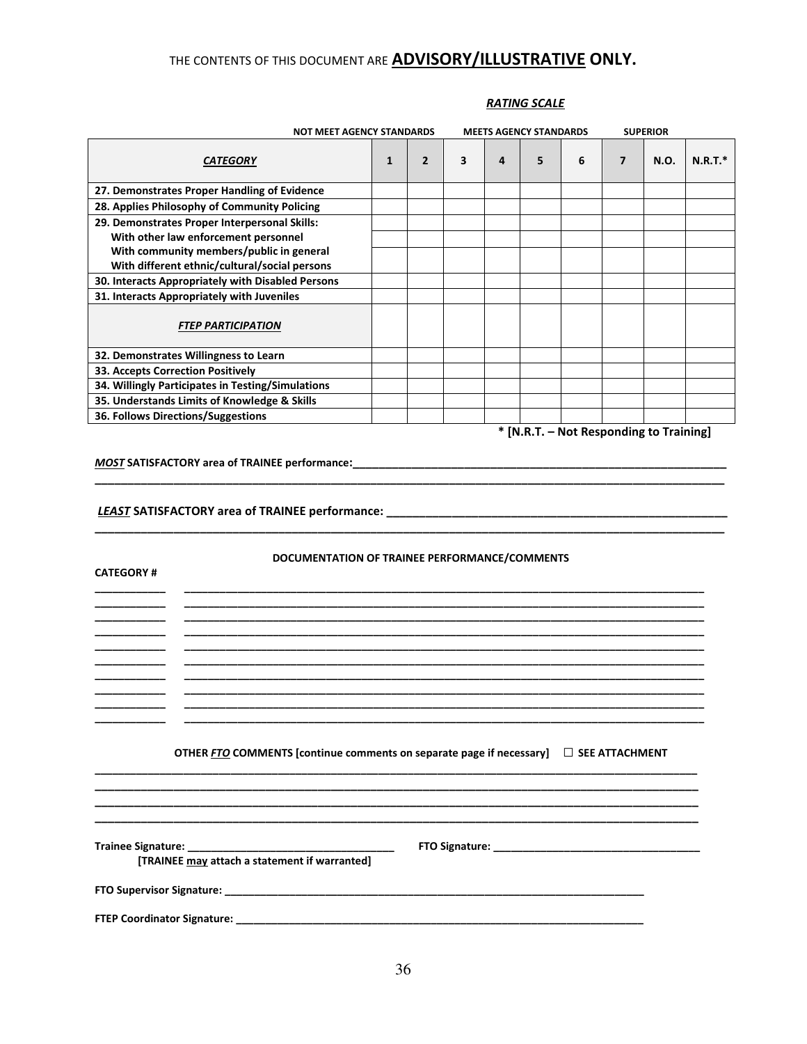THE CONTENTS OF THIS DOCUMENT ARE **ADVISORY/ILLUSTRATIVE ONLY.**

***RATING SCALE***

| | NOT MEET AGENCY STANDARDS | | MEETS AGENCY STANDARDS | | | | SUPERIOR | | |
|---|---|---|---|---|---|---|---|---|---|
| ***CATEGORY*** | **1** | **2** | **3** | **4** | **5** | **6** | **7** | **N.O.** | **N.R.T.*** |
| **27. Demonstrates Proper Handling of Evidence** | | | | | | | | | |
| **28. Applies Philosophy of Community Policing** | | | | | | | | | |
| **29. Demonstrates Proper Interpersonal Skills:** | | | | | | | | | |
| **With other law enforcement personnel** | | | | | | | | | |
| **With community members/public in general** | | | | | | | | | |
| **With different ethnic/cultural/social persons** | | | | | | | | | |
| **30. Interacts Appropriately with Disabled Persons** | | | | | | | | | |
| **31. Interacts Appropriately with Juveniles** | | | | | | | | | |
| ***FTEP PARTICIPATION*** | | | | | | | | | |
| **32. Demonstrates Willingness to Learn** | | | | | | | | | |
| **33. Accepts Correction Positively** | | | | | | | | | |
| **34. Willingly Participates in Testing/Simulations** | | | | | | | | | |
| **35. Understands Limits of Knowledge & Skills** | | | | | | | | | |
| **36. Follows Directions/Suggestions** | | | | | | | | | |

**\* [N.R.T. – Not Responding to Training]**

***MOST*** **SATISFACTORY area of TRAINEE performance:**______________________________________________________________
_____________________________________________________________________________________________

***LEAST*** **SATISFACTORY area of TRAINEE performance:** _____________________________________________________
_____________________________________________________________________________________________

**DOCUMENTATION OF TRAINEE PERFORMANCE/COMMENTS**

**CATEGORY #**

___________ _________________________________________________________________________________
___________ _________________________________________________________________________________
___________ _________________________________________________________________________________
___________ _________________________________________________________________________________
___________ _________________________________________________________________________________
___________ _________________________________________________________________________________
___________ _________________________________________________________________________________
___________ _________________________________________________________________________________
___________ _________________________________________________________________________________
___________ _________________________________________________________________________________

**OTHER *FTO* COMMENTS [continue comments on separate page if necessary]** ☐ **SEE ATTACHMENT**

_____________________________________________________________________________________________
_____________________________________________________________________________________________
_____________________________________________________________________________________________
_____________________________________________________________________________________________

**Trainee Signature:** ________________________________ **FTO Signature:** ________________________________
**[TRAINEE may attach a statement if warranted]**

**FTO Supervisor Signature:** _______________________________________________________________________

**FTEP Coordinator Signature:** ____________________________________________________________________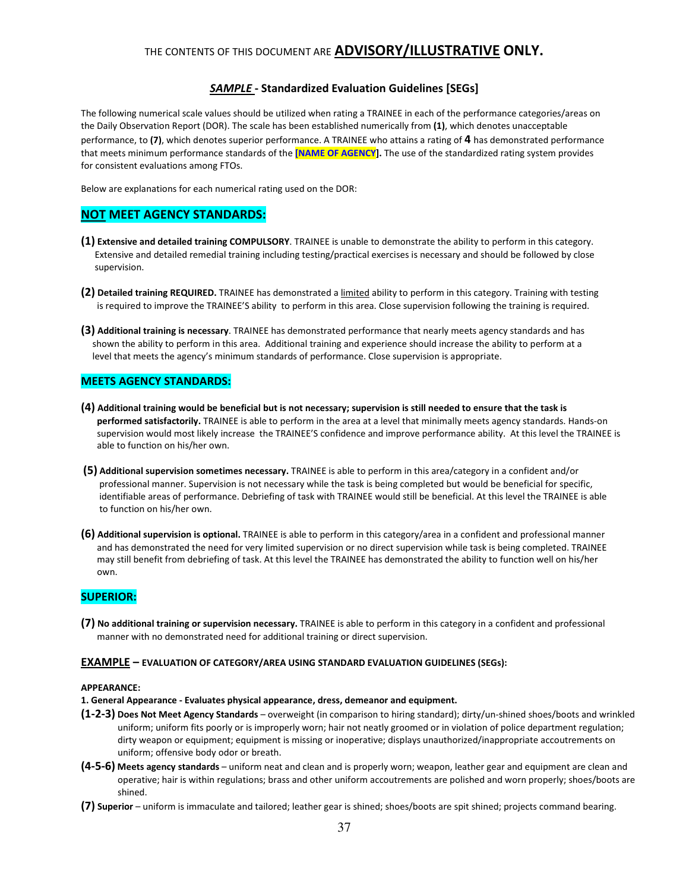THE CONTENTS OF THIS DOCUMENT ARE **ADVISORY/ILLUSTRATIVE ONLY.**

## ***SAMPLE*** **- Standardized Evaluation Guidelines [SEGs]**

The following numerical scale values should be utilized when rating a TRAINEE in each of the performance categories/areas on the Daily Observation Report (DOR). The scale has been established numerically from **(1)**, which denotes unacceptable performance, to **(7)**, which denotes superior performance. A TRAINEE who attains a rating of **4** has demonstrated performance that meets minimum performance standards of the **[NAME OF AGENCY].** The use of the standardized rating system provides for consistent evaluations among FTOs.

Below are explanations for each numerical rating used on the DOR:

### NOT MEET AGENCY STANDARDS:

**(1) Extensive and detailed training COMPULSORY**. TRAINEE is unable to demonstrate the ability to perform in this category. Extensive and detailed remedial training including testing/practical exercises is necessary and should be followed by close supervision.

**(2) Detailed training REQUIRED.** TRAINEE has demonstrated a limited ability to perform in this category. Training with testing is required to improve the TRAINEE'S ability to perform in this area. Close supervision following the training is required.

**(3) Additional training is necessary**. TRAINEE has demonstrated performance that nearly meets agency standards and has shown the ability to perform in this area. Additional training and experience should increase the ability to perform at a level that meets the agency's minimum standards of performance. Close supervision is appropriate.

### MEETS AGENCY STANDARDS:

**(4) Additional training would be beneficial but is not necessary; supervision is still needed to ensure that the task is performed satisfactorily.** TRAINEE is able to perform in the area at a level that minimally meets agency standards. Hands-on supervision would most likely increase the TRAINEE'S confidence and improve performance ability. At this level the TRAINEE is able to function on his/her own.

**(5) Additional supervision sometimes necessary.** TRAINEE is able to perform in this area/category in a confident and/or professional manner. Supervision is not necessary while the task is being completed but would be beneficial for specific, identifiable areas of performance. Debriefing of task with TRAINEE would still be beneficial. At this level the TRAINEE is able to function on his/her own.

**(6) Additional supervision is optional.** TRAINEE is able to perform in this category/area in a confident and professional manner and has demonstrated the need for very limited supervision or no direct supervision while task is being completed. TRAINEE may still benefit from debriefing of task. At this level the TRAINEE has demonstrated the ability to function well on his/her own.

### SUPERIOR:

**(7) No additional training or supervision necessary.** TRAINEE is able to perform in this category in a confident and professional manner with no demonstrated need for additional training or direct supervision.

### EXAMPLE – EVALUATION OF CATEGORY/AREA USING STANDARD EVALUATION GUIDELINES (SEGs):

**APPEARANCE:**

**1. General Appearance - Evaluates physical appearance, dress, demeanor and equipment.**

**(1-2-3) Does Not Meet Agency Standards** – overweight (in comparison to hiring standard); dirty/un-shined shoes/boots and wrinkled uniform; uniform fits poorly or is improperly worn; hair not neatly groomed or in violation of police department regulation; dirty weapon or equipment; equipment is missing or inoperative; displays unauthorized/inappropriate accoutrements on uniform; offensive body odor or breath.

**(4-5-6) Meets agency standards** – uniform neat and clean and is properly worn; weapon, leather gear and equipment are clean and operative; hair is within regulations; brass and other uniform accoutrements are polished and worn properly; shoes/boots are shined.

**(7) Superior** – uniform is immaculate and tailored; leather gear is shined; shoes/boots are spit shined; projects command bearing.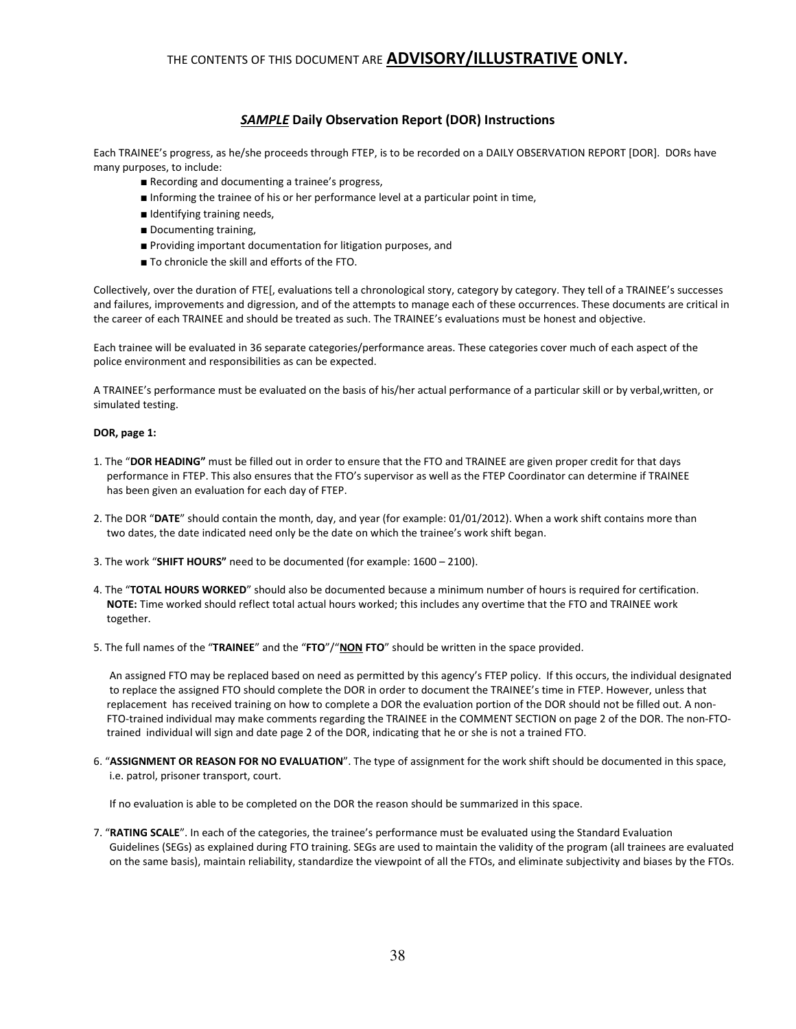THE CONTENTS OF THIS DOCUMENT ARE **ADVISORY/ILLUSTRATIVE ONLY.**

## ***SAMPLE*** **Daily Observation Report (DOR) Instructions**

Each TRAINEE's progress, as he/she proceeds through FTEP, is to be recorded on a DAILY OBSERVATION REPORT [DOR]. DORs have many purposes, to include:

- Recording and documenting a trainee's progress,
- Informing the trainee of his or her performance level at a particular point in time,
- Identifying training needs,
- Documenting training,
- Providing important documentation for litigation purposes, and
- To chronicle the skill and efforts of the FTO.

Collectively, over the duration of FTE[, evaluations tell a chronological story, category by category. They tell of a TRAINEE's successes and failures, improvements and digression, and of the attempts to manage each of these occurrences. These documents are critical in the career of each TRAINEE and should be treated as such. The TRAINEE's evaluations must be honest and objective.

Each trainee will be evaluated in 36 separate categories/performance areas. These categories cover much of each aspect of the police environment and responsibilities as can be expected.

A TRAINEE's performance must be evaluated on the basis of his/her actual performance of a particular skill or by verbal,written, or simulated testing.

**DOR, page 1:**

1. The "**DOR HEADING"** must be filled out in order to ensure that the FTO and TRAINEE are given proper credit for that days performance in FTEP. This also ensures that the FTO's supervisor as well as the FTEP Coordinator can determine if TRAINEE has been given an evaluation for each day of FTEP.

2. The DOR "**DATE**" should contain the month, day, and year (for example: 01/01/2012). When a work shift contains more than two dates, the date indicated need only be the date on which the trainee's work shift began.

3. The work "**SHIFT HOURS"** need to be documented (for example: 1600 – 2100).

4. The "**TOTAL HOURS WORKED**" should also be documented because a minimum number of hours is required for certification. **NOTE:** Time worked should reflect total actual hours worked; this includes any overtime that the FTO and TRAINEE work together.

5. The full names of the "**TRAINEE**" and the "**FTO**"/"**<u>NON</u> FTO**" should be written in the space provided.

   An assigned FTO may be replaced based on need as permitted by this agency's FTEP policy. If this occurs, the individual designated to replace the assigned FTO should complete the DOR in order to document the TRAINEE's time in FTEP. However, unless that replacement has received training on how to complete a DOR the evaluation portion of the DOR should not be filled out. A non-FTO-trained individual may make comments regarding the TRAINEE in the COMMENT SECTION on page 2 of the DOR. The non-FTO-trained individual will sign and date page 2 of the DOR, indicating that he or she is not a trained FTO.

6. "**ASSIGNMENT OR REASON FOR NO EVALUATION**". The type of assignment for the work shift should be documented in this space, i.e. patrol, prisoner transport, court.

   If no evaluation is able to be completed on the DOR the reason should be summarized in this space.

7. "**RATING SCALE**". In each of the categories, the trainee's performance must be evaluated using the Standard Evaluation Guidelines (SEGs) as explained during FTO training. SEGs are used to maintain the validity of the program (all trainees are evaluated on the same basis), maintain reliability, standardize the viewpoint of all the FTOs, and eliminate subjectivity and biases by the FTOs.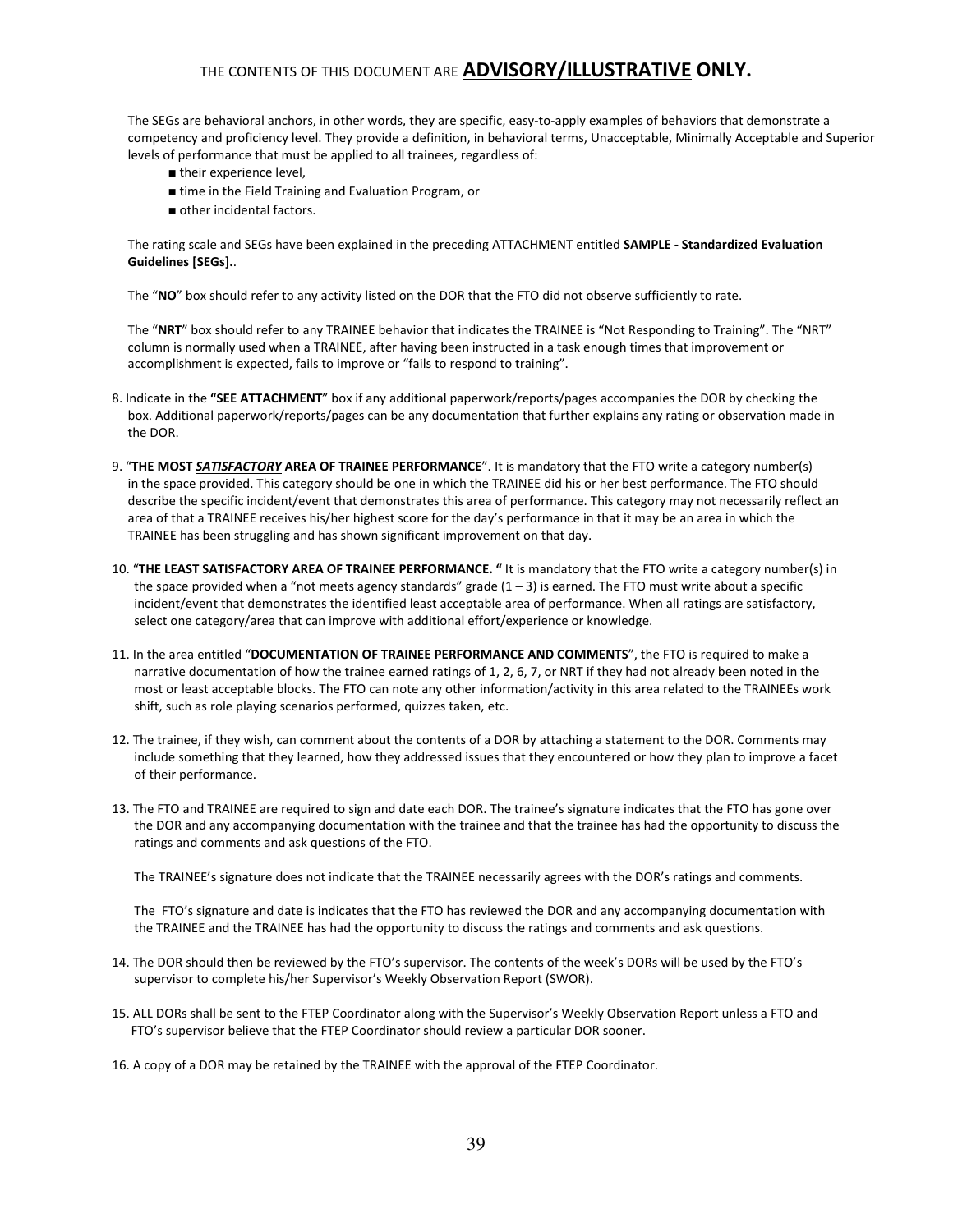THE CONTENTS OF THIS DOCUMENT ARE **ADVISORY/ILLUSTRATIVE ONLY.**

The SEGs are behavioral anchors, in other words, they are specific, easy-to-apply examples of behaviors that demonstrate a competency and proficiency level. They provide a definition, in behavioral terms, Unacceptable, Minimally Acceptable and Superior levels of performance that must be applied to all trainees, regardless of:

- their experience level,
- time in the Field Training and Evaluation Program, or
- other incidental factors.

The rating scale and SEGs have been explained in the preceding ATTACHMENT entitled **SAMPLE - Standardized Evaluation Guidelines [SEGs].**.

The "**NO**" box should refer to any activity listed on the DOR that the FTO did not observe sufficiently to rate.

The "**NRT**" box should refer to any TRAINEE behavior that indicates the TRAINEE is "Not Responding to Training". The "NRT" column is normally used when a TRAINEE, after having been instructed in a task enough times that improvement or accomplishment is expected, fails to improve or "fails to respond to training".

8. Indicate in the **"SEE ATTACHMENT**" box if any additional paperwork/reports/pages accompanies the DOR by checking the box. Additional paperwork/reports/pages can be any documentation that further explains any rating or observation made in the DOR.

9. "**THE MOST *SATISFACTORY* AREA OF TRAINEE PERFORMANCE**". It is mandatory that the FTO write a category number(s) in the space provided. This category should be one in which the TRAINEE did his or her best performance. The FTO should describe the specific incident/event that demonstrates this area of performance. This category may not necessarily reflect an area of that a TRAINEE receives his/her highest score for the day's performance in that it may be an area in which the TRAINEE has been struggling and has shown significant improvement on that day.

10. "**THE LEAST SATISFACTORY AREA OF TRAINEE PERFORMANCE. "** It is mandatory that the FTO write a category number(s) in the space provided when a "not meets agency standards" grade (1 – 3) is earned. The FTO must write about a specific incident/event that demonstrates the identified least acceptable area of performance. When all ratings are satisfactory, select one category/area that can improve with additional effort/experience or knowledge.

11. In the area entitled "**DOCUMENTATION OF TRAINEE PERFORMANCE AND COMMENTS**", the FTO is required to make a narrative documentation of how the trainee earned ratings of 1, 2, 6, 7, or NRT if they had not already been noted in the most or least acceptable blocks. The FTO can note any other information/activity in this area related to the TRAINEEs work shift, such as role playing scenarios performed, quizzes taken, etc.

12. The trainee, if they wish, can comment about the contents of a DOR by attaching a statement to the DOR. Comments may include something that they learned, how they addressed issues that they encountered or how they plan to improve a facet of their performance.

13. The FTO and TRAINEE are required to sign and date each DOR. The trainee's signature indicates that the FTO has gone over the DOR and any accompanying documentation with the trainee and that the trainee has had the opportunity to discuss the ratings and comments and ask questions of the FTO.

    The TRAINEE's signature does not indicate that the TRAINEE necessarily agrees with the DOR's ratings and comments.

    The FTO's signature and date is indicates that the FTO has reviewed the DOR and any accompanying documentation with the TRAINEE and the TRAINEE has had the opportunity to discuss the ratings and comments and ask questions.

14. The DOR should then be reviewed by the FTO's supervisor. The contents of the week's DORs will be used by the FTO's supervisor to complete his/her Supervisor's Weekly Observation Report (SWOR).

15. ALL DORs shall be sent to the FTEP Coordinator along with the Supervisor's Weekly Observation Report unless a FTO and FTO's supervisor believe that the FTEP Coordinator should review a particular DOR sooner.

16. A copy of a DOR may be retained by the TRAINEE with the approval of the FTEP Coordinator.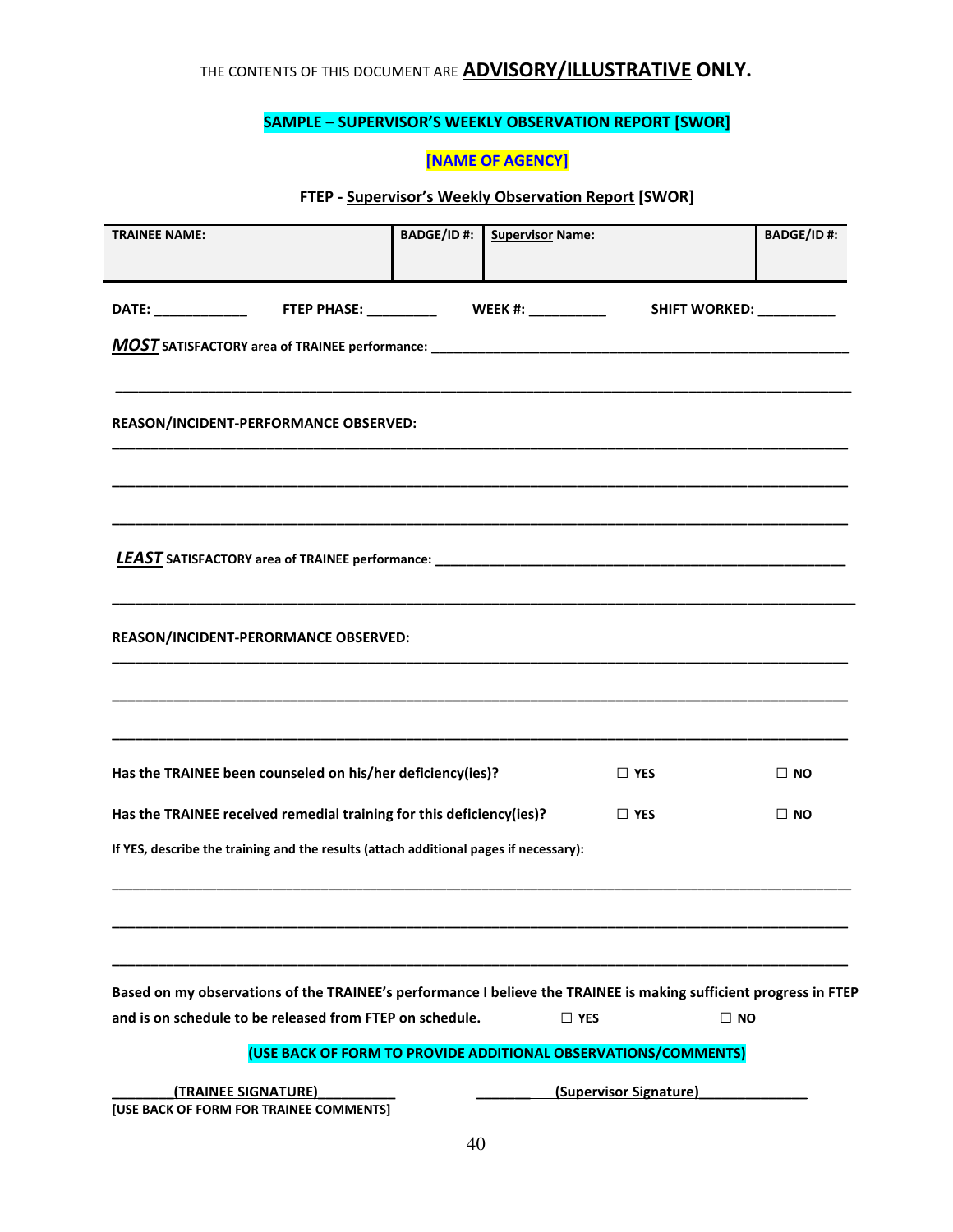THE CONTENTS OF THIS DOCUMENT ARE **ADVISORY/ILLUSTRATIVE ONLY.**

**SAMPLE – SUPERVISOR'S WEEKLY OBSERVATION REPORT [SWOR]**

**[NAME OF AGENCY]**

**FTEP - Supervisor's Weekly Observation Report [SWOR]**

| TRAINEE NAME: | BADGE/ID #: | Supervisor Name: | BADGE/ID #: |
|---|---|---|---|
| | | | |

**DATE:** ____________ **FTEP PHASE:** _________ **WEEK #:** __________ **SHIFT WORKED:** __________

***MOST*** **SATISFACTORY area of TRAINEE performance:** ______________________________________________________

______________________________________________________________________________________________

**REASON/INCIDENT-PERFORMANCE OBSERVED:**

______________________________________________________________________________________________

______________________________________________________________________________________________

______________________________________________________________________________________________

***LEAST*** **SATISFACTORY area of TRAINEE performance:** ______________________________________________________

______________________________________________________________________________________________

**REASON/INCIDENT-PERORMANCE OBSERVED:**

______________________________________________________________________________________________

______________________________________________________________________________________________

______________________________________________________________________________________________

**Has the TRAINEE been counseled on his/her deficiency(ies)?** ☐ **YES** ☐ **NO**

**Has the TRAINEE received remedial training for this deficiency(ies)?** ☐ **YES** ☐ **NO**

**If YES, describe the training and the results (attach additional pages if necessary):**

______________________________________________________________________________________________

______________________________________________________________________________________________

______________________________________________________________________________________________

**Based on my observations of the TRAINEE's performance I believe the TRAINEE is making sufficient progress in FTEP and is on schedule to be released from FTEP on schedule.** ☐ **YES** ☐ **NO**

**(USE BACK OF FORM TO PROVIDE ADDITIONAL OBSERVATIONS/COMMENTS)**

**________(TRAINEE SIGNATURE)__________** **_______ (Supervisor Signature)______________**

**[USE BACK OF FORM FOR TRAINEE COMMENTS]**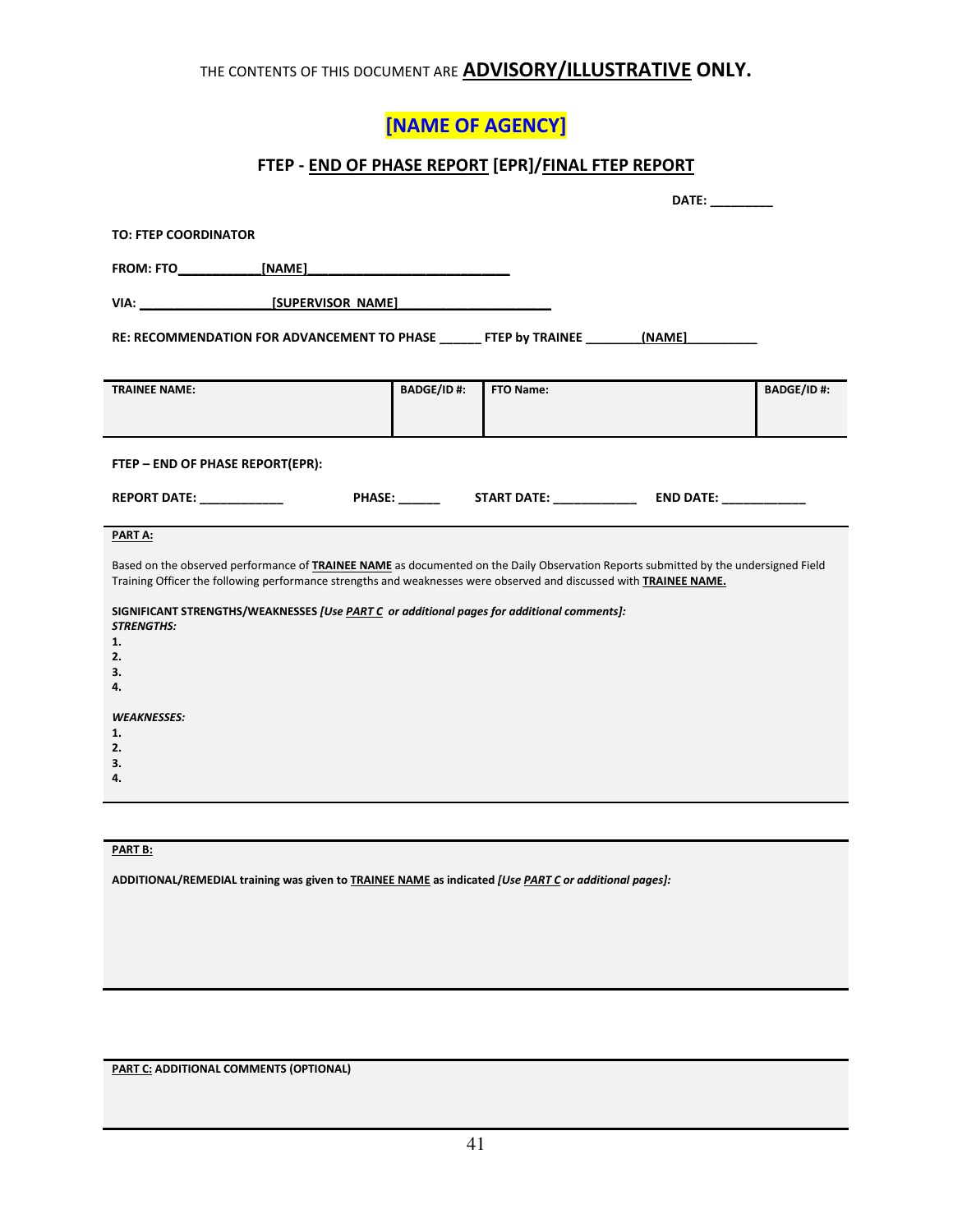THE CONTENTS OF THIS DOCUMENT ARE **ADVISORY/ILLUSTRATIVE ONLY.**

# [NAME OF AGENCY]

## FTEP - END OF PHASE REPORT [EPR]/FINAL FTEP REPORT

**DATE: _________**

**TO: FTEP COORDINATOR**

**FROM: FTO____________[NAME]____________________________**

**VIA: __________________[SUPERVISOR NAME]_____________________**

**RE: RECOMMENDATION FOR ADVANCEMENT TO PHASE ______ FTEP by TRAINEE ________(NAME)__________**

| TRAINEE NAME: | BADGE/ID #: | FTO Name: | BADGE/ID #: |
|---|---|---|---|
| | | | |

**FTEP – END OF PHASE REPORT(EPR):**

**REPORT DATE: ____________** **PHASE: ______** **START DATE: ____________** **END DATE: ____________**

**PART A:**

Based on the observed performance of **TRAINEE NAME** as documented on the Daily Observation Reports submitted by the undersigned Field Training Officer the following performance strengths and weaknesses were observed and discussed with **TRAINEE NAME.**

**SIGNIFICANT STRENGTHS/WEAKNESSES *[Use PART C or additional pages for additional comments]:***

***STRENGTHS:***

**1.**
**2.**
**3.**
**4.**

***WEAKNESSES:***

**1.**
**2.**
**3.**
**4.**

**PART B:**

**ADDITIONAL/REMEDIAL training was given to TRAINEE NAME as indicated *[Use PART C or additional pages]:***

**PART C: ADDITIONAL COMMENTS (OPTIONAL)**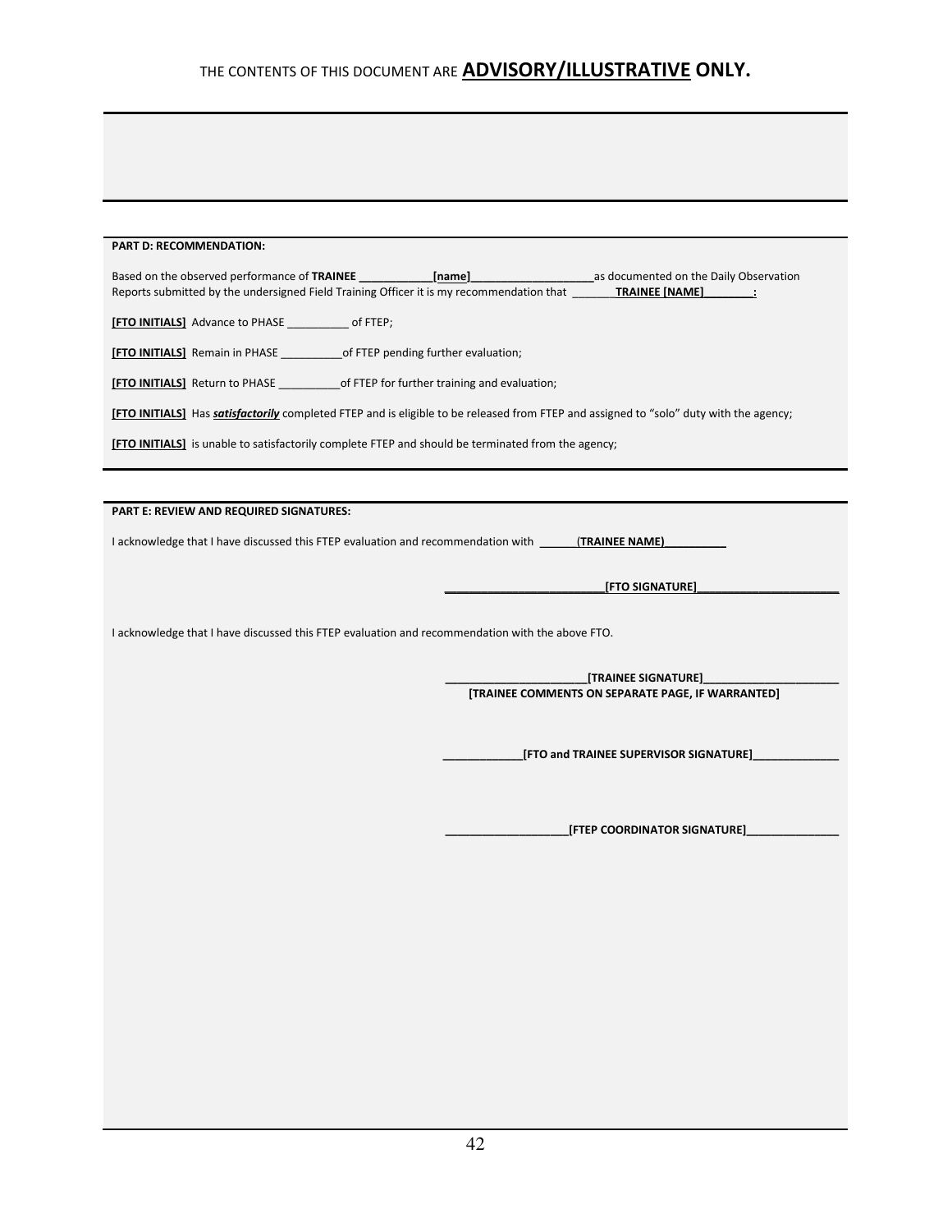THE CONTENTS OF THIS DOCUMENT ARE **ADVISORY/ILLUSTRATIVE ONLY.**

**PART D: RECOMMENDATION:**

Based on the observed performance of **TRAINEE ____________[name]____________________**as documented on the Daily Observation Reports submitted by the undersigned Field Training Officer it is my recommendation that ________**TRAINEE [NAME]________:**

**[FTO INITIALS]** Advance to PHASE __________ of FTEP;

**[FTO INITIALS]** Remain in PHASE __________of FTEP pending further evaluation;

**[FTO INITIALS]** Return to PHASE __________of FTEP for further training and evaluation;

**[FTO INITIALS]** Has ***satisfactorily*** completed FTEP and is eligible to be released from FTEP and assigned to "solo" duty with the agency;

**[FTO INITIALS]** is unable to satisfactorily complete FTEP and should be terminated from the agency;

**PART E: REVIEW AND REQUIRED SIGNATURES:**

I acknowledge that I have discussed this FTEP evaluation and recommendation with ______(**TRAINEE NAME)__________**

**__________________________[FTO SIGNATURE]_______________________**

I acknowledge that I have discussed this FTEP evaluation and recommendation with the above FTO.

**________________________[TRAINEE SIGNATURE]______________________**
**[TRAINEE COMMENTS ON SEPARATE PAGE, IF WARRANTED]**

**_____________[FTO and TRAINEE SUPERVISOR SIGNATURE]______________**

**____________________[FTEP COORDINATOR SIGNATURE]_______________**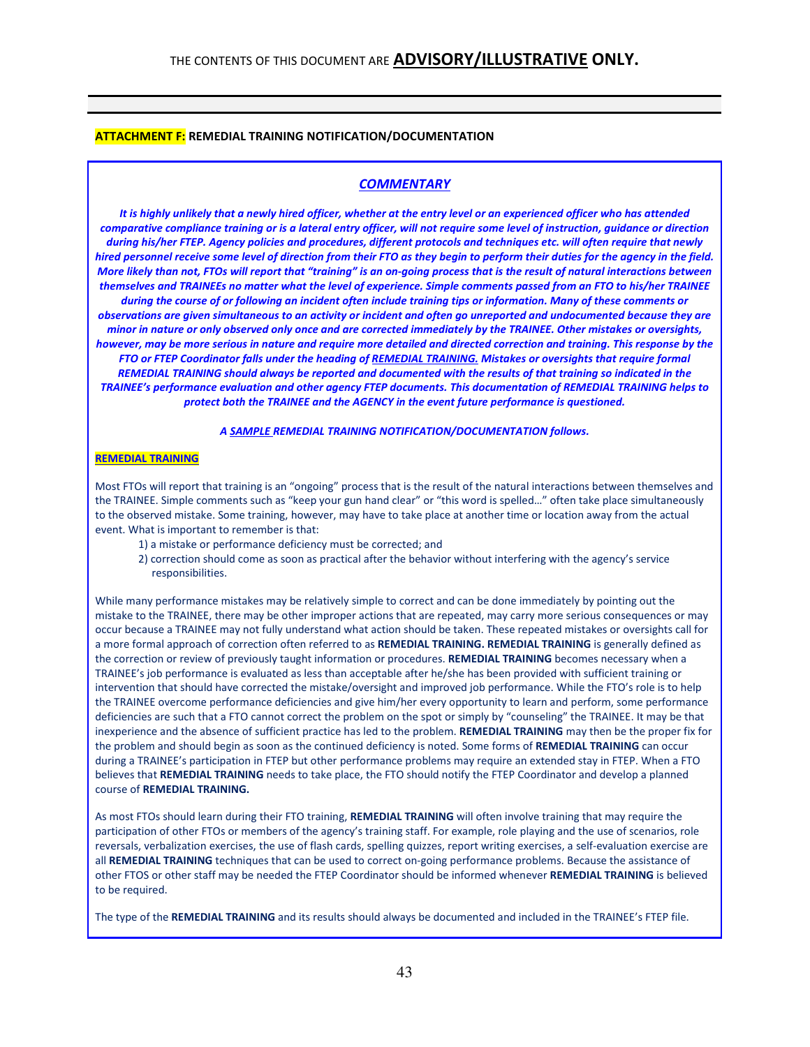THE CONTENTS OF THIS DOCUMENT ARE **ADVISORY/ILLUSTRATIVE ONLY.**

---

**ATTACHMENT F: REMEDIAL TRAINING NOTIFICATION/DOCUMENTATION**

## *COMMENTARY*

***It is highly unlikely that a newly hired officer, whether at the entry level or an experienced officer who has attended comparative compliance training or is a lateral entry officer, will not require some level of instruction, guidance or direction during his/her FTEP. Agency policies and procedures, different protocols and techniques etc. will often require that newly hired personnel receive some level of direction from their FTO as they begin to perform their duties for the agency in the field. More likely than not, FTOs will report that "training" is an on-going process that is the result of natural interactions between themselves and TRAINEEs no matter what the level of experience. Simple comments passed from an FTO to his/her TRAINEE during the course of or following an incident often include training tips or information. Many of these comments or observations are given simultaneous to an activity or incident and often go unreported and undocumented because they are minor in nature or only observed only once and are corrected immediately by the TRAINEE. Other mistakes or oversights, however, may be more serious in nature and require more detailed and directed correction and training. This response by the FTO or FTEP Coordinator falls under the heading of REMEDIAL TRAINING. Mistakes or oversights that require formal REMEDIAL TRAINING should always be reported and documented with the results of that training so indicated in the TRAINEE's performance evaluation and other agency FTEP documents. This documentation of REMEDIAL TRAINING helps to protect both the TRAINEE and the AGENCY in the event future performance is questioned.***

***A SAMPLE REMEDIAL TRAINING NOTIFICATION/DOCUMENTATION follows.***

**REMEDIAL TRAINING**

Most FTOs will report that training is an "ongoing" process that is the result of the natural interactions between themselves and the TRAINEE. Simple comments such as "keep your gun hand clear" or "this word is spelled…" often take place simultaneously to the observed mistake. Some training, however, may have to take place at another time or location away from the actual event. What is important to remember is that:

1) a mistake or performance deficiency must be corrected; and
2) correction should come as soon as practical after the behavior without interfering with the agency's service responsibilities.

While many performance mistakes may be relatively simple to correct and can be done immediately by pointing out the mistake to the TRAINEE, there may be other improper actions that are repeated, may carry more serious consequences or may occur because a TRAINEE may not fully understand what action should be taken. These repeated mistakes or oversights call for a more formal approach of correction often referred to as **REMEDIAL TRAINING. REMEDIAL TRAINING** is generally defined as the correction or review of previously taught information or procedures. **REMEDIAL TRAINING** becomes necessary when a TRAINEE's job performance is evaluated as less than acceptable after he/she has been provided with sufficient training or intervention that should have corrected the mistake/oversight and improved job performance. While the FTO's role is to help the TRAINEE overcome performance deficiencies and give him/her every opportunity to learn and perform, some performance deficiencies are such that a FTO cannot correct the problem on the spot or simply by "counseling" the TRAINEE. It may be that inexperience and the absence of sufficient practice has led to the problem. **REMEDIAL TRAINING** may then be the proper fix for the problem and should begin as soon as the continued deficiency is noted. Some forms of **REMEDIAL TRAINING** can occur during a TRAINEE's participation in FTEP but other performance problems may require an extended stay in FTEP. When a FTO believes that **REMEDIAL TRAINING** needs to take place, the FTO should notify the FTEP Coordinator and develop a planned course of **REMEDIAL TRAINING.**

As most FTOs should learn during their FTO training, **REMEDIAL TRAINING** will often involve training that may require the participation of other FTOs or members of the agency's training staff. For example, role playing and the use of scenarios, role reversals, verbalization exercises, the use of flash cards, spelling quizzes, report writing exercises, a self-evaluation exercise are all **REMEDIAL TRAINING** techniques that can be used to correct on-going performance problems. Because the assistance of other FTOS or other staff may be needed the FTEP Coordinator should be informed whenever **REMEDIAL TRAINING** is believed to be required.

The type of the **REMEDIAL TRAINING** and its results should always be documented and included in the TRAINEE's FTEP file.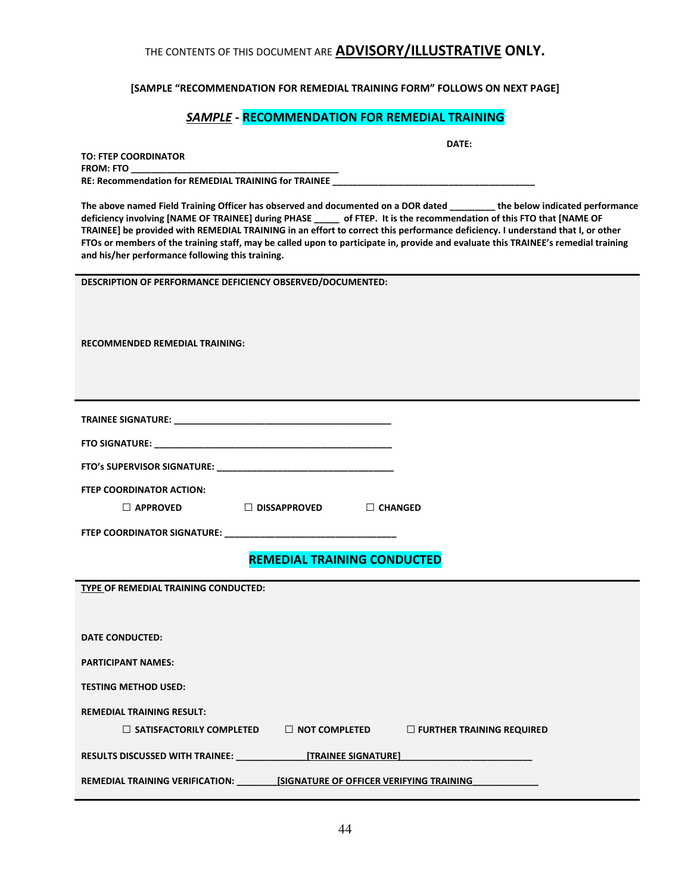THE CONTENTS OF THIS DOCUMENT ARE **ADVISORY/ILLUSTRATIVE ONLY.**

**[SAMPLE "RECOMMENDATION FOR REMEDIAL TRAINING FORM" FOLLOWS ON NEXT PAGE]**

## ***SAMPLE*** **- RECOMMENDATION FOR REMEDIAL TRAINING**

**DATE:**

**TO: FTEP COORDINATOR**
**FROM: FTO ________________________________________**
**RE: Recommendation for REMEDIAL TRAINING for TRAINEE ________________________________________**

**The above named Field Training Officer has observed and documented on a DOR dated _________ the below indicated performance deficiency involving [NAME OF TRAINEE] during PHASE _____ of FTEP. It is the recommendation of this FTO that [NAME OF TRAINEE] be provided with REMEDIAL TRAINING in an effort to correct this performance deficiency. I understand that I, or other FTOs or members of the training staff, may be called upon to participate in, provide and evaluate this TRAINEE's remedial training and his/her performance following this training.**

**DESCRIPTION OF PERFORMANCE DEFICIENCY OBSERVED/DOCUMENTED:**

**RECOMMENDED REMEDIAL TRAINING:**

**TRAINEE SIGNATURE: ____________________________________________**

**FTO SIGNATURE: ________________________________________________**

**FTO's SUPERVISOR SIGNATURE: ___________________________________**

**FTEP COORDINATOR ACTION:**

☐ **APPROVED** ☐ **DISSAPPROVED** ☐ **CHANGED**

**FTEP COORDINATOR SIGNATURE: _________________________________**

## **REMEDIAL TRAINING CONDUCTED**

**TYPE OF REMEDIAL TRAINING CONDUCTED:**

**DATE CONDUCTED:**

**PARTICIPANT NAMES:**

**TESTING METHOD USED:**

**REMEDIAL TRAINING RESULT:**

☐ **SATISFACTORILY COMPLETED** ☐ **NOT COMPLETED** ☐ **FURTHER TRAINING REQUIRED**

**RESULTS DISCUSSED WITH TRAINEE: ______________[TRAINEE SIGNATURE]__________________________**

**REMEDIAL TRAINING VERIFICATION: ________[SIGNATURE OF OFFICER VERIFYING TRAINING_____________**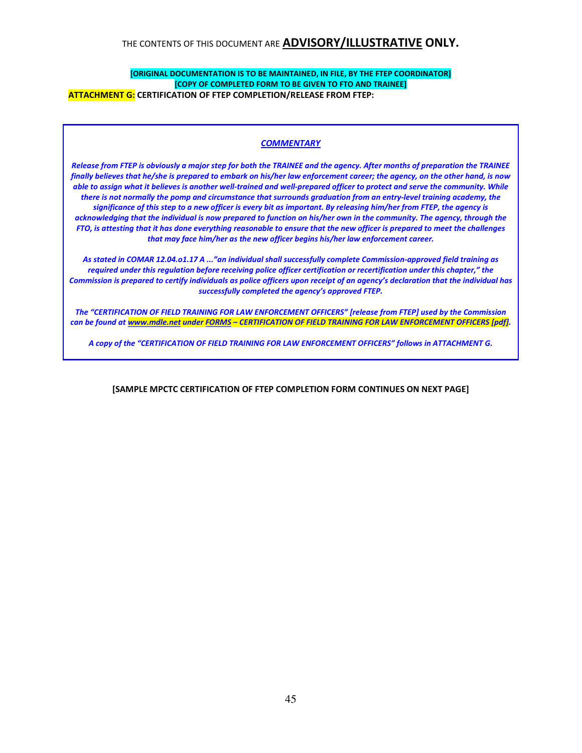THE CONTENTS OF THIS DOCUMENT ARE **ADVISORY/ILLUSTRATIVE ONLY.**

**[ORIGINAL DOCUMENTATION IS TO BE MAINTAINED, IN FILE, BY THE FTEP COORDINATOR]**
**[COPY OF COMPLETED FORM TO BE GIVEN TO FTO AND TRAINEE]**

**ATTACHMENT G: CERTIFICATION OF FTEP COMPLETION/RELEASE FROM FTEP:**

***COMMENTARY***

***Release from FTEP is obviously a major step for both the TRAINEE and the agency. After months of preparation the TRAINEE finally believes that he/she is prepared to embark on his/her law enforcement career; the agency, on the other hand, is now able to assign what it believes is another well-trained and well-prepared officer to protect and serve the community. While there is not normally the pomp and circumstance that surrounds graduation from an entry-level training academy, the significance of this step to a new officer is every bit as important. By releasing him/her from FTEP, the agency is acknowledging that the individual is now prepared to function on his/her own in the community. The agency, through the FTO, is attesting that it has done everything reasonable to ensure that the new officer is prepared to meet the challenges that may face him/her as the new officer begins his/her law enforcement career.***

***As stated in COMAR 12.04.o1.17 A ..."an individual shall successfully complete Commission-approved field training as required under this regulation before receiving police officer certification or recertification under this chapter," the Commission is prepared to certify individuals as police officers upon receipt of an agency's declaration that the individual has successfully completed the agency's approved FTEP.***

***The "CERTIFICATION OF FIELD TRAINING FOR LAW ENFORCEMENT OFFICERS" [release from FTEP] used by the Commission can be found at www.mdle.net under FORMS – CERTIFICATION OF FIELD TRAINING FOR LAW ENFORCEMENT OFFICERS [pdf].***

***A copy of the "CERTIFICATION OF FIELD TRAINING FOR LAW ENFORCEMENT OFFICERS" follows in ATTACHMENT G.***

**[SAMPLE MPCTC CERTIFICATION OF FTEP COMPLETION FORM CONTINUES ON NEXT PAGE]**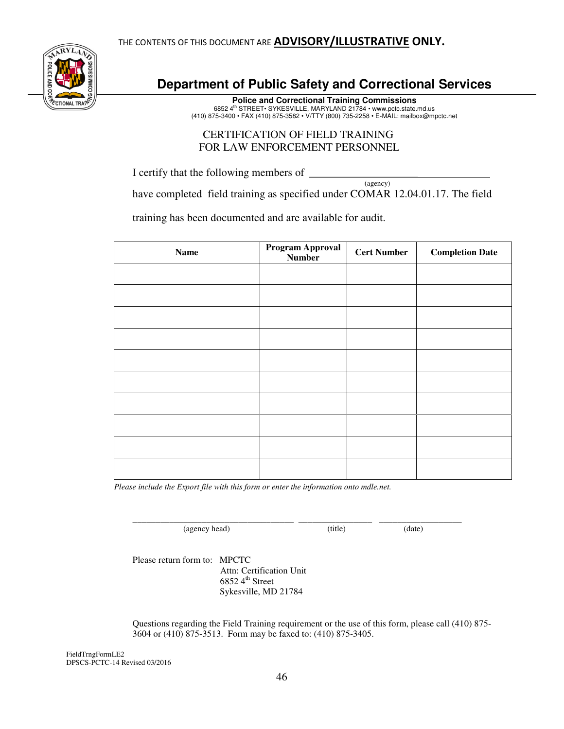THE CONTENTS OF THIS DOCUMENT ARE **ADVISORY/ILLUSTRATIVE ONLY.**

# Department of Public Safety and Correctional Services

**Police and Correctional Training Commissions**
6852 4th STREET• SYKESVILLE, MARYLAND 21784 • www.pctc.state.md.us
(410) 875-3400 • FAX (410) 875-3582 • V/TTY (800) 735-2258 • E-MAIL: mailbox@mpctc.net

## CERTIFICATION OF FIELD TRAINING FOR LAW ENFORCEMENT PERSONNEL

I certify that the following members of ________________________________
(agency)
have completed field training as specified under COMAR 12.04.01.17. The field training has been documented and are available for audit.

| Name | Program Approval Number | Cert Number | Completion Date |
|---|---|---|---|
| | | | |
| | | | |
| | | | |
| | | | |
| | | | |
| | | | |
| | | | |
| | | | |
| | | | |
| | | | |

*Please include the Export file with this form or enter the information onto mdle.net.*

___________________________________ ________________ __________________
(agency head) (title) (date)

Please return form to: MPCTC
Attn: Certification Unit
6852 4th Street
Sykesville, MD 21784

Questions regarding the Field Training requirement or the use of this form, please call (410) 875-3604 or (410) 875-3513. Form may be faxed to: (410) 875-3405.

FieldTrngFormLE2
DPSCS-PCTC-14 Revised 03/2016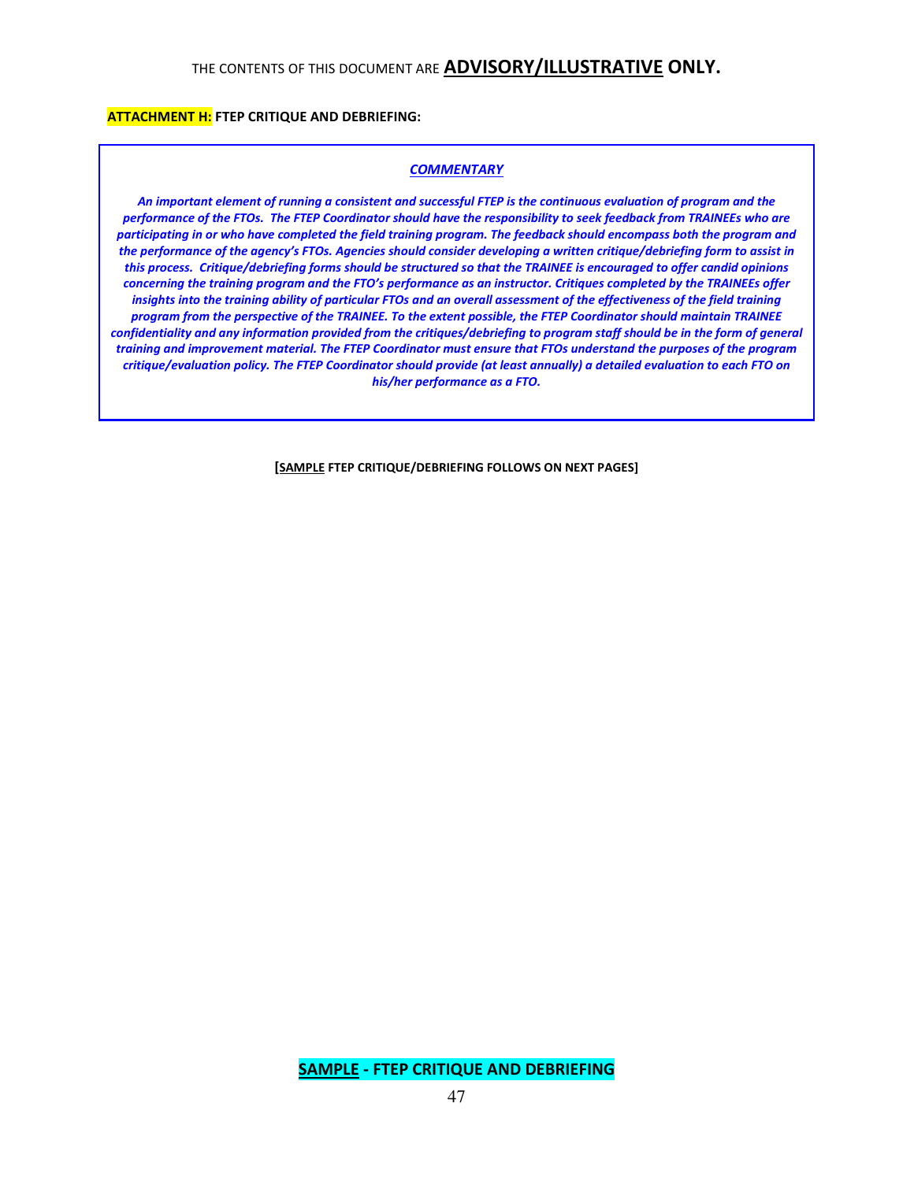THE CONTENTS OF THIS DOCUMENT ARE **ADVISORY/ILLUSTRATIVE ONLY.**

**ATTACHMENT H: FTEP CRITIQUE AND DEBRIEFING:**

***COMMENTARY***

***An important element of running a consistent and successful FTEP is the continuous evaluation of program and the performance of the FTOs. The FTEP Coordinator should have the responsibility to seek feedback from TRAINEEs who are participating in or who have completed the field training program. The feedback should encompass both the program and the performance of the agency's FTOs. Agencies should consider developing a written critique/debriefing form to assist in this process. Critique/debriefing forms should be structured so that the TRAINEE is encouraged to offer candid opinions concerning the training program and the FTO's performance as an instructor. Critiques completed by the TRAINEEs offer insights into the training ability of particular FTOs and an overall assessment of the effectiveness of the field training program from the perspective of the TRAINEE. To the extent possible, the FTEP Coordinator should maintain TRAINEE confidentiality and any information provided from the critiques/debriefing to program staff should be in the form of general training and improvement material. The FTEP Coordinator must ensure that FTOs understand the purposes of the program critique/evaluation policy. The FTEP Coordinator should provide (at least annually) a detailed evaluation to each FTO on his/her performance as a FTO.***

**[SAMPLE FTEP CRITIQUE/DEBRIEFING FOLLOWS ON NEXT PAGES]**

**SAMPLE - FTEP CRITIQUE AND DEBRIEFING**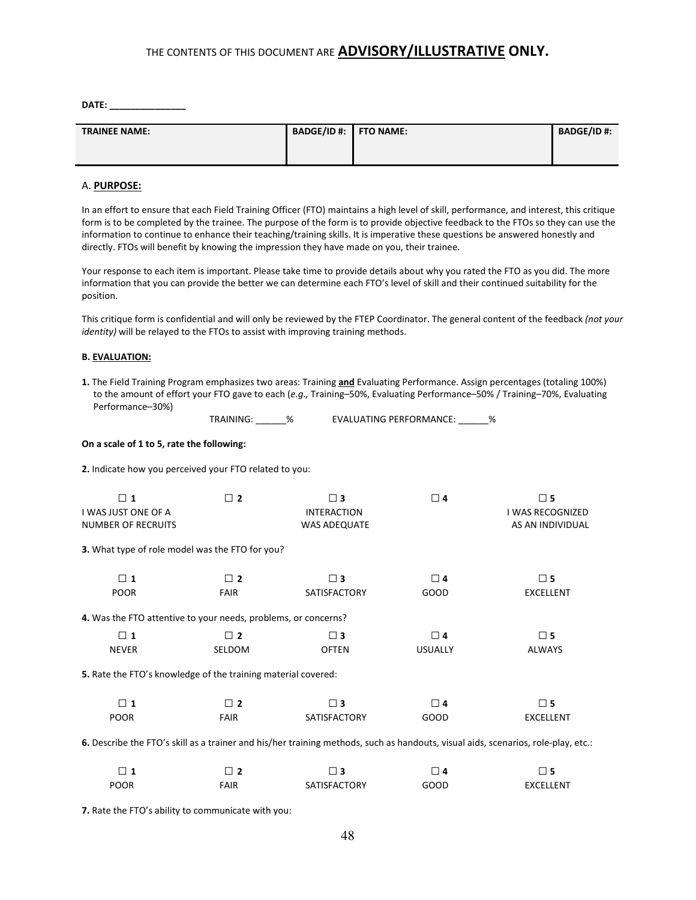THE CONTENTS OF THIS DOCUMENT ARE **ADVISORY/ILLUSTRATIVE ONLY.**

**DATE: _______________**

| TRAINEE NAME: | BADGE/ID #: | FTO NAME: | BADGE/ID #: |
|---|---|---|---|
| | | | |

A. **PURPOSE:**

In an effort to ensure that each Field Training Officer (FTO) maintains a high level of skill, performance, and interest, this critique form is to be completed by the trainee. The purpose of the form is to provide objective feedback to the FTOs so they can use the information to continue to enhance their teaching/training skills. It is imperative these questions be answered honestly and directly. FTOs will benefit by knowing the impression they have made on you, their trainee.

Your response to each item is important. Please take time to provide details about why you rated the FTO as you did. The more information that you can provide the better we can determine each FTO's level of skill and their continued suitability for the position.

This critique form is confidential and will only be reviewed by the FTEP Coordinator. The general content of the feedback *(not your identity)* will be relayed to the FTOs to assist with improving training methods.

**B. EVALUATION:**

**1.** The Field Training Program emphasizes two areas: Training **and** Evaluating Performance. Assign percentages (totaling 100%) to the amount of effort your FTO gave to each (*e.g.,* Training–50%, Evaluating Performance–50% / Training–70%, Evaluating Performance–30%)

TRAINING: ______% EVALUATING PERFORMANCE: ______%

**On a scale of 1 to 5, rate the following:**

**2.** Indicate how you perceived your FTO related to you:

| ☐ **1** | ☐ **2** | ☐ **3** | ☐ **4** | ☐ **5** |
|---|---|---|---|---|
| I WAS JUST ONE OF A NUMBER OF RECRUITS | | INTERACTION WAS ADEQUATE | | I WAS RECOGNIZED AS AN INDIVIDUAL |

**3.** What type of role model was the FTO for you?

| ☐ **1** | ☐ **2** | ☐ **3** | ☐ **4** | ☐ **5** |
|---|---|---|---|---|
| POOR | FAIR | SATISFACTORY | GOOD | EXCELLENT |

**4.** Was the FTO attentive to your needs, problems, or concerns?

| ☐ **1** | ☐ **2** | ☐ **3** | ☐ **4** | ☐ **5** |
|---|---|---|---|---|
| NEVER | SELDOM | OFTEN | USUALLY | ALWAYS |

**5.** Rate the FTO's knowledge of the training material covered:

| ☐ **1** | ☐ **2** | ☐ **3** | ☐ **4** | ☐ **5** |
|---|---|---|---|---|
| POOR | FAIR | SATISFACTORY | GOOD | EXCELLENT |

**6.** Describe the FTO's skill as a trainer and his/her training methods, such as handouts, visual aids, scenarios, role-play, etc.:

| ☐ **1** | ☐ **2** | ☐ **3** | ☐ **4** | ☐ **5** |
|---|---|---|---|---|
| POOR | FAIR | SATISFACTORY | GOOD | EXCELLENT |

**7.** Rate the FTO's ability to communicate with you: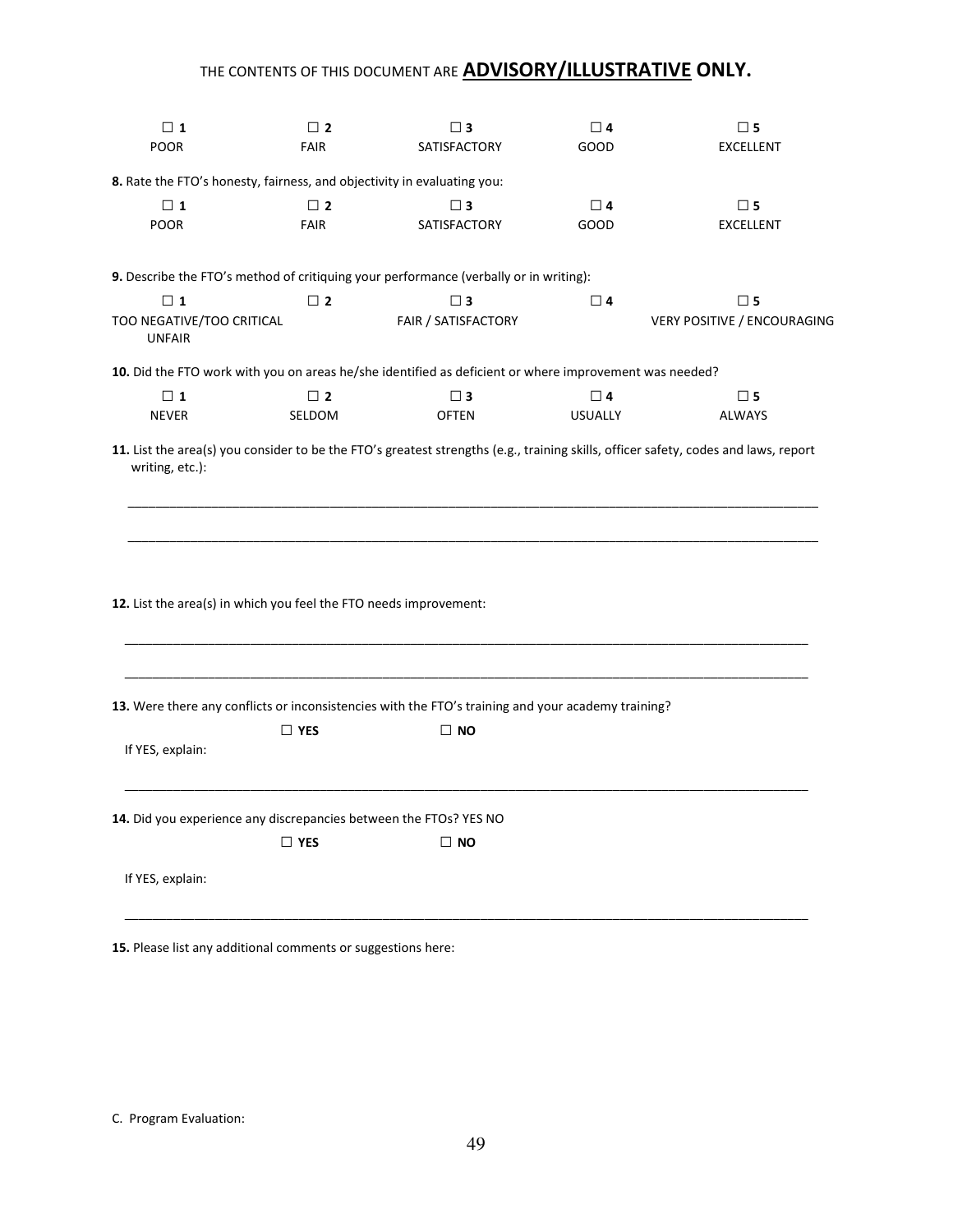THE CONTENTS OF THIS DOCUMENT ARE **ADVISORY/ILLUSTRATIVE** ONLY.

| ☐ **1** | ☐ **2** | ☐ **3** | ☐ **4** | ☐ **5** |
|---|---|---|---|---|
| POOR | FAIR | SATISFACTORY | GOOD | EXCELLENT |

**8.** Rate the FTO's honesty, fairness, and objectivity in evaluating you:

| ☐ **1** | ☐ **2** | ☐ **3** | ☐ **4** | ☐ **5** |
|---|---|---|---|---|
| POOR | FAIR | SATISFACTORY | GOOD | EXCELLENT |

**9.** Describe the FTO's method of critiquing your performance (verbally or in writing):

| ☐ **1** | ☐ **2** | ☐ **3** | ☐ **4** | ☐ **5** |
|---|---|---|---|---|
| TOO NEGATIVE/TOO CRITICAL UNFAIR | | FAIR / SATISFACTORY | | VERY POSITIVE / ENCOURAGING |

**10.** Did the FTO work with you on areas he/she identified as deficient or where improvement was needed?

| ☐ **1** | ☐ **2** | ☐ **3** | ☐ **4** | ☐ **5** |
|---|---|---|---|---|
| NEVER | SELDOM | OFTEN | USUALLY | ALWAYS |

**11.** List the area(s) you consider to be the FTO's greatest strengths (e.g., training skills, officer safety, codes and laws, report writing, etc.):

______________________________________________________________________________

______________________________________________________________________________

**12.** List the area(s) in which you feel the FTO needs improvement:

______________________________________________________________________________

______________________________________________________________________________

**13.** Were there any conflicts or inconsistencies with the FTO's training and your academy training?

☐ **YES** ☐ **NO**

If YES, explain:

______________________________________________________________________________

**14.** Did you experience any discrepancies between the FTOs? YES NO

☐ **YES** ☐ **NO**

If YES, explain:

______________________________________________________________________________

**15.** Please list any additional comments or suggestions here:

C. Program Evaluation: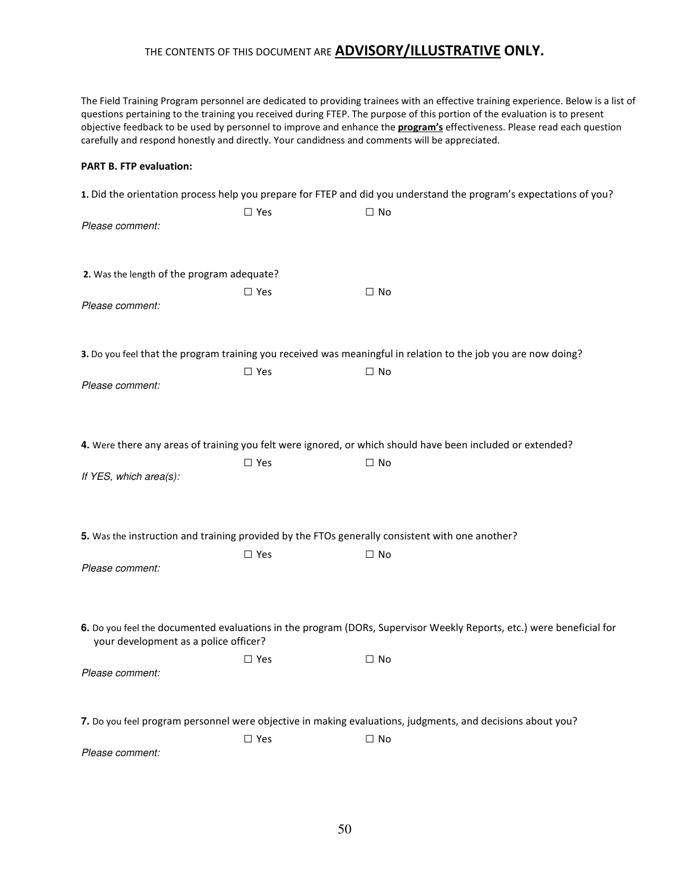THE CONTENTS OF THIS DOCUMENT ARE **ADVISORY/ILLUSTRATIVE ONLY.**

The Field Training Program personnel are dedicated to providing trainees with an effective training experience. Below is a list of questions pertaining to the training you received during FTEP. The purpose of this portion of the evaluation is to present objective feedback to be used by personnel to improve and enhance the **program's** effectiveness. Please read each question carefully and respond honestly and directly. Your candidness and comments will be appreciated.

**PART B. FTP evaluation:**

**1.** Did the orientation process help you prepare for FTEP and did you understand the program's expectations of you?

☐ Yes ☐ No

*Please comment:*

**2.** Was the length of the program adequate?

☐ Yes ☐ No

*Please comment:*

**3.** Do you feel that the program training you received was meaningful in relation to the job you are now doing?

☐ Yes ☐ No

*Please comment:*

**4.** Were there any areas of training you felt were ignored, or which should have been included or extended?

☐ Yes ☐ No

*If YES, which area(s):*

**5.** Was the instruction and training provided by the FTOs generally consistent with one another?

☐ Yes ☐ No

*Please comment:*

**6.** Do you feel the documented evaluations in the program (DORs, Supervisor Weekly Reports, etc.) were beneficial for your development as a police officer?

☐ Yes ☐ No

*Please comment:*

**7.** Do you feel program personnel were objective in making evaluations, judgments, and decisions about you?

☐ Yes ☐ No

*Please comment:*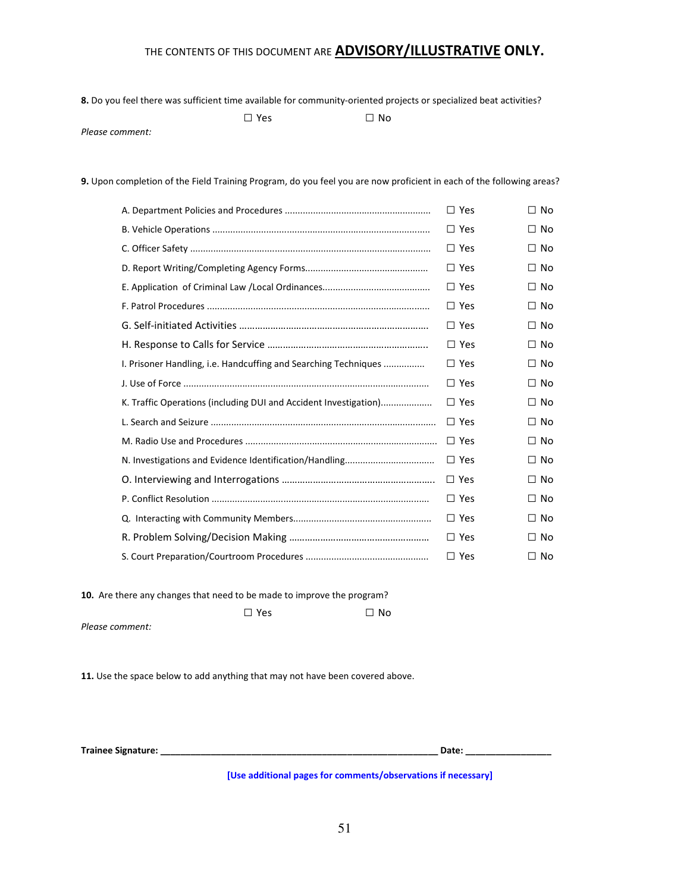THE CONTENTS OF THIS DOCUMENT ARE **ADVISORY/ILLUSTRATIVE ONLY.**

**8.** Do you feel there was sufficient time available for community-oriented projects or specialized beat activities?

☐ Yes ☐ No

*Please comment:*

**9.** Upon completion of the Field Training Program, do you feel you are now proficient in each of the following areas?

| | | |
|---|---|---|
| A. Department Policies and Procedures | ☐ Yes | ☐ No |
| B. Vehicle Operations | ☐ Yes | ☐ No |
| C. Officer Safety | ☐ Yes | ☐ No |
| D. Report Writing/Completing Agency Forms | ☐ Yes | ☐ No |
| E. Application of Criminal Law /Local Ordinances | ☐ Yes | ☐ No |
| F. Patrol Procedures | ☐ Yes | ☐ No |
| G. Self-initiated Activities | ☐ Yes | ☐ No |
| H. Response to Calls for Service | ☐ Yes | ☐ No |
| I. Prisoner Handling, i.e. Handcuffing and Searching Techniques | ☐ Yes | ☐ No |
| J. Use of Force | ☐ Yes | ☐ No |
| K. Traffic Operations (including DUI and Accident Investigation) | ☐ Yes | ☐ No |
| L. Search and Seizure | ☐ Yes | ☐ No |
| M. Radio Use and Procedures | ☐ Yes | ☐ No |
| N. Investigations and Evidence Identification/Handling | ☐ Yes | ☐ No |
| O. Interviewing and Interrogations | ☐ Yes | ☐ No |
| P. Conflict Resolution | ☐ Yes | ☐ No |
| Q. Interacting with Community Members | ☐ Yes | ☐ No |
| R. Problem Solving/Decision Making | ☐ Yes | ☐ No |
| S. Court Preparation/Courtroom Procedures | ☐ Yes | ☐ No |

**10.** Are there any changes that need to be made to improve the program?

☐ Yes ☐ No

*Please comment:*

**11.** Use the space below to add anything that may not have been covered above.

**Trainee Signature:** _______________________________________________ **Date:** _______________

**[Use additional pages for comments/observations if necessary]**